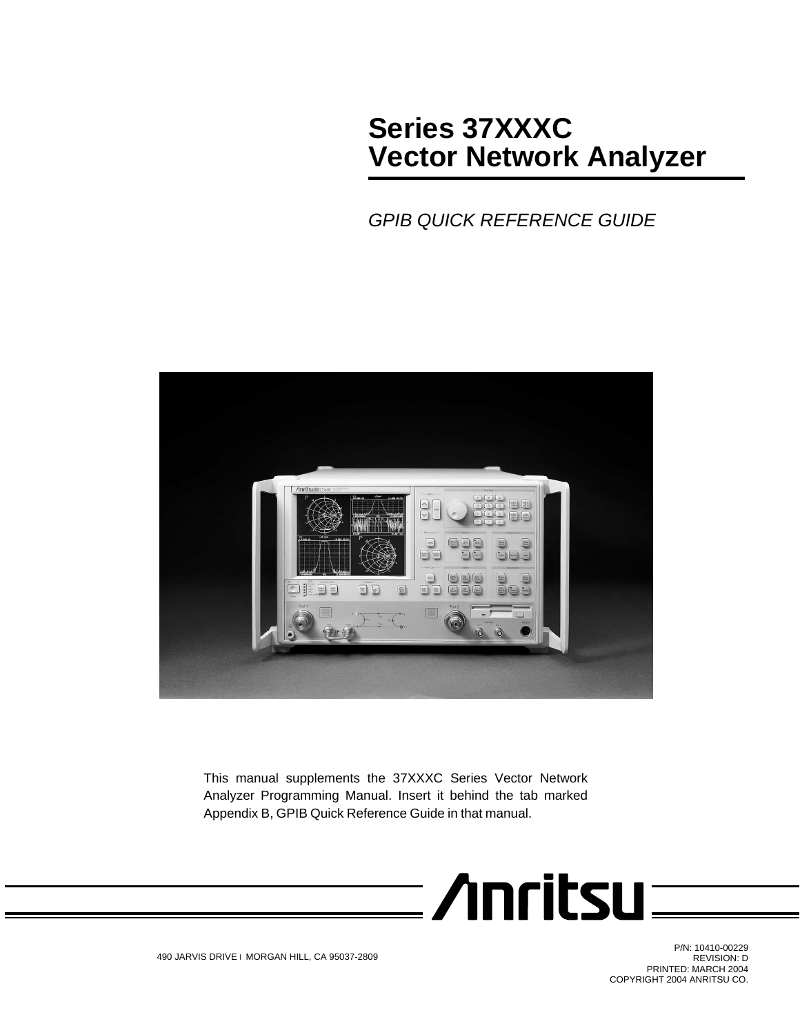# Series 37XXXC
# Vector Network Analyzer

*GPIB QUICK REFERENCE GUIDE*

This manual supplements the 37XXXC Series Vector Network Analyzer Programming Manual. Insert it behind the tab marked Appendix B, GPIB Quick Reference Guide in that manual.

Anritsu

490 JARVIS DRIVE | MORGAN HILL, CA 95037-2809

P/N: 10410-00229
REVISION: D
PRINTED: MARCH 2004
COPYRIGHT 2004 ANRITSU CO.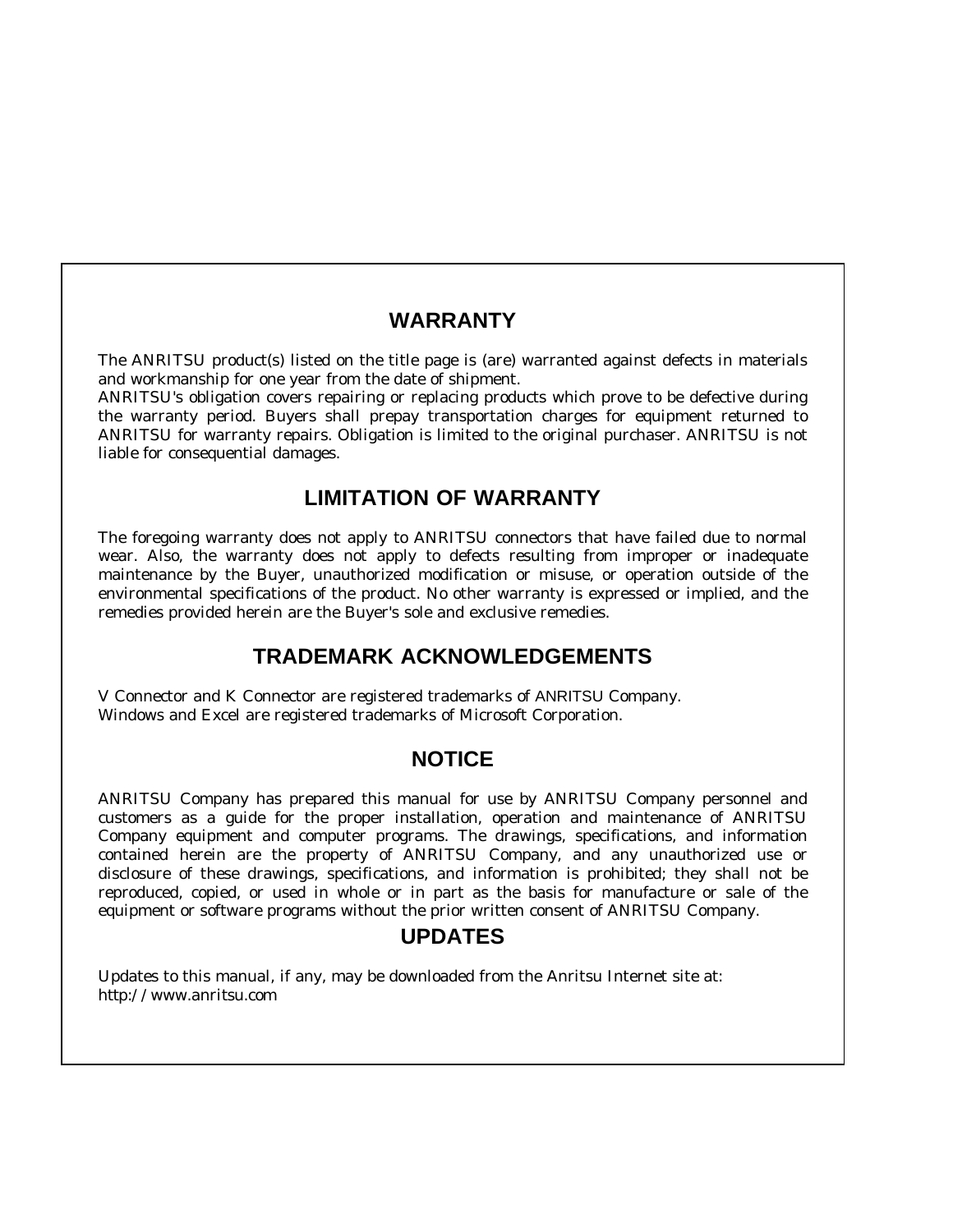## WARRANTY

The ANRITSU product(s) listed on the title page is (are) warranted against defects in materials and workmanship for one year from the date of shipment.
ANRITSU's obligation covers repairing or replacing products which prove to be defective during the warranty period. Buyers shall prepay transportation charges for equipment returned to ANRITSU for warranty repairs. Obligation is limited to the original purchaser. ANRITSU is not liable for consequential damages.

## LIMITATION OF WARRANTY

The foregoing warranty does not apply to ANRITSU connectors that have failed due to normal wear. Also, the warranty does not apply to defects resulting from improper or inadequate maintenance by the Buyer, unauthorized modification or misuse, or operation outside of the environmental specifications of the product. No other warranty is expressed or implied, and the remedies provided herein are the Buyer's sole and exclusive remedies.

## TRADEMARK ACKNOWLEDGEMENTS

V Connector and K Connector are registered trademarks of ANRITSU Company.
Windows and Excel are registered trademarks of Microsoft Corporation.

## NOTICE

ANRITSU Company has prepared this manual for use by ANRITSU Company personnel and customers as a guide for the proper installation, operation and maintenance of ANRITSU Company equipment and computer programs. The drawings, specifications, and information contained herein are the property of ANRITSU Company, and any unauthorized use or disclosure of these drawings, specifications, and information is prohibited; they shall not be reproduced, copied, or used in whole or in part as the basis for manufacture or sale of the equipment or software programs without the prior written consent of ANRITSU Company.

## UPDATES

Updates to this manual, if any, may be downloaded from the Anritsu Internet site at:
http://www.anritsu.com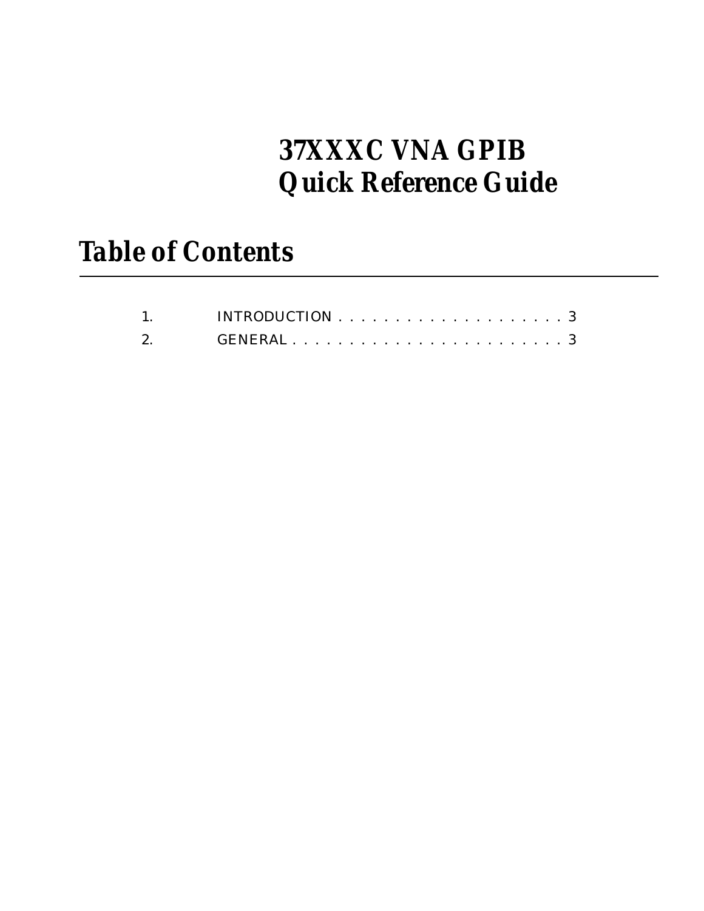# 37XXXC VNA GPIB Quick Reference Guide

## Table of Contents

1. INTRODUCTION . . . . . . . . . . . . . . . . . . . . . 3
2. GENERAL . . . . . . . . . . . . . . . . . . . . . . . . . 3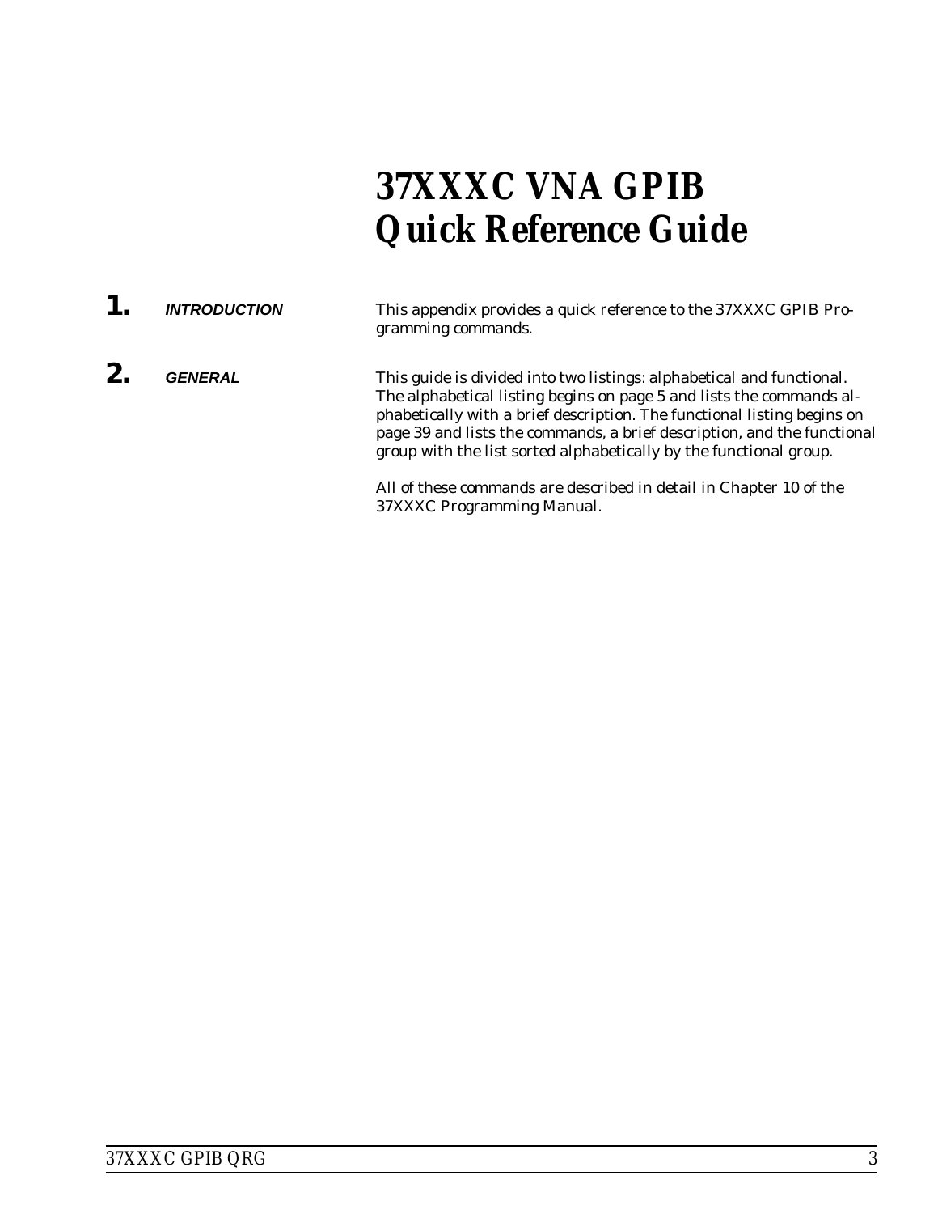# 37XXXC VNA GPIB Quick Reference Guide

## 1. INTRODUCTION

This appendix provides a quick reference to the 37XXXC GPIB Programming commands.

## 2. GENERAL

This guide is divided into two listings: alphabetical and functional. The alphabetical listing begins on page 5 and lists the commands alphabetically with a brief description. The functional listing begins on page 39 and lists the commands, a brief description, and the functional group with the list sorted alphabetically by the functional group.

All of these commands are described in detail in Chapter 10 of the 37XXXC Programming Manual.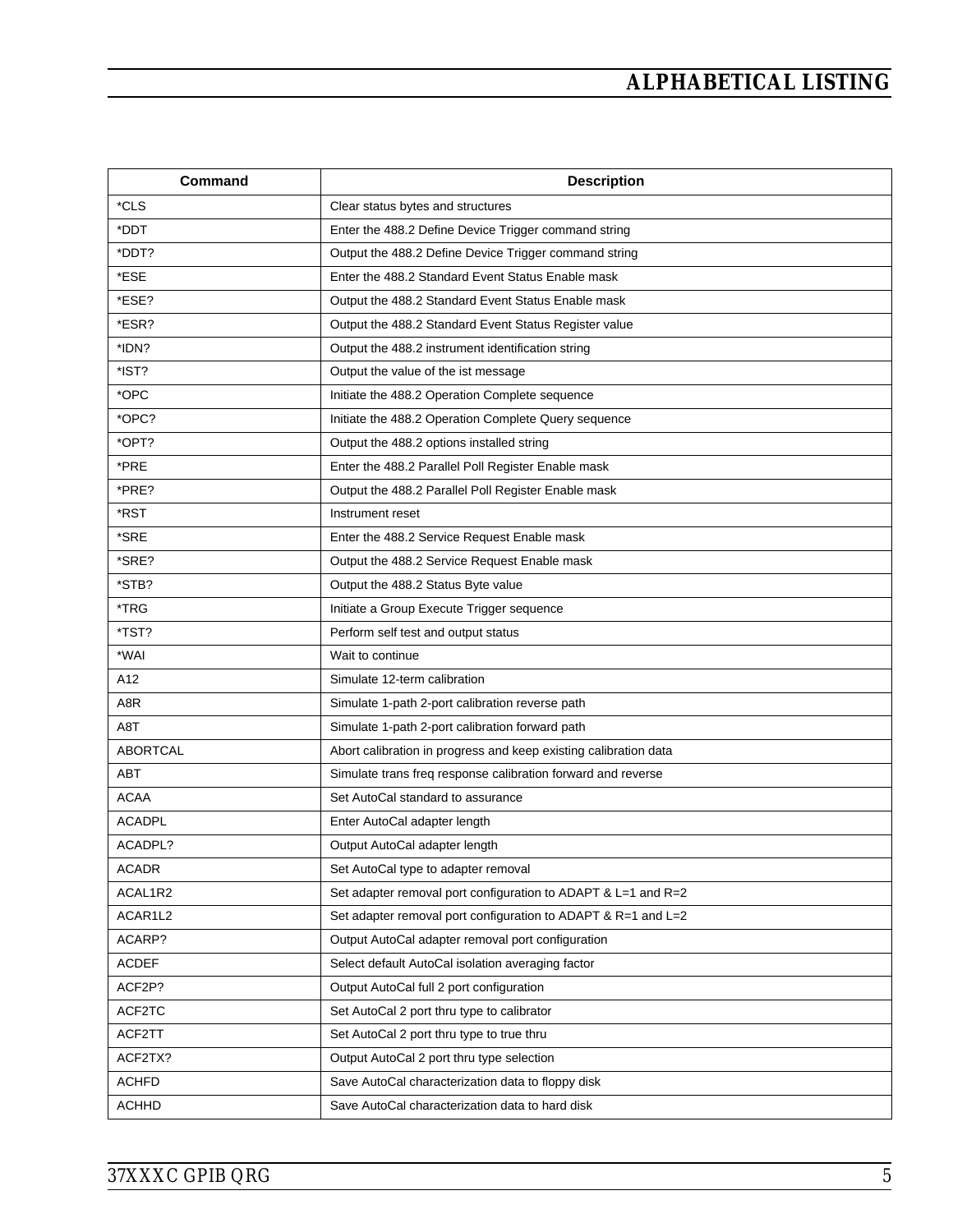| Command | Description |
|---|---|
| *CLS | Clear status bytes and structures |
| *DDT | Enter the 488.2 Define Device Trigger command string |
| *DDT? | Output the 488.2 Define Device Trigger command string |
| *ESE | Enter the 488.2 Standard Event Status Enable mask |
| *ESE? | Output the 488.2 Standard Event Status Enable mask |
| *ESR? | Output the 488.2 Standard Event Status Register value |
| *IDN? | Output the 488.2 instrument identification string |
| *IST? | Output the value of the ist message |
| *OPC | Initiate the 488.2 Operation Complete sequence |
| *OPC? | Initiate the 488.2 Operation Complete Query sequence |
| *OPT? | Output the 488.2 options installed string |
| *PRE | Enter the 488.2 Parallel Poll Register Enable mask |
| *PRE? | Output the 488.2 Parallel Poll Register Enable mask |
| *RST | Instrument reset |
| *SRE | Enter the 488.2 Service Request Enable mask |
| *SRE? | Output the 488.2 Service Request Enable mask |
| *STB? | Output the 488.2 Status Byte value |
| *TRG | Initiate a Group Execute Trigger sequence |
| *TST? | Perform self test and output status |
| *WAI | Wait to continue |
| A12 | Simulate 12-term calibration |
| A8R | Simulate 1-path 2-port calibration reverse path |
| A8T | Simulate 1-path 2-port calibration forward path |
| ABORTCAL | Abort calibration in progress and keep existing calibration data |
| ABT | Simulate trans freq response calibration forward and reverse |
| ACAA | Set AutoCal standard to assurance |
| ACADPL | Enter AutoCal adapter length |
| ACADPL? | Output AutoCal adapter length |
| ACADR | Set AutoCal type to adapter removal |
| ACAL1R2 | Set adapter removal port configuration to ADAPT & L=1 and R=2 |
| ACAR1L2 | Set adapter removal port configuration to ADAPT & R=1 and L=2 |
| ACARP? | Output AutoCal adapter removal port configuration |
| ACDEF | Select default AutoCal isolation averaging factor |
| ACF2P? | Output AutoCal full 2 port configuration |
| ACF2TC | Set AutoCal 2 port thru type to calibrator |
| ACF2TT | Set AutoCal 2 port thru type to true thru |
| ACF2TX? | Output AutoCal 2 port thru type selection |
| ACHFD | Save AutoCal characterization data to floppy disk |
| ACHHD | Save AutoCal characterization data to hard disk |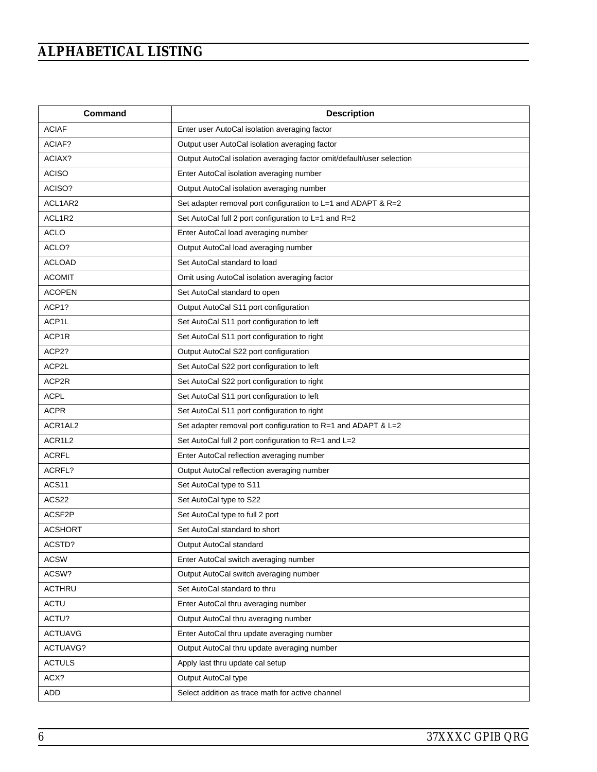# ALPHABETICAL LISTING

| Command | Description |
|---|---|
| ACIAF | Enter user AutoCal isolation averaging factor |
| ACIAF? | Output user AutoCal isolation averaging factor |
| ACIAX? | Output AutoCal isolation averaging factor omit/default/user selection |
| ACISO | Enter AutoCal isolation averaging number |
| ACISO? | Output AutoCal isolation averaging number |
| ACL1AR2 | Set adapter removal port configuration to L=1 and ADAPT & R=2 |
| ACL1R2 | Set AutoCal full 2 port configuration to L=1 and R=2 |
| ACLO | Enter AutoCal load averaging number |
| ACLO? | Output AutoCal load averaging number |
| ACLOAD | Set AutoCal standard to load |
| ACOMIT | Omit using AutoCal isolation averaging factor |
| ACOPEN | Set AutoCal standard to open |
| ACP1? | Output AutoCal S11 port configuration |
| ACP1L | Set AutoCal S11 port configuration to left |
| ACP1R | Set AutoCal S11 port configuration to right |
| ACP2? | Output AutoCal S22 port configuration |
| ACP2L | Set AutoCal S22 port configuration to left |
| ACP2R | Set AutoCal S22 port configuration to right |
| ACPL | Set AutoCal S11 port configuration to left |
| ACPR | Set AutoCal S11 port configuration to right |
| ACR1AL2 | Set adapter removal port configuration to R=1 and ADAPT & L=2 |
| ACR1L2 | Set AutoCal full 2 port configuration to R=1 and L=2 |
| ACRFL | Enter AutoCal reflection averaging number |
| ACRFL? | Output AutoCal reflection averaging number |
| ACS11 | Set AutoCal type to S11 |
| ACS22 | Set AutoCal type to S22 |
| ACSF2P | Set AutoCal type to full 2 port |
| ACSHORT | Set AutoCal standard to short |
| ACSTD? | Output AutoCal standard |
| ACSW | Enter AutoCal switch averaging number |
| ACSW? | Output AutoCal switch averaging number |
| ACTHRU | Set AutoCal standard to thru |
| ACTU | Enter AutoCal thru averaging number |
| ACTU? | Output AutoCal thru averaging number |
| ACTUAVG | Enter AutoCal thru update averaging number |
| ACTUAVG? | Output AutoCal thru update averaging number |
| ACTULS | Apply last thru update cal setup |
| ACX? | Output AutoCal type |
| ADD | Select addition as trace math for active channel |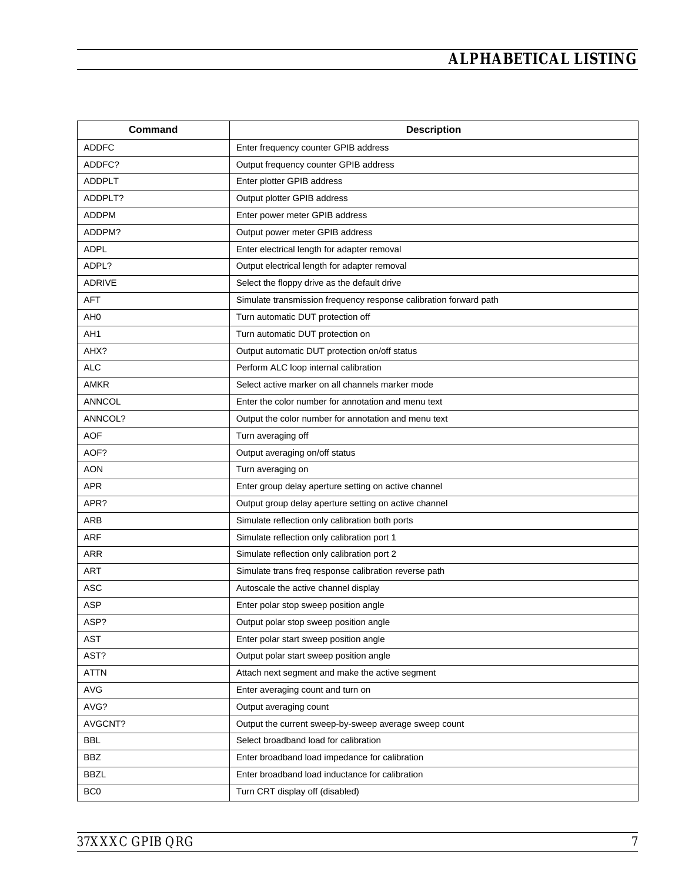| Command | Description |
|---|---|
| ADDFC | Enter frequency counter GPIB address |
| ADDFC? | Output frequency counter GPIB address |
| ADDPLT | Enter plotter GPIB address |
| ADDPLT? | Output plotter GPIB address |
| ADDPM | Enter power meter GPIB address |
| ADDPM? | Output power meter GPIB address |
| ADPL | Enter electrical length for adapter removal |
| ADPL? | Output electrical length for adapter removal |
| ADRIVE | Select the floppy drive as the default drive |
| AFT | Simulate transmission frequency response calibration forward path |
| AH0 | Turn automatic DUT protection off |
| AH1 | Turn automatic DUT protection on |
| AHX? | Output automatic DUT protection on/off status |
| ALC | Perform ALC loop internal calibration |
| AMKR | Select active marker on all channels marker mode |
| ANNCOL | Enter the color number for annotation and menu text |
| ANNCOL? | Output the color number for annotation and menu text |
| AOF | Turn averaging off |
| AOF? | Output averaging on/off status |
| AON | Turn averaging on |
| APR | Enter group delay aperture setting on active channel |
| APR? | Output group delay aperture setting on active channel |
| ARB | Simulate reflection only calibration both ports |
| ARF | Simulate reflection only calibration port 1 |
| ARR | Simulate reflection only calibration port 2 |
| ART | Simulate trans freq response calibration reverse path |
| ASC | Autoscale the active channel display |
| ASP | Enter polar stop sweep position angle |
| ASP? | Output polar stop sweep position angle |
| AST | Enter polar start sweep position angle |
| AST? | Output polar start sweep position angle |
| ATTN | Attach next segment and make the active segment |
| AVG | Enter averaging count and turn on |
| AVG? | Output averaging count |
| AVGCNT? | Output the current sweep-by-sweep average sweep count |
| BBL | Select broadband load for calibration |
| BBZ | Enter broadband load impedance for calibration |
| BBZL | Enter broadband load inductance for calibration |
| BC0 | Turn CRT display off (disabled) |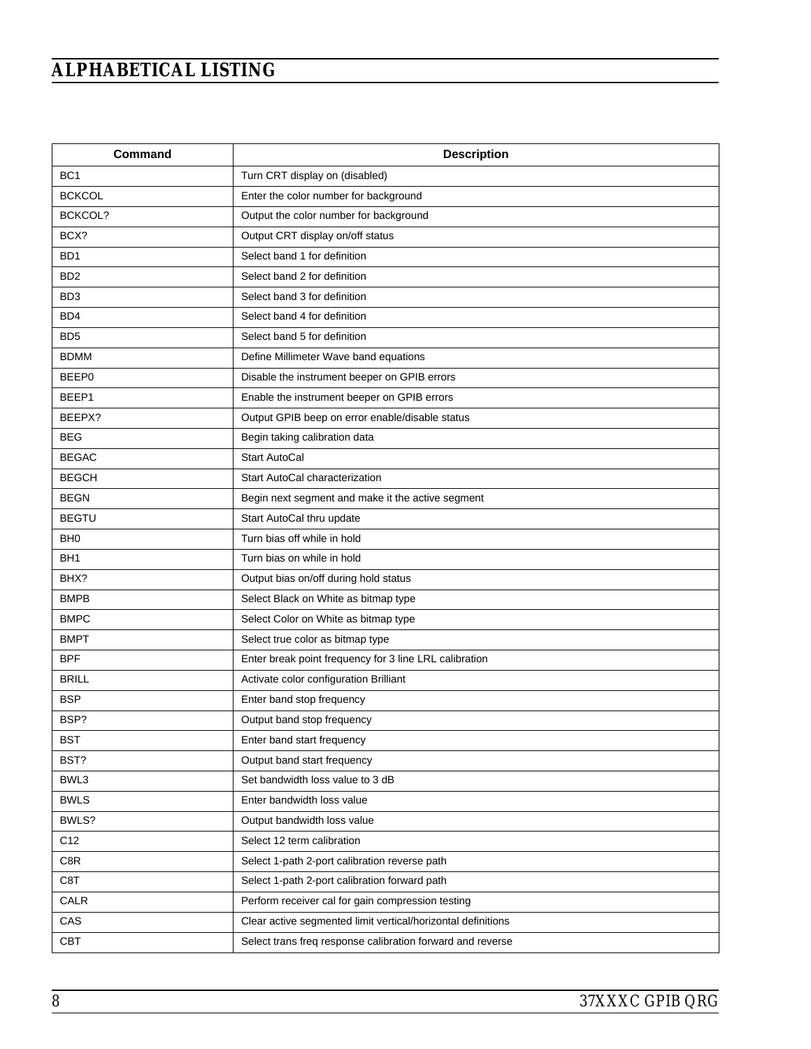# ALPHABETICAL LISTING

| Command | Description |
|---|---|
| BC1 | Turn CRT display on (disabled) |
| BCKCOL | Enter the color number for background |
| BCKCOL? | Output the color number for background |
| BCX? | Output CRT display on/off status |
| BD1 | Select band 1 for definition |
| BD2 | Select band 2 for definition |
| BD3 | Select band 3 for definition |
| BD4 | Select band 4 for definition |
| BD5 | Select band 5 for definition |
| BDMM | Define Millimeter Wave band equations |
| BEEP0 | Disable the instrument beeper on GPIB errors |
| BEEP1 | Enable the instrument beeper on GPIB errors |
| BEEPX? | Output GPIB beep on error enable/disable status |
| BEG | Begin taking calibration data |
| BEGAC | Start AutoCal |
| BEGCH | Start AutoCal characterization |
| BEGN | Begin next segment and make it the active segment |
| BEGTU | Start AutoCal thru update |
| BH0 | Turn bias off while in hold |
| BH1 | Turn bias on while in hold |
| BHX? | Output bias on/off during hold status |
| BMPB | Select Black on White as bitmap type |
| BMPC | Select Color on White as bitmap type |
| BMPT | Select true color as bitmap type |
| BPF | Enter break point frequency for 3 line LRL calibration |
| BRILL | Activate color configuration Brilliant |
| BSP | Enter band stop frequency |
| BSP? | Output band stop frequency |
| BST | Enter band start frequency |
| BST? | Output band start frequency |
| BWL3 | Set bandwidth loss value to 3 dB |
| BWLS | Enter bandwidth loss value |
| BWLS? | Output bandwidth loss value |
| C12 | Select 12 term calibration |
| C8R | Select 1-path 2-port calibration reverse path |
| C8T | Select 1-path 2-port calibration forward path |
| CALR | Perform receiver cal for gain compression testing |
| CAS | Clear active segmented limit vertical/horizontal definitions |
| CBT | Select trans freq response calibration forward and reverse |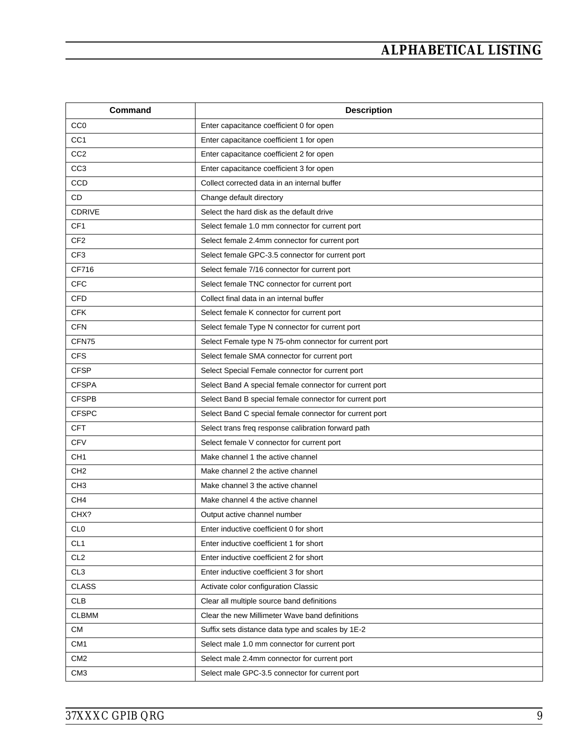| Command | Description |
|---|---|
| CC0 | Enter capacitance coefficient 0 for open |
| CC1 | Enter capacitance coefficient 1 for open |
| CC2 | Enter capacitance coefficient 2 for open |
| CC3 | Enter capacitance coefficient 3 for open |
| CCD | Collect corrected data in an internal buffer |
| CD | Change default directory |
| CDRIVE | Select the hard disk as the default drive |
| CF1 | Select female 1.0 mm connector for current port |
| CF2 | Select female 2.4mm connector for current port |
| CF3 | Select female GPC-3.5 connector for current port |
| CF716 | Select female 7/16 connector for current port |
| CFC | Select female TNC connector for current port |
| CFD | Collect final data in an internal buffer |
| CFK | Select female K connector for current port |
| CFN | Select female Type N connector for current port |
| CFN75 | Select Female type N 75-ohm connector for current port |
| CFS | Select female SMA connector for current port |
| CFSP | Select Special Female connector for current port |
| CFSPA | Select Band A special female connector for current port |
| CFSPB | Select Band B special female connector for current port |
| CFSPC | Select Band C special female connector for current port |
| CFT | Select trans freq response calibration forward path |
| CFV | Select female V connector for current port |
| CH1 | Make channel 1 the active channel |
| CH2 | Make channel 2 the active channel |
| CH3 | Make channel 3 the active channel |
| CH4 | Make channel 4 the active channel |
| CHX? | Output active channel number |
| CL0 | Enter inductive coefficient 0 for short |
| CL1 | Enter inductive coefficient 1 for short |
| CL2 | Enter inductive coefficient 2 for short |
| CL3 | Enter inductive coefficient 3 for short |
| CLASS | Activate color configuration Classic |
| CLB | Clear all multiple source band definitions |
| CLBMM | Clear the new Millimeter Wave band definitions |
| CM | Suffix sets distance data type and scales by 1E-2 |
| CM1 | Select male 1.0 mm connector for current port |
| CM2 | Select male 2.4mm connector for current port |
| CM3 | Select male GPC-3.5 connector for current port |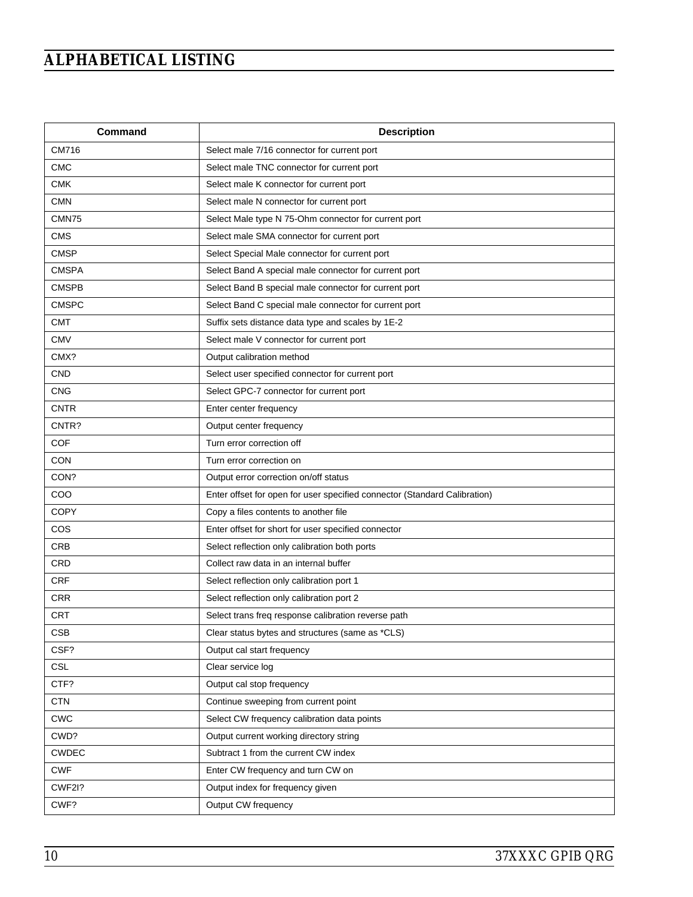# ALPHABETICAL LISTING

| Command | Description |
|---|---|
| CM716 | Select male 7/16 connector for current port |
| CMC | Select male TNC connector for current port |
| CMK | Select male K connector for current port |
| CMN | Select male N connector for current port |
| CMN75 | Select Male type N 75-Ohm connector for current port |
| CMS | Select male SMA connector for current port |
| CMSP | Select Special Male connector for current port |
| CMSPA | Select Band A special male connector for current port |
| CMSPB | Select Band B special male connector for current port |
| CMSPC | Select Band C special male connector for current port |
| CMT | Suffix sets distance data type and scales by 1E-2 |
| CMV | Select male V connector for current port |
| CMX? | Output calibration method |
| CND | Select user specified connector for current port |
| CNG | Select GPC-7 connector for current port |
| CNTR | Enter center frequency |
| CNTR? | Output center frequency |
| COF | Turn error correction off |
| CON | Turn error correction on |
| CON? | Output error correction on/off status |
| COO | Enter offset for open for user specified connector (Standard Calibration) |
| COPY | Copy a files contents to another file |
| COS | Enter offset for short for user specified connector |
| CRB | Select reflection only calibration both ports |
| CRD | Collect raw data in an internal buffer |
| CRF | Select reflection only calibration port 1 |
| CRR | Select reflection only calibration port 2 |
| CRT | Select trans freq response calibration reverse path |
| CSB | Clear status bytes and structures (same as *CLS) |
| CSF? | Output cal start frequency |
| CSL | Clear service log |
| CTF? | Output cal stop frequency |
| CTN | Continue sweeping from current point |
| CWC | Select CW frequency calibration data points |
| CWD? | Output current working directory string |
| CWDEC | Subtract 1 from the current CW index |
| CWF | Enter CW frequency and turn CW on |
| CWF2I? | Output index for frequency given |
| CWF? | Output CW frequency |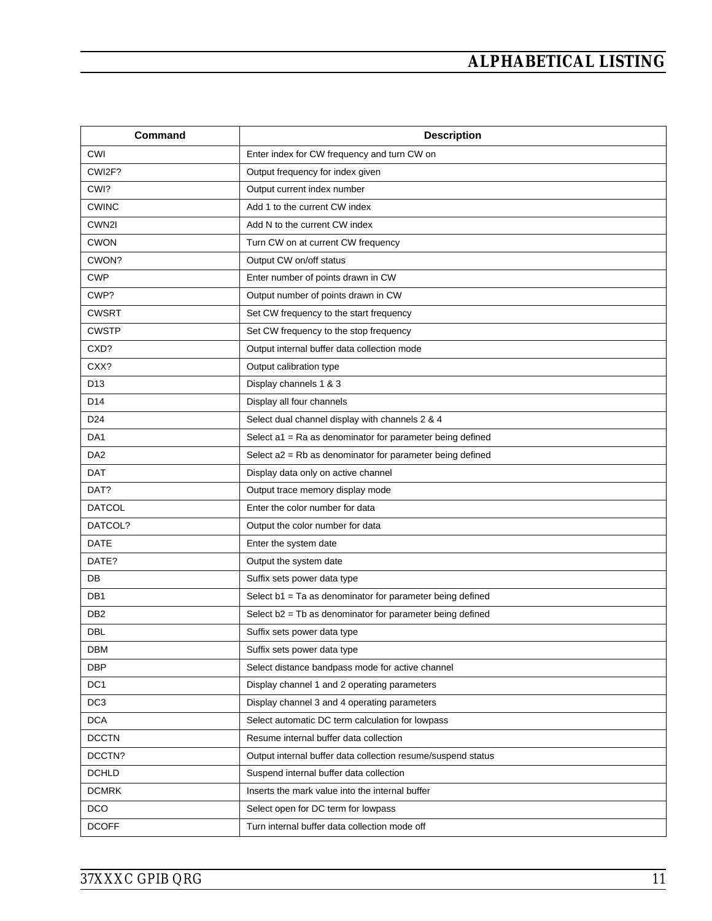| Command | Description |
|---|---|
| CWI | Enter index for CW frequency and turn CW on |
| CWI2F? | Output frequency for index given |
| CWI? | Output current index number |
| CWINC | Add 1 to the current CW index |
| CWN2I | Add N to the current CW index |
| CWON | Turn CW on at current CW frequency |
| CWON? | Output CW on/off status |
| CWP | Enter number of points drawn in CW |
| CWP? | Output number of points drawn in CW |
| CWSRT | Set CW frequency to the start frequency |
| CWSTP | Set CW frequency to the stop frequency |
| CXD? | Output internal buffer data collection mode |
| CXX? | Output calibration type |
| D13 | Display channels 1 & 3 |
| D14 | Display all four channels |
| D24 | Select dual channel display with channels 2 & 4 |
| DA1 | Select a1 = Ra as denominator for parameter being defined |
| DA2 | Select a2 = Rb as denominator for parameter being defined |
| DAT | Display data only on active channel |
| DAT? | Output trace memory display mode |
| DATCOL | Enter the color number for data |
| DATCOL? | Output the color number for data |
| DATE | Enter the system date |
| DATE? | Output the system date |
| DB | Suffix sets power data type |
| DB1 | Select b1 = Ta as denominator for parameter being defined |
| DB2 | Select b2 = Tb as denominator for parameter being defined |
| DBL | Suffix sets power data type |
| DBM | Suffix sets power data type |
| DBP | Select distance bandpass mode for active channel |
| DC1 | Display channel 1 and 2 operating parameters |
| DC3 | Display channel 3 and 4 operating parameters |
| DCA | Select automatic DC term calculation for lowpass |
| DCCTN | Resume internal buffer data collection |
| DCCTN? | Output internal buffer data collection resume/suspend status |
| DCHLD | Suspend internal buffer data collection |
| DCMRK | Inserts the mark value into the internal buffer |
| DCO | Select open for DC term for lowpass |
| DCOFF | Turn internal buffer data collection mode off |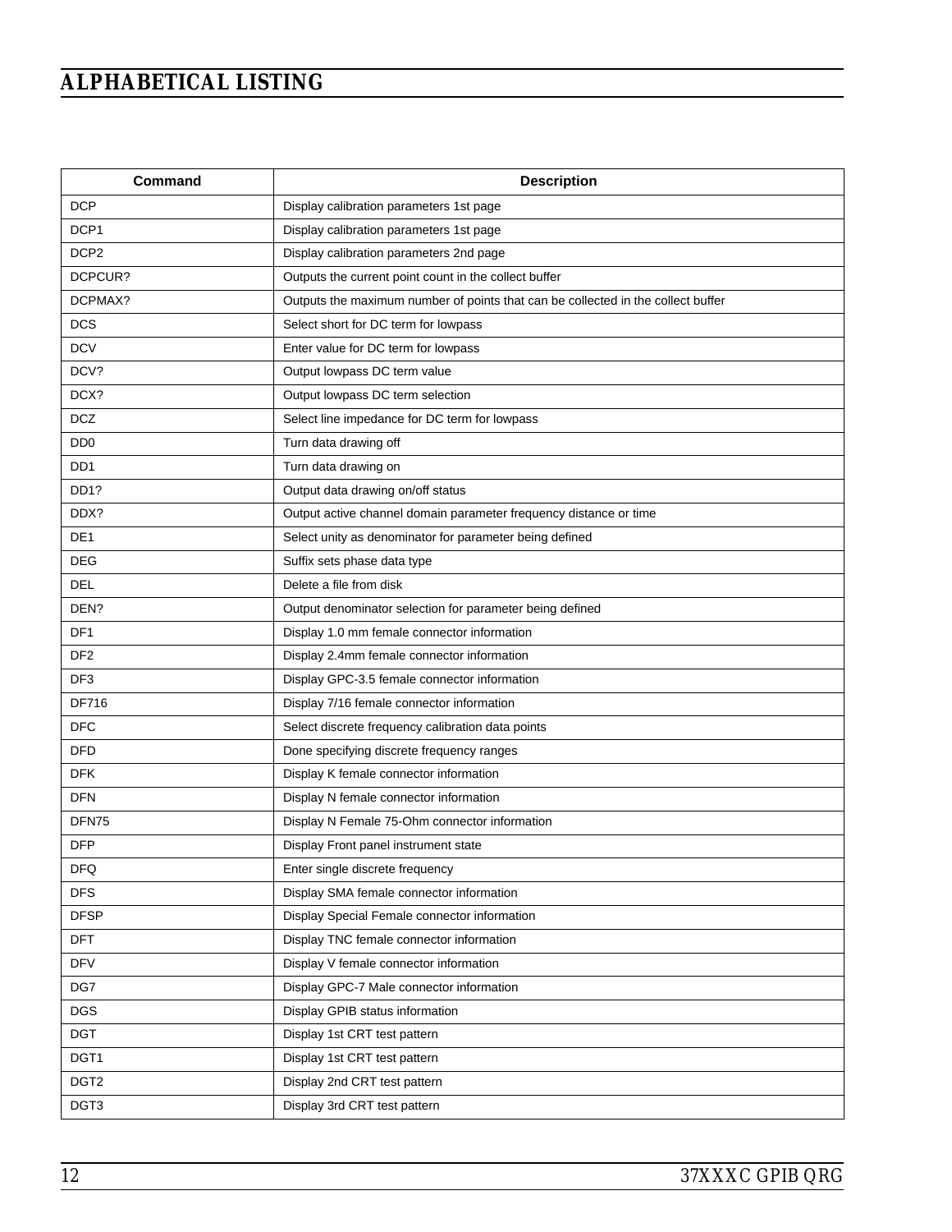## ALPHABETICAL LISTING

| Command | Description |
| --- | --- |
| DCP | Display calibration parameters 1st page |
| DCP1 | Display calibration parameters 1st page |
| DCP2 | Display calibration parameters 2nd page |
| DCPCUR? | Outputs the current point count in the collect buffer |
| DCPMAX? | Outputs the maximum number of points that can be collected in the collect buffer |
| DCS | Select short for DC term for lowpass |
| DCV | Enter value for DC term for lowpass |
| DCV? | Output lowpass DC term value |
| DCX? | Output lowpass DC term selection |
| DCZ | Select line impedance for DC term for lowpass |
| DD0 | Turn data drawing off |
| DD1 | Turn data drawing on |
| DD1? | Output data drawing on/off status |
| DDX? | Output active channel domain parameter frequency distance or time |
| DE1 | Select unity as denominator for parameter being defined |
| DEG | Suffix sets phase data type |
| DEL | Delete a file from disk |
| DEN? | Output denominator selection for parameter being defined |
| DF1 | Display 1.0 mm female connector information |
| DF2 | Display 2.4mm female connector information |
| DF3 | Display GPC-3.5 female connector information |
| DF716 | Display 7/16 female connector information |
| DFC | Select discrete frequency calibration data points |
| DFD | Done specifying discrete frequency ranges |
| DFK | Display K female connector information |
| DFN | Display N female connector information |
| DFN75 | Display N Female 75-Ohm connector information |
| DFP | Display Front panel instrument state |
| DFQ | Enter single discrete frequency |
| DFS | Display SMA female connector information |
| DFSP | Display Special Female connector information |
| DFT | Display TNC female connector information |
| DFV | Display V female connector information |
| DG7 | Display GPC-7 Male connector information |
| DGS | Display GPIB status information |
| DGT | Display 1st CRT test pattern |
| DGT1 | Display 1st CRT test pattern |
| DGT2 | Display 2nd CRT test pattern |
| DGT3 | Display 3rd CRT test pattern |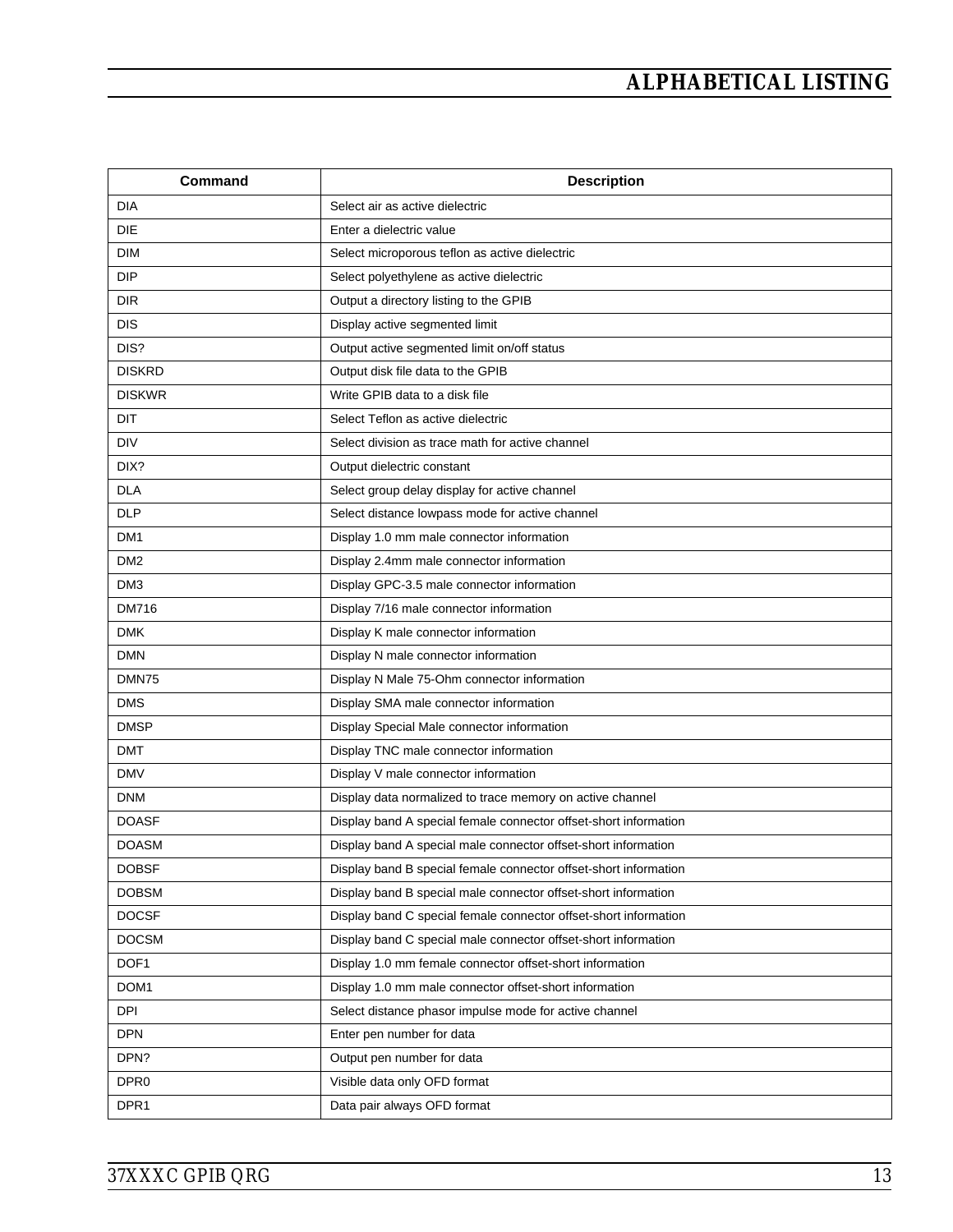| Command | Description |
|---|---|
| DIA | Select air as active dielectric |
| DIE | Enter a dielectric value |
| DIM | Select microporous teflon as active dielectric |
| DIP | Select polyethylene as active dielectric |
| DIR | Output a directory listing to the GPIB |
| DIS | Display active segmented limit |
| DIS? | Output active segmented limit on/off status |
| DISKRD | Output disk file data to the GPIB |
| DISKWR | Write GPIB data to a disk file |
| DIT | Select Teflon as active dielectric |
| DIV | Select division as trace math for active channel |
| DIX? | Output dielectric constant |
| DLA | Select group delay display for active channel |
| DLP | Select distance lowpass mode for active channel |
| DM1 | Display 1.0 mm male connector information |
| DM2 | Display 2.4mm male connector information |
| DM3 | Display GPC-3.5 male connector information |
| DM716 | Display 7/16 male connector information |
| DMK | Display K male connector information |
| DMN | Display N male connector information |
| DMN75 | Display N Male 75-Ohm connector information |
| DMS | Display SMA male connector information |
| DMSP | Display Special Male connector information |
| DMT | Display TNC male connector information |
| DMV | Display V male connector information |
| DNM | Display data normalized to trace memory on active channel |
| DOASF | Display band A special female connector offset-short information |
| DOASM | Display band A special male connector offset-short information |
| DOBSF | Display band B special female connector offset-short information |
| DOBSM | Display band B special male connector offset-short information |
| DOCSF | Display band C special female connector offset-short information |
| DOCSM | Display band C special male connector offset-short information |
| DOF1 | Display 1.0 mm female connector offset-short information |
| DOM1 | Display 1.0 mm male connector offset-short information |
| DPI | Select distance phasor impulse mode for active channel |
| DPN | Enter pen number for data |
| DPN? | Output pen number for data |
| DPR0 | Visible data only OFD format |
| DPR1 | Data pair always OFD format |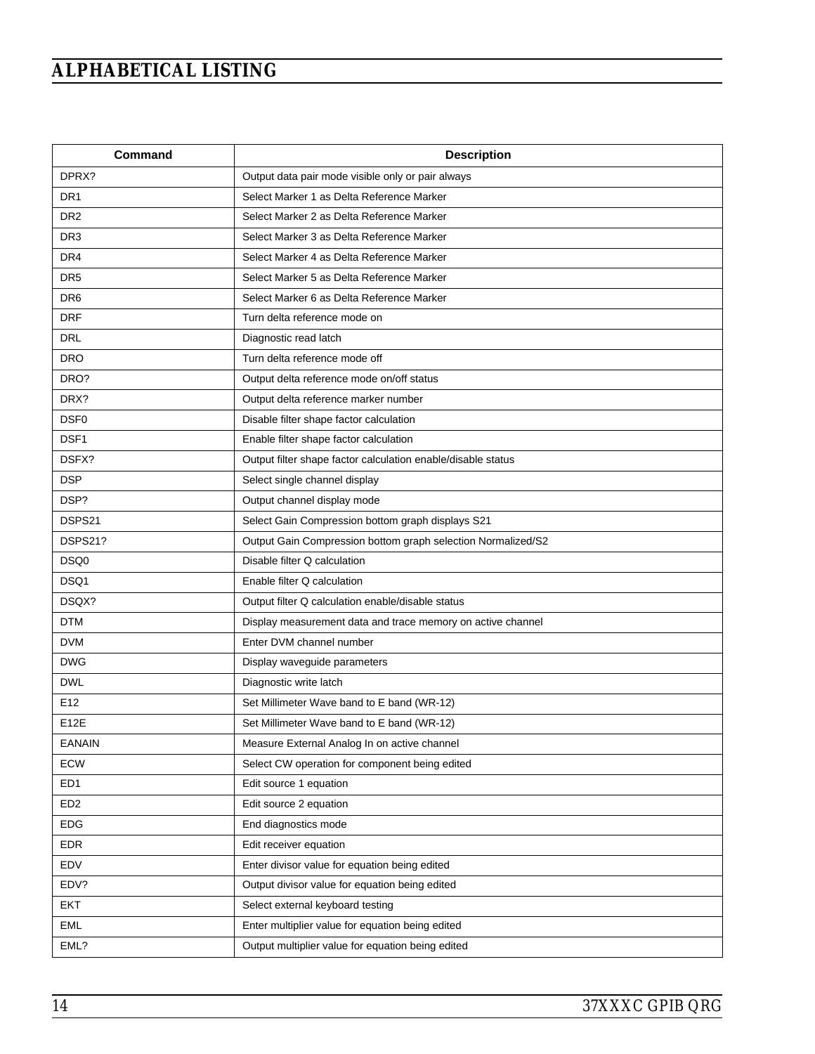# ALPHABETICAL LISTING

| Command | Description |
|---|---|
| DPRX? | Output data pair mode visible only or pair always |
| DR1 | Select Marker 1 as Delta Reference Marker |
| DR2 | Select Marker 2 as Delta Reference Marker |
| DR3 | Select Marker 3 as Delta Reference Marker |
| DR4 | Select Marker 4 as Delta Reference Marker |
| DR5 | Select Marker 5 as Delta Reference Marker |
| DR6 | Select Marker 6 as Delta Reference Marker |
| DRF | Turn delta reference mode on |
| DRL | Diagnostic read latch |
| DRO | Turn delta reference mode off |
| DRO? | Output delta reference mode on/off status |
| DRX? | Output delta reference marker number |
| DSF0 | Disable filter shape factor calculation |
| DSF1 | Enable filter shape factor calculation |
| DSFX? | Output filter shape factor calculation enable/disable status |
| DSP | Select single channel display |
| DSP? | Output channel display mode |
| DSPS21 | Select Gain Compression bottom graph displays S21 |
| DSPS21? | Output Gain Compression bottom graph selection Normalized/S2 |
| DSQ0 | Disable filter Q calculation |
| DSQ1 | Enable filter Q calculation |
| DSQX? | Output filter Q calculation enable/disable status |
| DTM | Display measurement data and trace memory on active channel |
| DVM | Enter DVM channel number |
| DWG | Display waveguide parameters |
| DWL | Diagnostic write latch |
| E12 | Set Millimeter Wave band to E band (WR-12) |
| E12E | Set Millimeter Wave band to E band (WR-12) |
| EANAIN | Measure External Analog In on active channel |
| ECW | Select CW operation for component being edited |
| ED1 | Edit source 1 equation |
| ED2 | Edit source 2 equation |
| EDG | End diagnostics mode |
| EDR | Edit receiver equation |
| EDV | Enter divisor value for equation being edited |
| EDV? | Output divisor value for equation being edited |
| EKT | Select external keyboard testing |
| EML | Enter multiplier value for equation being edited |
| EML? | Output multiplier value for equation being edited |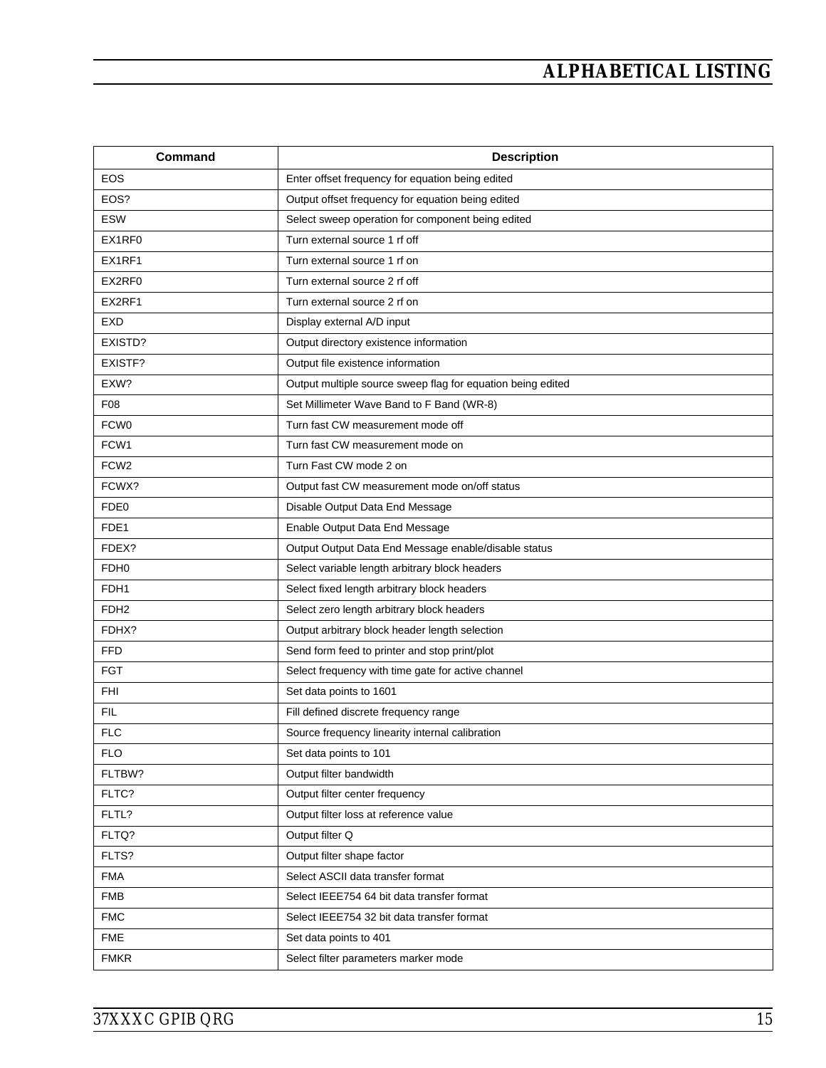| Command | Description |
|---|---|
| EOS | Enter offset frequency for equation being edited |
| EOS? | Output offset frequency for equation being edited |
| ESW | Select sweep operation for component being edited |
| EX1RF0 | Turn external source 1 rf off |
| EX1RF1 | Turn external source 1 rf on |
| EX2RF0 | Turn external source 2 rf off |
| EX2RF1 | Turn external source 2 rf on |
| EXD | Display external A/D input |
| EXISTD? | Output directory existence information |
| EXISTF? | Output file existence information |
| EXW? | Output multiple source sweep flag for equation being edited |
| F08 | Set Millimeter Wave Band to F Band (WR-8) |
| FCW0 | Turn fast CW measurement mode off |
| FCW1 | Turn fast CW measurement mode on |
| FCW2 | Turn Fast CW mode 2 on |
| FCWX? | Output fast CW measurement mode on/off status |
| FDE0 | Disable Output Data End Message |
| FDE1 | Enable Output Data End Message |
| FDEX? | Output Output Data End Message enable/disable status |
| FDH0 | Select variable length arbitrary block headers |
| FDH1 | Select fixed length arbitrary block headers |
| FDH2 | Select zero length arbitrary block headers |
| FDHX? | Output arbitrary block header length selection |
| FFD | Send form feed to printer and stop print/plot |
| FGT | Select frequency with time gate for active channel |
| FHI | Set data points to 1601 |
| FIL | Fill defined discrete frequency range |
| FLC | Source frequency linearity internal calibration |
| FLO | Set data points to 101 |
| FLTBW? | Output filter bandwidth |
| FLTC? | Output filter center frequency |
| FLTL? | Output filter loss at reference value |
| FLTQ? | Output filter Q |
| FLTS? | Output filter shape factor |
| FMA | Select ASCII data transfer format |
| FMB | Select IEEE754 64 bit data transfer format |
| FMC | Select IEEE754 32 bit data transfer format |
| FME | Set data points to 401 |
| FMKR | Select filter parameters marker mode |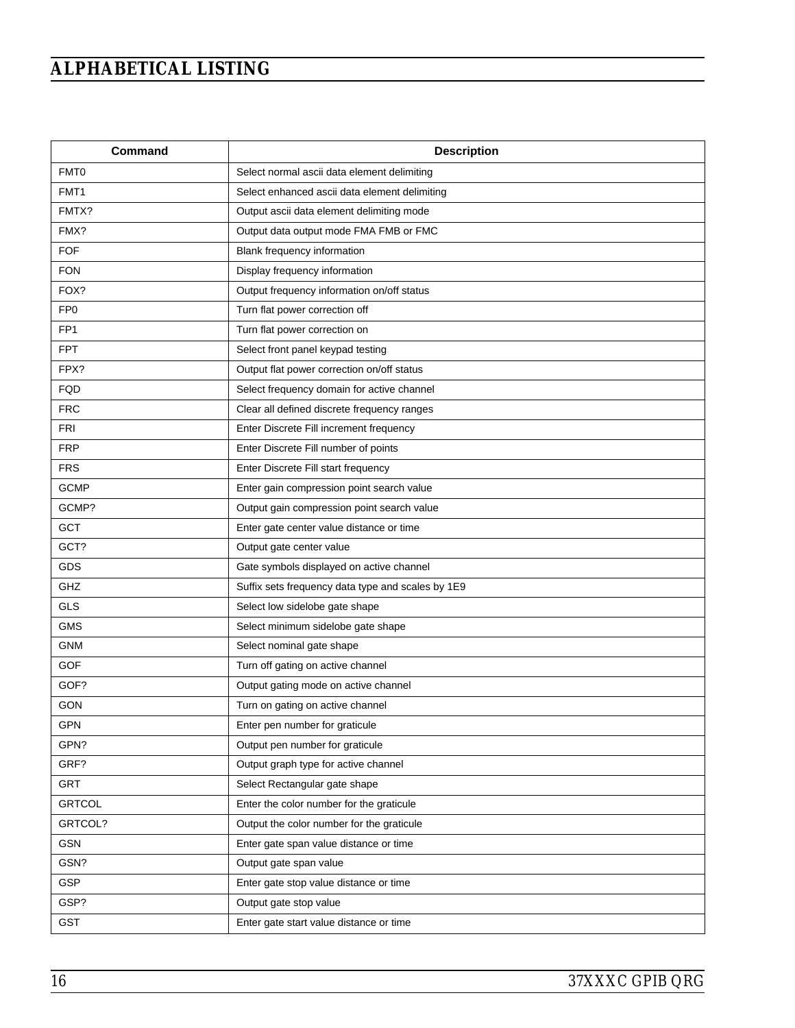## ALPHABETICAL LISTING

| Command | Description |
|---|---|
| FMT0 | Select normal ascii data element delimiting |
| FMT1 | Select enhanced ascii data element delimiting |
| FMTX? | Output ascii data element delimiting mode |
| FMX? | Output data output mode FMA FMB or FMC |
| FOF | Blank frequency information |
| FON | Display frequency information |
| FOX? | Output frequency information on/off status |
| FP0 | Turn flat power correction off |
| FP1 | Turn flat power correction on |
| FPT | Select front panel keypad testing |
| FPX? | Output flat power correction on/off status |
| FQD | Select frequency domain for active channel |
| FRC | Clear all defined discrete frequency ranges |
| FRI | Enter Discrete Fill increment frequency |
| FRP | Enter Discrete Fill number of points |
| FRS | Enter Discrete Fill start frequency |
| GCMP | Enter gain compression point search value |
| GCMP? | Output gain compression point search value |
| GCT | Enter gate center value distance or time |
| GCT? | Output gate center value |
| GDS | Gate symbols displayed on active channel |
| GHZ | Suffix sets frequency data type and scales by 1E9 |
| GLS | Select low sidelobe gate shape |
| GMS | Select minimum sidelobe gate shape |
| GNM | Select nominal gate shape |
| GOF | Turn off gating on active channel |
| GOF? | Output gating mode on active channel |
| GON | Turn on gating on active channel |
| GPN | Enter pen number for graticule |
| GPN? | Output pen number for graticule |
| GRF? | Output graph type for active channel |
| GRT | Select Rectangular gate shape |
| GRTCOL | Enter the color number for the graticule |
| GRTCOL? | Output the color number for the graticule |
| GSN | Enter gate span value distance or time |
| GSN? | Output gate span value |
| GSP | Enter gate stop value distance or time |
| GSP? | Output gate stop value |
| GST | Enter gate start value distance or time |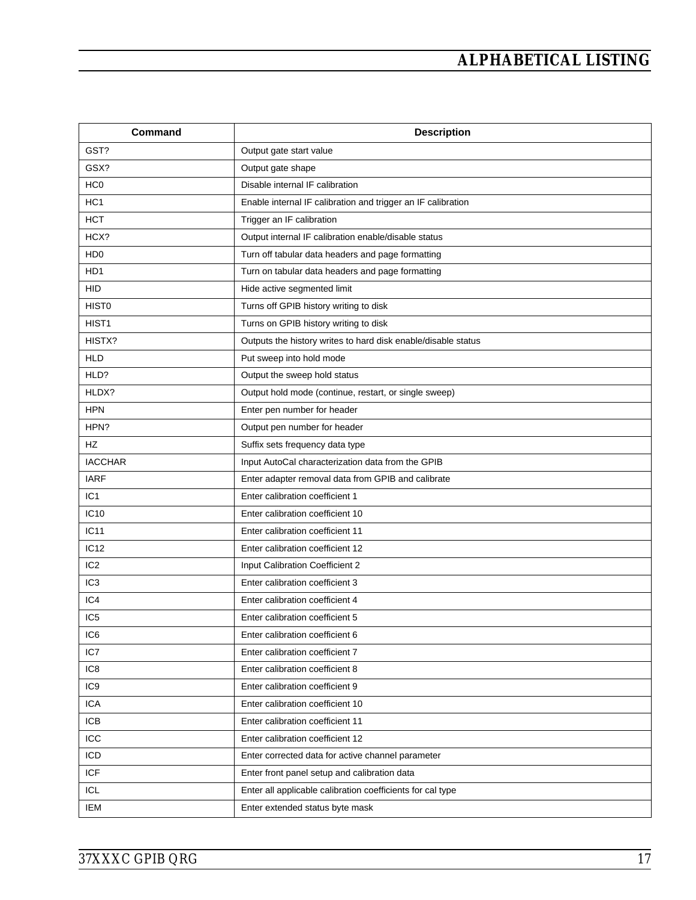| Command | Description |
|---|---|
| GST? | Output gate start value |
| GSX? | Output gate shape |
| HC0 | Disable internal IF calibration |
| HC1 | Enable internal IF calibration and trigger an IF calibration |
| HCT | Trigger an IF calibration |
| HCX? | Output internal IF calibration enable/disable status |
| HD0 | Turn off tabular data headers and page formatting |
| HD1 | Turn on tabular data headers and page formatting |
| HID | Hide active segmented limit |
| HIST0 | Turns off GPIB history writing to disk |
| HIST1 | Turns on GPIB history writing to disk |
| HISTX? | Outputs the history writes to hard disk enable/disable status |
| HLD | Put sweep into hold mode |
| HLD? | Output the sweep hold status |
| HLDX? | Output hold mode (continue, restart, or single sweep) |
| HPN | Enter pen number for header |
| HPN? | Output pen number for header |
| HZ | Suffix sets frequency data type |
| IACCHAR | Input AutoCal characterization data from the GPIB |
| IARF | Enter adapter removal data from GPIB and calibrate |
| IC1 | Enter calibration coefficient 1 |
| IC10 | Enter calibration coefficient 10 |
| IC11 | Enter calibration coefficient 11 |
| IC12 | Enter calibration coefficient 12 |
| IC2 | Input Calibration Coefficient 2 |
| IC3 | Enter calibration coefficient 3 |
| IC4 | Enter calibration coefficient 4 |
| IC5 | Enter calibration coefficient 5 |
| IC6 | Enter calibration coefficient 6 |
| IC7 | Enter calibration coefficient 7 |
| IC8 | Enter calibration coefficient 8 |
| IC9 | Enter calibration coefficient 9 |
| ICA | Enter calibration coefficient 10 |
| ICB | Enter calibration coefficient 11 |
| ICC | Enter calibration coefficient 12 |
| ICD | Enter corrected data for active channel parameter |
| ICF | Enter front panel setup and calibration data |
| ICL | Enter all applicable calibration coefficients for cal type |
| IEM | Enter extended status byte mask |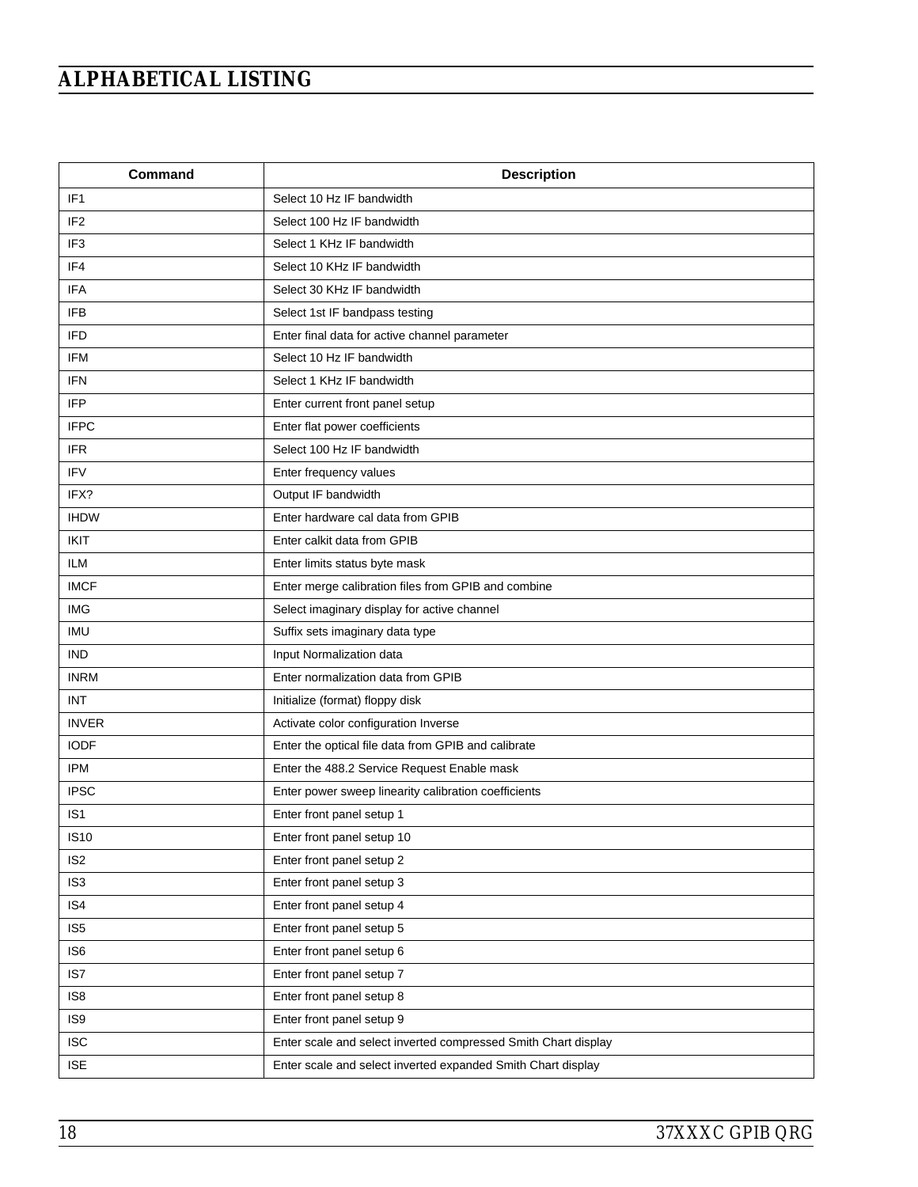## ALPHABETICAL LISTING

| Command | Description |
|---|---|
| IF1 | Select 10 Hz IF bandwidth |
| IF2 | Select 100 Hz IF bandwidth |
| IF3 | Select 1 KHz IF bandwidth |
| IF4 | Select 10 KHz IF bandwidth |
| IFA | Select 30 KHz IF bandwidth |
| IFB | Select 1st IF bandpass testing |
| IFD | Enter final data for active channel parameter |
| IFM | Select 10 Hz IF bandwidth |
| IFN | Select 1 KHz IF bandwidth |
| IFP | Enter current front panel setup |
| IFPC | Enter flat power coefficients |
| IFR | Select 100 Hz IF bandwidth |
| IFV | Enter frequency values |
| IFX? | Output IF bandwidth |
| IHDW | Enter hardware cal data from GPIB |
| IKIT | Enter calkit data from GPIB |
| ILM | Enter limits status byte mask |
| IMCF | Enter merge calibration files from GPIB and combine |
| IMG | Select imaginary display for active channel |
| IMU | Suffix sets imaginary data type |
| IND | Input Normalization data |
| INRM | Enter normalization data from GPIB |
| INT | Initialize (format) floppy disk |
| INVER | Activate color configuration Inverse |
| IODF | Enter the optical file data from GPIB and calibrate |
| IPM | Enter the 488.2 Service Request Enable mask |
| IPSC | Enter power sweep linearity calibration coefficients |
| IS1 | Enter front panel setup 1 |
| IS10 | Enter front panel setup 10 |
| IS2 | Enter front panel setup 2 |
| IS3 | Enter front panel setup 3 |
| IS4 | Enter front panel setup 4 |
| IS5 | Enter front panel setup 5 |
| IS6 | Enter front panel setup 6 |
| IS7 | Enter front panel setup 7 |
| IS8 | Enter front panel setup 8 |
| IS9 | Enter front panel setup 9 |
| ISC | Enter scale and select inverted compressed Smith Chart display |
| ISE | Enter scale and select inverted expanded Smith Chart display |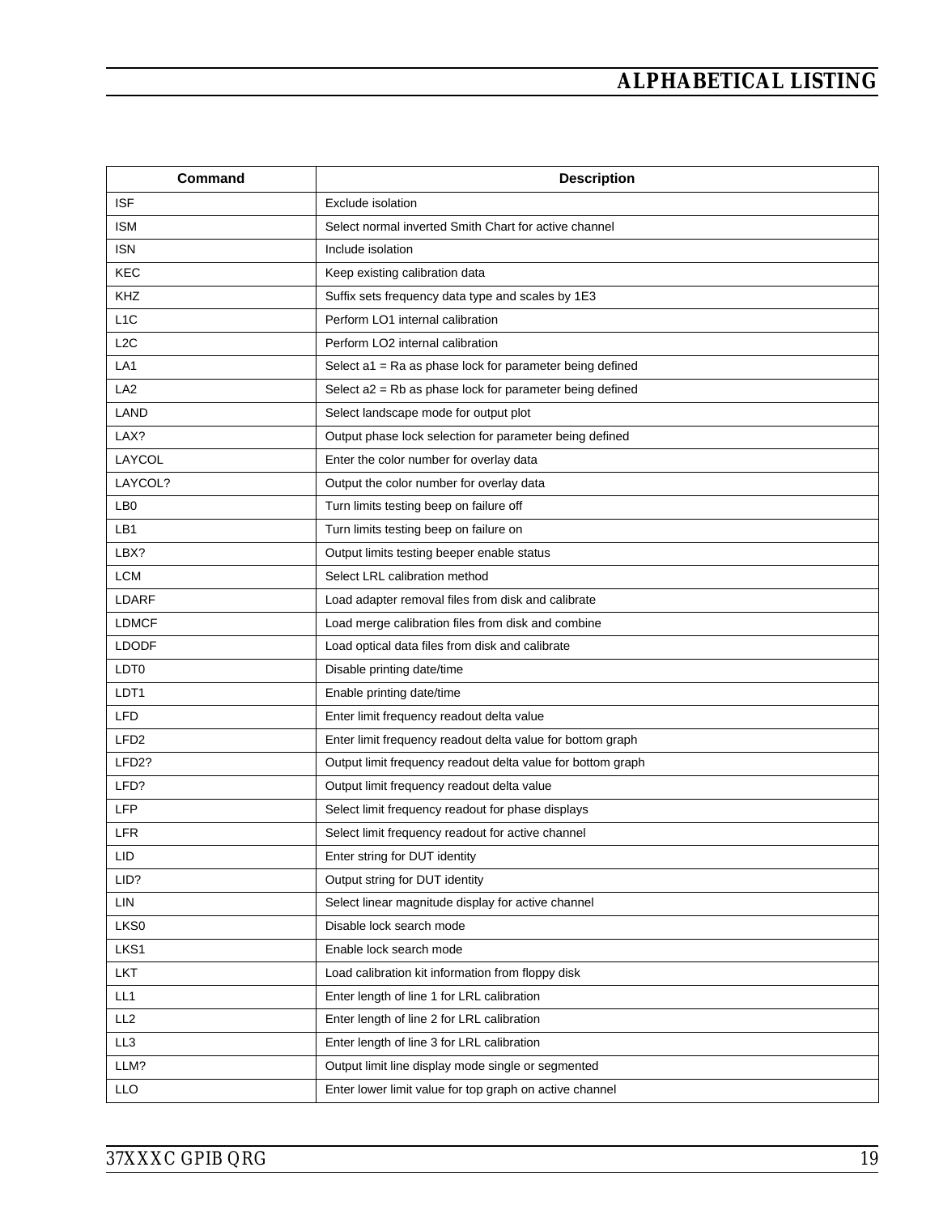| Command | Description |
|---|---|
| ISF | Exclude isolation |
| ISM | Select normal inverted Smith Chart for active channel |
| ISN | Include isolation |
| KEC | Keep existing calibration data |
| KHZ | Suffix sets frequency data type and scales by 1E3 |
| L1C | Perform LO1 internal calibration |
| L2C | Perform LO2 internal calibration |
| LA1 | Select a1 = Ra as phase lock for parameter being defined |
| LA2 | Select a2 = Rb as phase lock for parameter being defined |
| LAND | Select landscape mode for output plot |
| LAX? | Output phase lock selection for parameter being defined |
| LAYCOL | Enter the color number for overlay data |
| LAYCOL? | Output the color number for overlay data |
| LB0 | Turn limits testing beep on failure off |
| LB1 | Turn limits testing beep on failure on |
| LBX? | Output limits testing beeper enable status |
| LCM | Select LRL calibration method |
| LDARF | Load adapter removal files from disk and calibrate |
| LDMCF | Load merge calibration files from disk and combine |
| LDODF | Load optical data files from disk and calibrate |
| LDT0 | Disable printing date/time |
| LDT1 | Enable printing date/time |
| LFD | Enter limit frequency readout delta value |
| LFD2 | Enter limit frequency readout delta value for bottom graph |
| LFD2? | Output limit frequency readout delta value for bottom graph |
| LFD? | Output limit frequency readout delta value |
| LFP | Select limit frequency readout for phase displays |
| LFR | Select limit frequency readout for active channel |
| LID | Enter string for DUT identity |
| LID? | Output string for DUT identity |
| LIN | Select linear magnitude display for active channel |
| LKS0 | Disable lock search mode |
| LKS1 | Enable lock search mode |
| LKT | Load calibration kit information from floppy disk |
| LL1 | Enter length of line 1 for LRL calibration |
| LL2 | Enter length of line 2 for LRL calibration |
| LL3 | Enter length of line 3 for LRL calibration |
| LLM? | Output limit line display mode single or segmented |
| LLO | Enter lower limit value for top graph on active channel |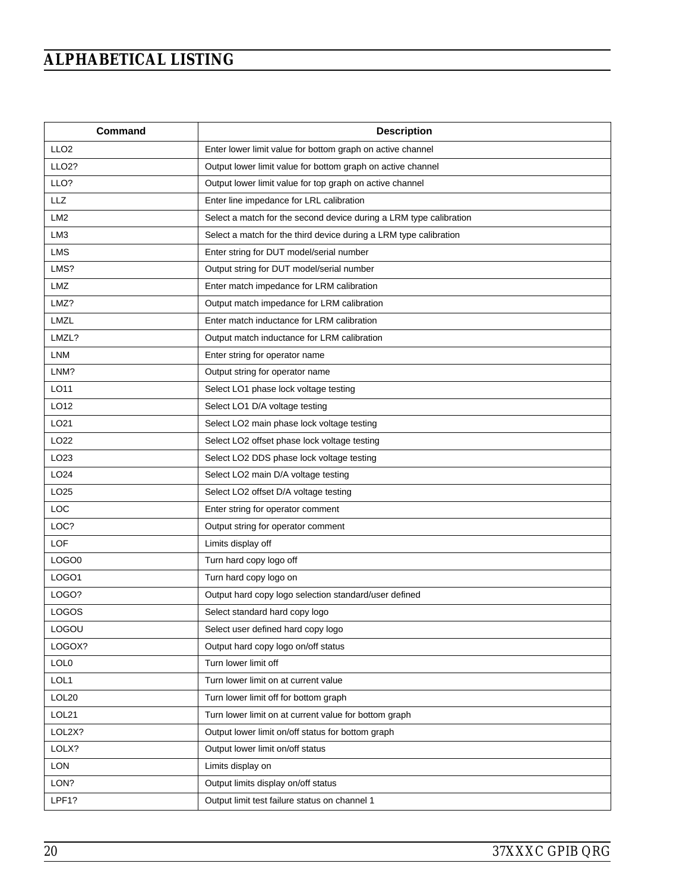## ALPHABETICAL LISTING

| Command | Description |
| --- | --- |
| LLO2 | Enter lower limit value for bottom graph on active channel |
| LLO2? | Output lower limit value for bottom graph on active channel |
| LLO? | Output lower limit value for top graph on active channel |
| LLZ | Enter line impedance for LRL calibration |
| LM2 | Select a match for the second device during a LRM type calibration |
| LM3 | Select a match for the third device during a LRM type calibration |
| LMS | Enter string for DUT model/serial number |
| LMS? | Output string for DUT model/serial number |
| LMZ | Enter match impedance for LRM calibration |
| LMZ? | Output match impedance for LRM calibration |
| LMZL | Enter match inductance for LRM calibration |
| LMZL? | Output match inductance for LRM calibration |
| LNM | Enter string for operator name |
| LNM? | Output string for operator name |
| LO11 | Select LO1 phase lock voltage testing |
| LO12 | Select LO1 D/A voltage testing |
| LO21 | Select LO2 main phase lock voltage testing |
| LO22 | Select LO2 offset phase lock voltage testing |
| LO23 | Select LO2 DDS phase lock voltage testing |
| LO24 | Select LO2 main D/A voltage testing |
| LO25 | Select LO2 offset D/A voltage testing |
| LOC | Enter string for operator comment |
| LOC? | Output string for operator comment |
| LOF | Limits display off |
| LOGO0 | Turn hard copy logo off |
| LOGO1 | Turn hard copy logo on |
| LOGO? | Output hard copy logo selection standard/user defined |
| LOGOS | Select standard hard copy logo |
| LOGOU | Select user defined hard copy logo |
| LOGOX? | Output hard copy logo on/off status |
| LOL0 | Turn lower limit off |
| LOL1 | Turn lower limit on at current value |
| LOL20 | Turn lower limit off for bottom graph |
| LOL21 | Turn lower limit on at current value for bottom graph |
| LOL2X? | Output lower limit on/off status for bottom graph |
| LOLX? | Output lower limit on/off status |
| LON | Limits display on |
| LON? | Output limits display on/off status |
| LPF1? | Output limit test failure status on channel 1 |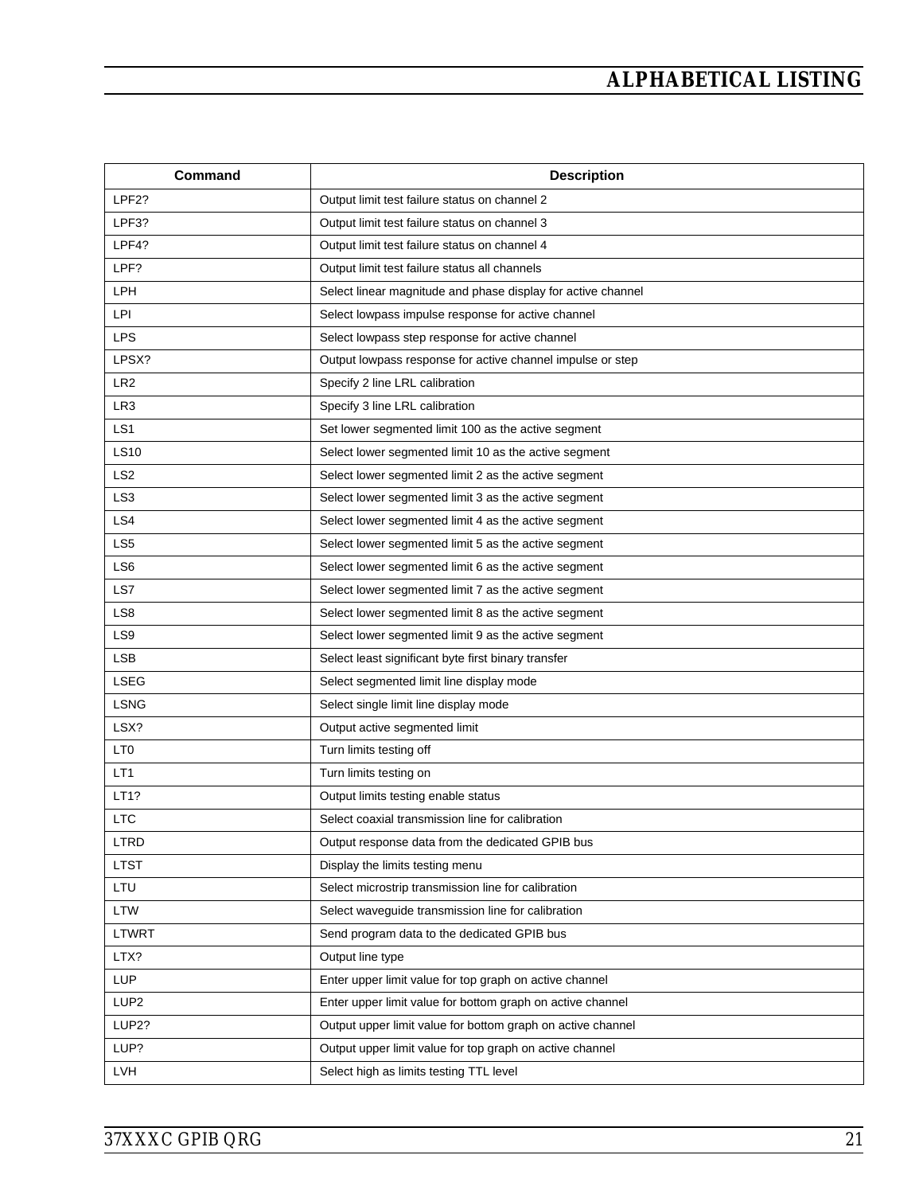| Command | Description |
| --- | --- |
| LPF2? | Output limit test failure status on channel 2 |
| LPF3? | Output limit test failure status on channel 3 |
| LPF4? | Output limit test failure status on channel 4 |
| LPF? | Output limit test failure status all channels |
| LPH | Select linear magnitude and phase display for active channel |
| LPI | Select lowpass impulse response for active channel |
| LPS | Select lowpass step response for active channel |
| LPSX? | Output lowpass response for active channel impulse or step |
| LR2 | Specify 2 line LRL calibration |
| LR3 | Specify 3 line LRL calibration |
| LS1 | Set lower segmented limit 100 as the active segment |
| LS10 | Select lower segmented limit 10 as the active segment |
| LS2 | Select lower segmented limit 2 as the active segment |
| LS3 | Select lower segmented limit 3 as the active segment |
| LS4 | Select lower segmented limit 4 as the active segment |
| LS5 | Select lower segmented limit 5 as the active segment |
| LS6 | Select lower segmented limit 6 as the active segment |
| LS7 | Select lower segmented limit 7 as the active segment |
| LS8 | Select lower segmented limit 8 as the active segment |
| LS9 | Select lower segmented limit 9 as the active segment |
| LSB | Select least significant byte first binary transfer |
| LSEG | Select segmented limit line display mode |
| LSNG | Select single limit line display mode |
| LSX? | Output active segmented limit |
| LT0 | Turn limits testing off |
| LT1 | Turn limits testing on |
| LT1? | Output limits testing enable status |
| LTC | Select coaxial transmission line for calibration |
| LTRD | Output response data from the dedicated GPIB bus |
| LTST | Display the limits testing menu |
| LTU | Select microstrip transmission line for calibration |
| LTW | Select waveguide transmission line for calibration |
| LTWRT | Send program data to the dedicated GPIB bus |
| LTX? | Output line type |
| LUP | Enter upper limit value for top graph on active channel |
| LUP2 | Enter upper limit value for bottom graph on active channel |
| LUP2? | Output upper limit value for bottom graph on active channel |
| LUP? | Output upper limit value for top graph on active channel |
| LVH | Select high as limits testing TTL level |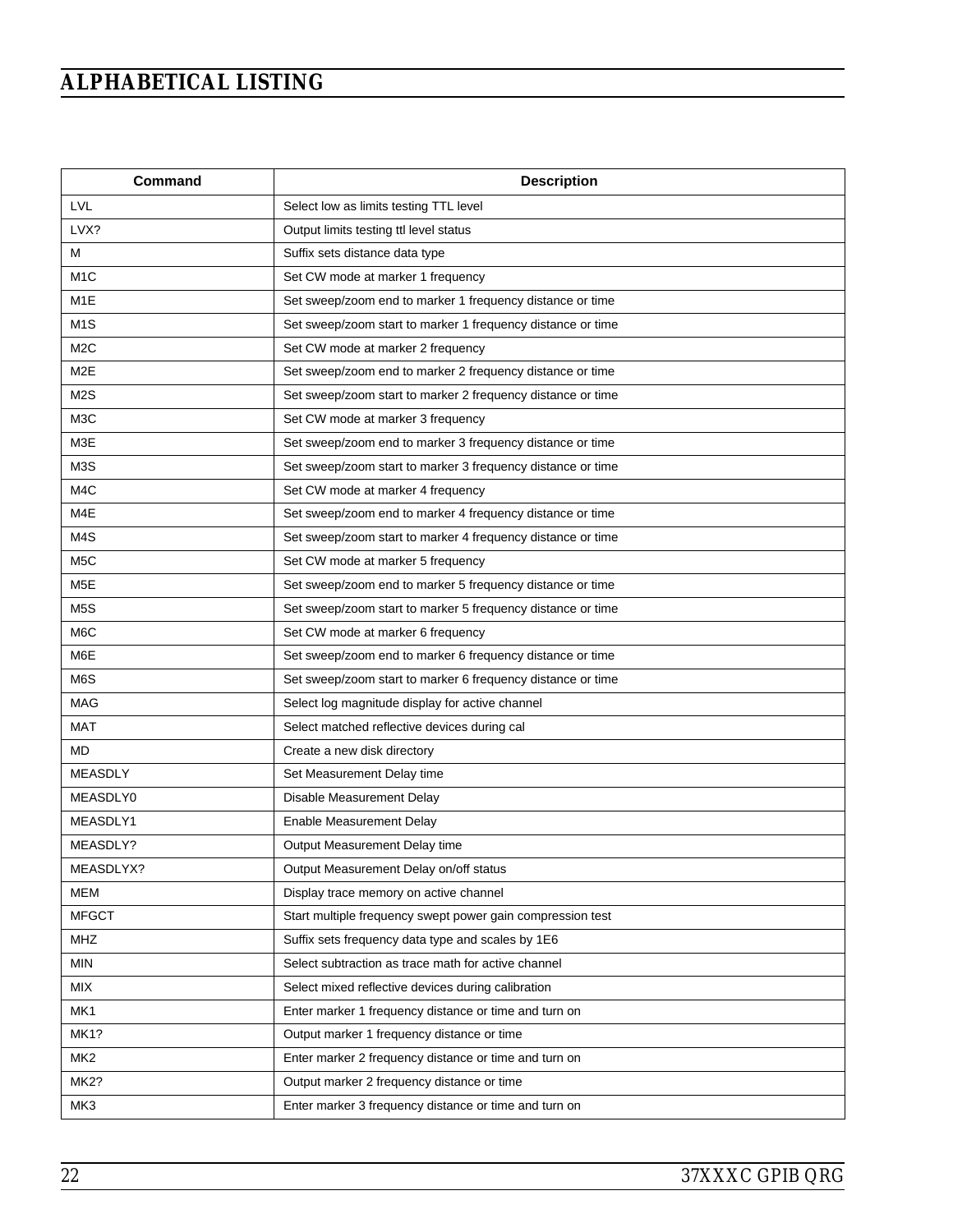## ALPHABETICAL LISTING

| Command | Description |
|---|---|
| LVL | Select low as limits testing TTL level |
| LVX? | Output limits testing ttl level status |
| M | Suffix sets distance data type |
| M1C | Set CW mode at marker 1 frequency |
| M1E | Set sweep/zoom end to marker 1 frequency distance or time |
| M1S | Set sweep/zoom start to marker 1 frequency distance or time |
| M2C | Set CW mode at marker 2 frequency |
| M2E | Set sweep/zoom end to marker 2 frequency distance or time |
| M2S | Set sweep/zoom start to marker 2 frequency distance or time |
| M3C | Set CW mode at marker 3 frequency |
| M3E | Set sweep/zoom end to marker 3 frequency distance or time |
| M3S | Set sweep/zoom start to marker 3 frequency distance or time |
| M4C | Set CW mode at marker 4 frequency |
| M4E | Set sweep/zoom end to marker 4 frequency distance or time |
| M4S | Set sweep/zoom start to marker 4 frequency distance or time |
| M5C | Set CW mode at marker 5 frequency |
| M5E | Set sweep/zoom end to marker 5 frequency distance or time |
| M5S | Set sweep/zoom start to marker 5 frequency distance or time |
| M6C | Set CW mode at marker 6 frequency |
| M6E | Set sweep/zoom end to marker 6 frequency distance or time |
| M6S | Set sweep/zoom start to marker 6 frequency distance or time |
| MAG | Select log magnitude display for active channel |
| MAT | Select matched reflective devices during cal |
| MD | Create a new disk directory |
| MEASDLY | Set Measurement Delay time |
| MEASDLY0 | Disable Measurement Delay |
| MEASDLY1 | Enable Measurement Delay |
| MEASDLY? | Output Measurement Delay time |
| MEASDLYX? | Output Measurement Delay on/off status |
| MEM | Display trace memory on active channel |
| MFGCT | Start multiple frequency swept power gain compression test |
| MHZ | Suffix sets frequency data type and scales by 1E6 |
| MIN | Select subtraction as trace math for active channel |
| MIX | Select mixed reflective devices during calibration |
| MK1 | Enter marker 1 frequency distance or time and turn on |
| MK1? | Output marker 1 frequency distance or time |
| MK2 | Enter marker 2 frequency distance or time and turn on |
| MK2? | Output marker 2 frequency distance or time |
| MK3 | Enter marker 3 frequency distance or time and turn on |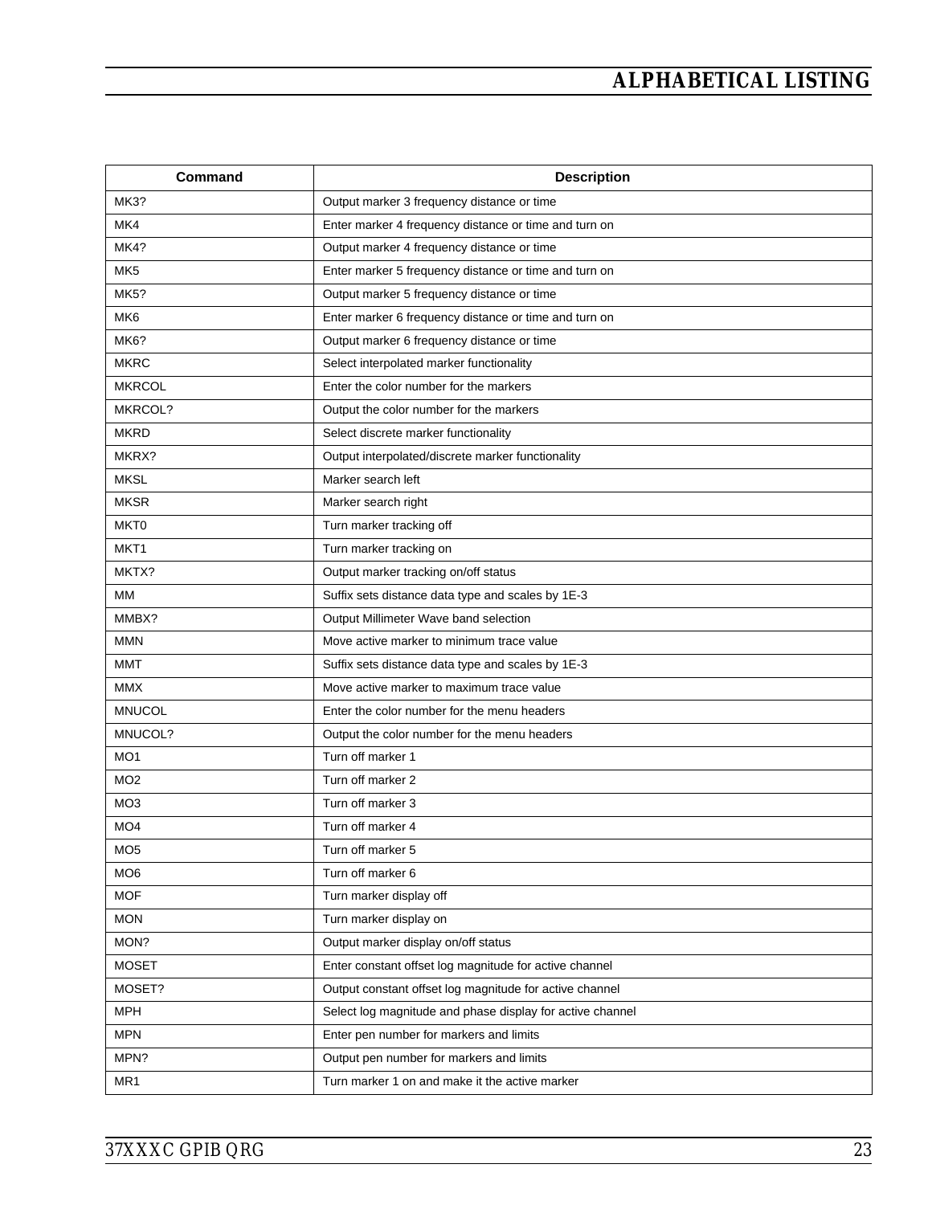| Command | Description |
|---|---|
| MK3? | Output marker 3 frequency distance or time |
| MK4 | Enter marker 4 frequency distance or time and turn on |
| MK4? | Output marker 4 frequency distance or time |
| MK5 | Enter marker 5 frequency distance or time and turn on |
| MK5? | Output marker 5 frequency distance or time |
| MK6 | Enter marker 6 frequency distance or time and turn on |
| MK6? | Output marker 6 frequency distance or time |
| MKRC | Select interpolated marker functionality |
| MKRCOL | Enter the color number for the markers |
| MKRCOL? | Output the color number for the markers |
| MKRD | Select discrete marker functionality |
| MKRX? | Output interpolated/discrete marker functionality |
| MKSL | Marker search left |
| MKSR | Marker search right |
| MKT0 | Turn marker tracking off |
| MKT1 | Turn marker tracking on |
| MKTX? | Output marker tracking on/off status |
| MM | Suffix sets distance data type and scales by 1E-3 |
| MMBX? | Output Millimeter Wave band selection |
| MMN | Move active marker to minimum trace value |
| MMT | Suffix sets distance data type and scales by 1E-3 |
| MMX | Move active marker to maximum trace value |
| MNUCOL | Enter the color number for the menu headers |
| MNUCOL? | Output the color number for the menu headers |
| MO1 | Turn off marker 1 |
| MO2 | Turn off marker 2 |
| MO3 | Turn off marker 3 |
| MO4 | Turn off marker 4 |
| MO5 | Turn off marker 5 |
| MO6 | Turn off marker 6 |
| MOF | Turn marker display off |
| MON | Turn marker display on |
| MON? | Output marker display on/off status |
| MOSET | Enter constant offset log magnitude for active channel |
| MOSET? | Output constant offset log magnitude for active channel |
| MPH | Select log magnitude and phase display for active channel |
| MPN | Enter pen number for markers and limits |
| MPN? | Output pen number for markers and limits |
| MR1 | Turn marker 1 on and make it the active marker |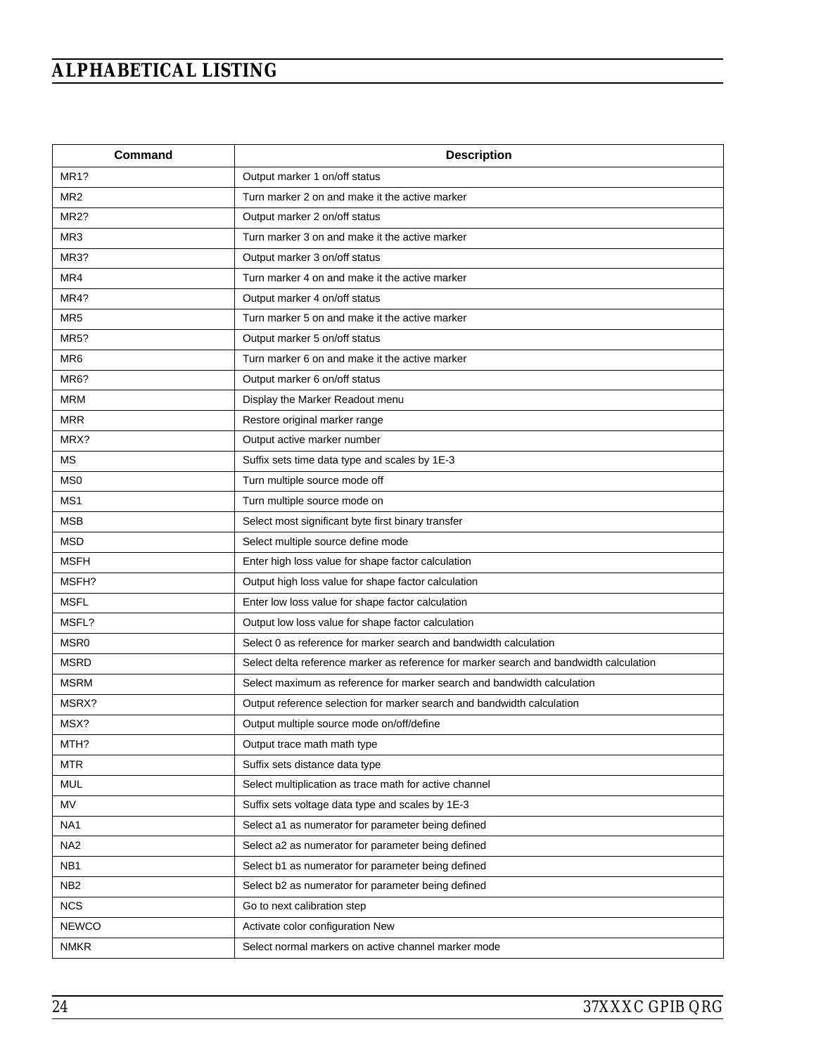## ALPHABETICAL LISTING

| Command | Description |
|---|---|
| MR1? | Output marker 1 on/off status |
| MR2 | Turn marker 2 on and make it the active marker |
| MR2? | Output marker 2 on/off status |
| MR3 | Turn marker 3 on and make it the active marker |
| MR3? | Output marker 3 on/off status |
| MR4 | Turn marker 4 on and make it the active marker |
| MR4? | Output marker 4 on/off status |
| MR5 | Turn marker 5 on and make it the active marker |
| MR5? | Output marker 5 on/off status |
| MR6 | Turn marker 6 on and make it the active marker |
| MR6? | Output marker 6 on/off status |
| MRM | Display the Marker Readout menu |
| MRR | Restore original marker range |
| MRX? | Output active marker number |
| MS | Suffix sets time data type and scales by 1E-3 |
| MS0 | Turn multiple source mode off |
| MS1 | Turn multiple source mode on |
| MSB | Select most significant byte first binary transfer |
| MSD | Select multiple source define mode |
| MSFH | Enter high loss value for shape factor calculation |
| MSFH? | Output high loss value for shape factor calculation |
| MSFL | Enter low loss value for shape factor calculation |
| MSFL? | Output low loss value for shape factor calculation |
| MSR0 | Select 0 as reference for marker search and bandwidth calculation |
| MSRD | Select delta reference marker as reference for marker search and bandwidth calculation |
| MSRM | Select maximum as reference for marker search and bandwidth calculation |
| MSRX? | Output reference selection for marker search and bandwidth calculation |
| MSX? | Output multiple source mode on/off/define |
| MTH? | Output trace math math type |
| MTR | Suffix sets distance data type |
| MUL | Select multiplication as trace math for active channel |
| MV | Suffix sets voltage data type and scales by 1E-3 |
| NA1 | Select a1 as numerator for parameter being defined |
| NA2 | Select a2 as numerator for parameter being defined |
| NB1 | Select b1 as numerator for parameter being defined |
| NB2 | Select b2 as numerator for parameter being defined |
| NCS | Go to next calibration step |
| NEWCO | Activate color configuration New |
| NMKR | Select normal markers on active channel marker mode |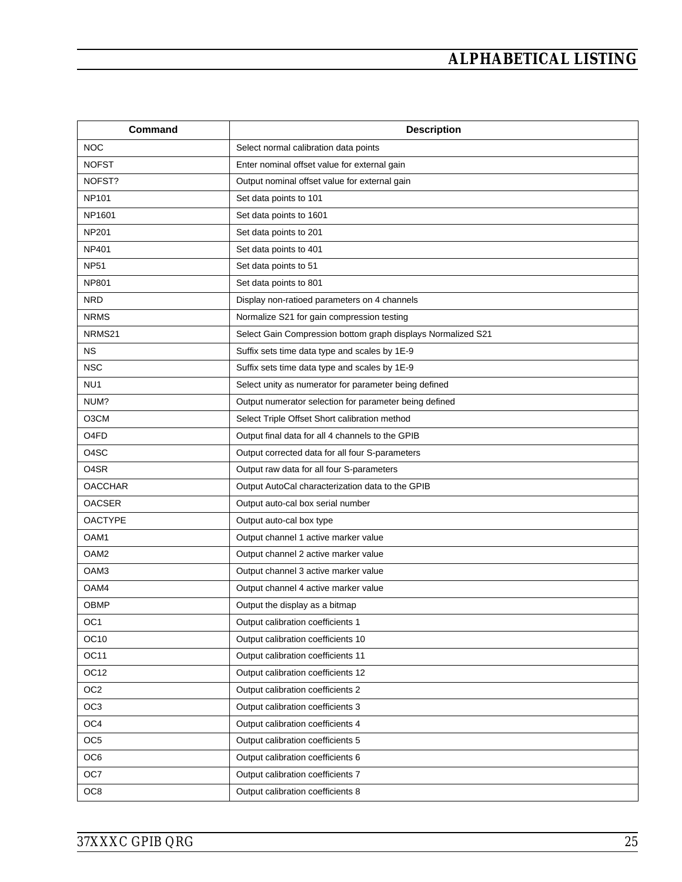| Command | Description |
|---|---|
| NOC | Select normal calibration data points |
| NOFST | Enter nominal offset value for external gain |
| NOFST? | Output nominal offset value for external gain |
| NP101 | Set data points to 101 |
| NP1601 | Set data points to 1601 |
| NP201 | Set data points to 201 |
| NP401 | Set data points to 401 |
| NP51 | Set data points to 51 |
| NP801 | Set data points to 801 |
| NRD | Display non-ratioed parameters on 4 channels |
| NRMS | Normalize S21 for gain compression testing |
| NRMS21 | Select Gain Compression bottom graph displays Normalized S21 |
| NS | Suffix sets time data type and scales by 1E-9 |
| NSC | Suffix sets time data type and scales by 1E-9 |
| NU1 | Select unity as numerator for parameter being defined |
| NUM? | Output numerator selection for parameter being defined |
| O3CM | Select Triple Offset Short calibration method |
| O4FD | Output final data for all 4 channels to the GPIB |
| O4SC | Output corrected data for all four S-parameters |
| O4SR | Output raw data for all four S-parameters |
| OACCHAR | Output AutoCal characterization data to the GPIB |
| OACSER | Output auto-cal box serial number |
| OACTYPE | Output auto-cal box type |
| OAM1 | Output channel 1 active marker value |
| OAM2 | Output channel 2 active marker value |
| OAM3 | Output channel 3 active marker value |
| OAM4 | Output channel 4 active marker value |
| OBMP | Output the display as a bitmap |
| OC1 | Output calibration coefficients 1 |
| OC10 | Output calibration coefficients 10 |
| OC11 | Output calibration coefficients 11 |
| OC12 | Output calibration coefficients 12 |
| OC2 | Output calibration coefficients 2 |
| OC3 | Output calibration coefficients 3 |
| OC4 | Output calibration coefficients 4 |
| OC5 | Output calibration coefficients 5 |
| OC6 | Output calibration coefficients 6 |
| OC7 | Output calibration coefficients 7 |
| OC8 | Output calibration coefficients 8 |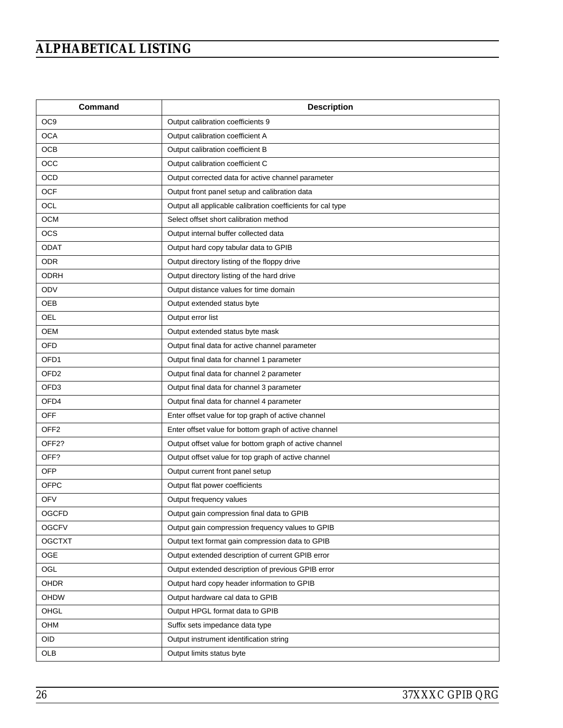# ALPHABETICAL LISTING

| Command | Description |
|---|---|
| OC9 | Output calibration coefficients 9 |
| OCA | Output calibration coefficient A |
| OCB | Output calibration coefficient B |
| OCC | Output calibration coefficient C |
| OCD | Output corrected data for active channel parameter |
| OCF | Output front panel setup and calibration data |
| OCL | Output all applicable calibration coefficients for cal type |
| OCM | Select offset short calibration method |
| OCS | Output internal buffer collected data |
| ODAT | Output hard copy tabular data to GPIB |
| ODR | Output directory listing of the floppy drive |
| ODRH | Output directory listing of the hard drive |
| ODV | Output distance values for time domain |
| OEB | Output extended status byte |
| OEL | Output error list |
| OEM | Output extended status byte mask |
| OFD | Output final data for active channel parameter |
| OFD1 | Output final data for channel 1 parameter |
| OFD2 | Output final data for channel 2 parameter |
| OFD3 | Output final data for channel 3 parameter |
| OFD4 | Output final data for channel 4 parameter |
| OFF | Enter offset value for top graph of active channel |
| OFF2 | Enter offset value for bottom graph of active channel |
| OFF2? | Output offset value for bottom graph of active channel |
| OFF? | Output offset value for top graph of active channel |
| OFP | Output current front panel setup |
| OFPC | Output flat power coefficients |
| OFV | Output frequency values |
| OGCFD | Output gain compression final data to GPIB |
| OGCFV | Output gain compression frequency values to GPIB |
| OGCTXT | Output text format gain compression data to GPIB |
| OGE | Output extended description of current GPIB error |
| OGL | Output extended description of previous GPIB error |
| OHDR | Output hard copy header information to GPIB |
| OHDW | Output hardware cal data to GPIB |
| OHGL | Output HPGL format data to GPIB |
| OHM | Suffix sets impedance data type |
| OID | Output instrument identification string |
| OLB | Output limits status byte |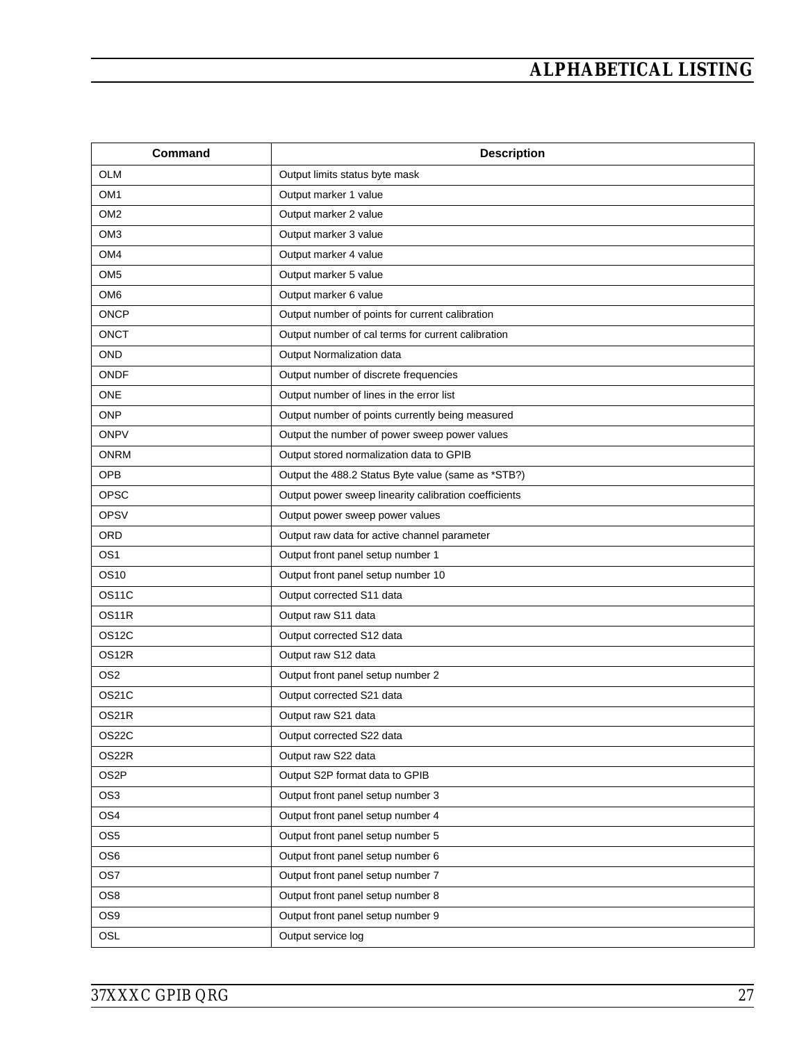| Command | Description |
| --- | --- |
| OLM | Output limits status byte mask |
| OM1 | Output marker 1 value |
| OM2 | Output marker 2 value |
| OM3 | Output marker 3 value |
| OM4 | Output marker 4 value |
| OM5 | Output marker 5 value |
| OM6 | Output marker 6 value |
| ONCP | Output number of points for current calibration |
| ONCT | Output number of cal terms for current calibration |
| OND | Output Normalization data |
| ONDF | Output number of discrete frequencies |
| ONE | Output number of lines in the error list |
| ONP | Output number of points currently being measured |
| ONPV | Output the number of power sweep power values |
| ONRM | Output stored normalization data to GPIB |
| OPB | Output the 488.2 Status Byte value (same as *STB?) |
| OPSC | Output power sweep linearity calibration coefficients |
| OPSV | Output power sweep power values |
| ORD | Output raw data for active channel parameter |
| OS1 | Output front panel setup number 1 |
| OS10 | Output front panel setup number 10 |
| OS11C | Output corrected S11 data |
| OS11R | Output raw S11 data |
| OS12C | Output corrected S12 data |
| OS12R | Output raw S12 data |
| OS2 | Output front panel setup number 2 |
| OS21C | Output corrected S21 data |
| OS21R | Output raw S21 data |
| OS22C | Output corrected S22 data |
| OS22R | Output raw S22 data |
| OS2P | Output S2P format data to GPIB |
| OS3 | Output front panel setup number 3 |
| OS4 | Output front panel setup number 4 |
| OS5 | Output front panel setup number 5 |
| OS6 | Output front panel setup number 6 |
| OS7 | Output front panel setup number 7 |
| OS8 | Output front panel setup number 8 |
| OS9 | Output front panel setup number 9 |
| OSL | Output service log |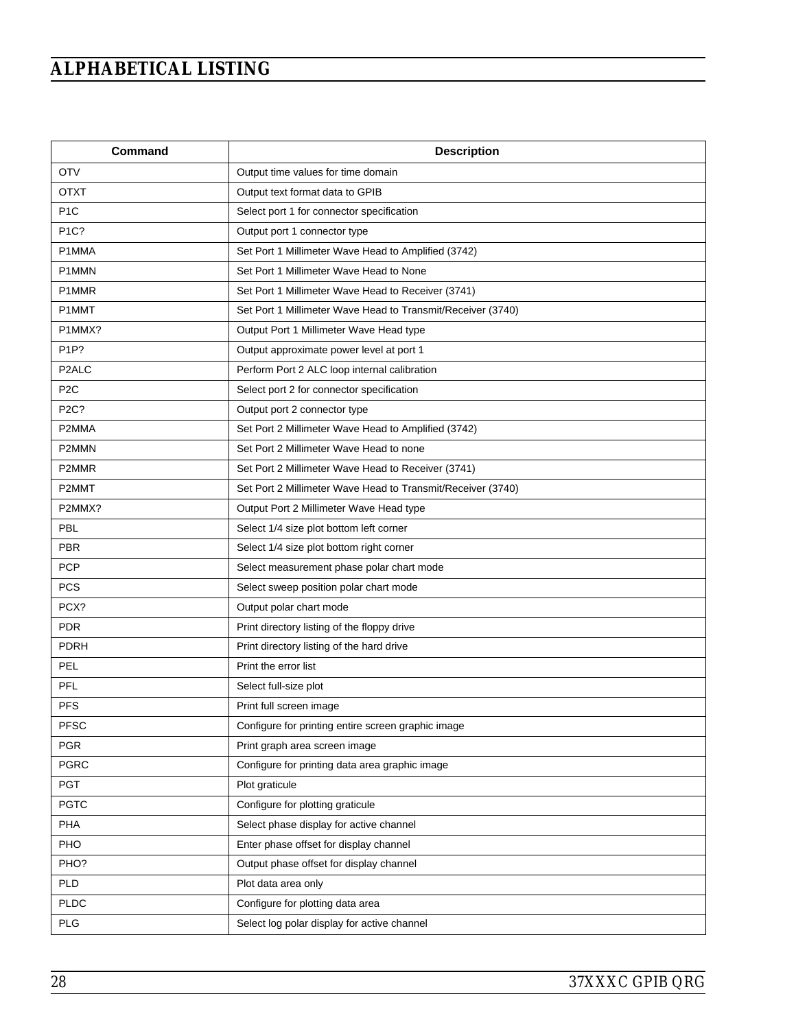# ALPHABETICAL LISTING

| Command | Description |
|---|---|
| OTV | Output time values for time domain |
| OTXT | Output text format data to GPIB |
| P1C | Select port 1 for connector specification |
| P1C? | Output port 1 connector type |
| P1MMA | Set Port 1 Millimeter Wave Head to Amplified (3742) |
| P1MMN | Set Port 1 Millimeter Wave Head to None |
| P1MMR | Set Port 1 Millimeter Wave Head to Receiver (3741) |
| P1MMT | Set Port 1 Millimeter Wave Head to Transmit/Receiver (3740) |
| P1MMX? | Output Port 1 Millimeter Wave Head type |
| P1P? | Output approximate power level at port 1 |
| P2ALC | Perform Port 2 ALC loop internal calibration |
| P2C | Select port 2 for connector specification |
| P2C? | Output port 2 connector type |
| P2MMA | Set Port 2 Millimeter Wave Head to Amplified (3742) |
| P2MMN | Set Port 2 Millimeter Wave Head to none |
| P2MMR | Set Port 2 Millimeter Wave Head to Receiver (3741) |
| P2MMT | Set Port 2 Millimeter Wave Head to Transmit/Receiver (3740) |
| P2MMX? | Output Port 2 Millimeter Wave Head type |
| PBL | Select 1/4 size plot bottom left corner |
| PBR | Select 1/4 size plot bottom right corner |
| PCP | Select measurement phase polar chart mode |
| PCS | Select sweep position polar chart mode |
| PCX? | Output polar chart mode |
| PDR | Print directory listing of the floppy drive |
| PDRH | Print directory listing of the hard drive |
| PEL | Print the error list |
| PFL | Select full-size plot |
| PFS | Print full screen image |
| PFSC | Configure for printing entire screen graphic image |
| PGR | Print graph area screen image |
| PGRC | Configure for printing data area graphic image |
| PGT | Plot graticule |
| PGTC | Configure for plotting graticule |
| PHA | Select phase display for active channel |
| PHO | Enter phase offset for display channel |
| PHO? | Output phase offset for display channel |
| PLD | Plot data area only |
| PLDC | Configure for plotting data area |
| PLG | Select log polar display for active channel |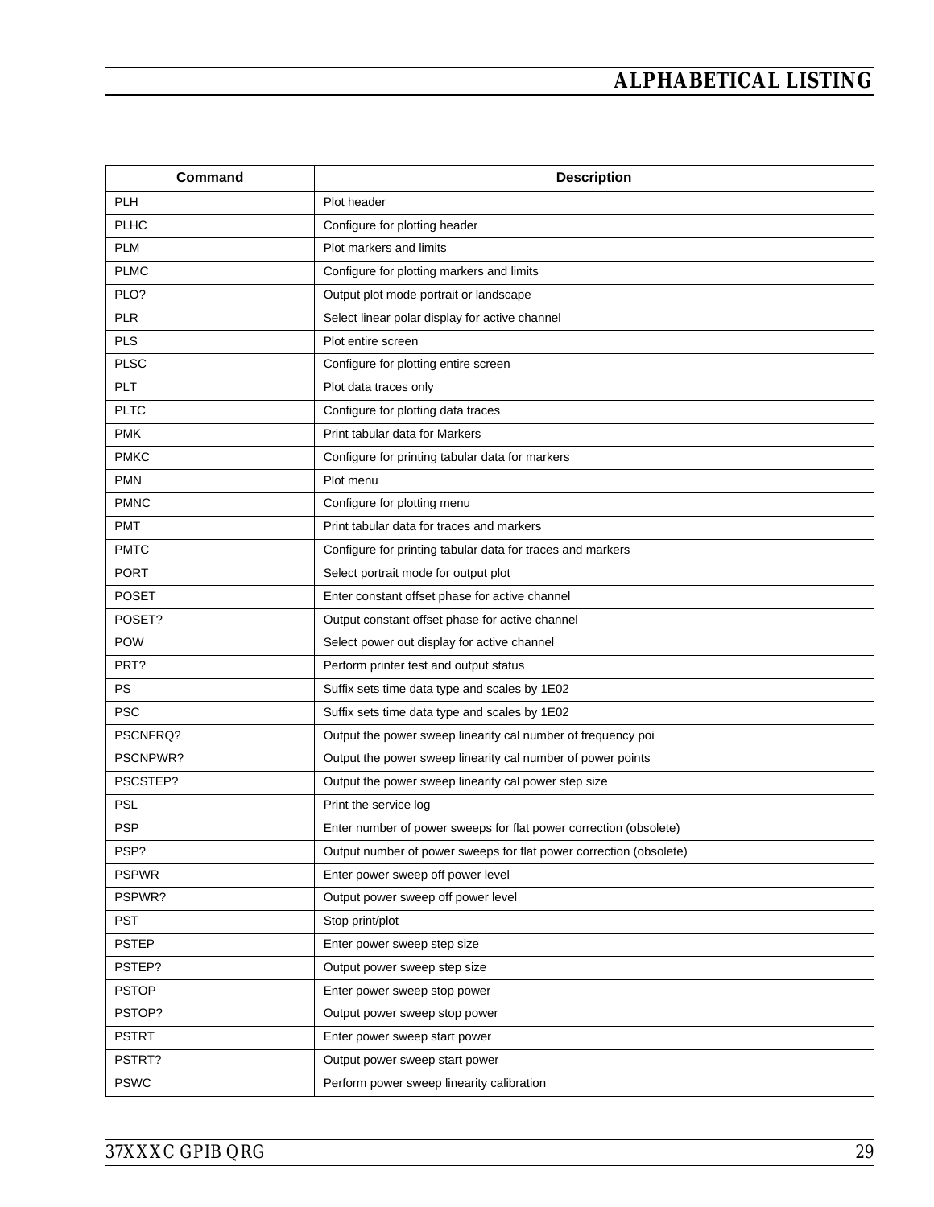| Command | Description |
|---|---|
| PLH | Plot header |
| PLHC | Configure for plotting header |
| PLM | Plot markers and limits |
| PLMC | Configure for plotting markers and limits |
| PLO? | Output plot mode portrait or landscape |
| PLR | Select linear polar display for active channel |
| PLS | Plot entire screen |
| PLSC | Configure for plotting entire screen |
| PLT | Plot data traces only |
| PLTC | Configure for plotting data traces |
| PMK | Print tabular data for Markers |
| PMKC | Configure for printing tabular data for markers |
| PMN | Plot menu |
| PMNC | Configure for plotting menu |
| PMT | Print tabular data for traces and markers |
| PMTC | Configure for printing tabular data for traces and markers |
| PORT | Select portrait mode for output plot |
| POSET | Enter constant offset phase for active channel |
| POSET? | Output constant offset phase for active channel |
| POW | Select power out display for active channel |
| PRT? | Perform printer test and output status |
| PS | Suffix sets time data type and scales by 1E02 |
| PSC | Suffix sets time data type and scales by 1E02 |
| PSCNFRQ? | Output the power sweep linearity cal number of frequency poi |
| PSCNPWR? | Output the power sweep linearity cal number of power points |
| PSCSTEP? | Output the power sweep linearity cal power step size |
| PSL | Print the service log |
| PSP | Enter number of power sweeps for flat power correction (obsolete) |
| PSP? | Output number of power sweeps for flat power correction (obsolete) |
| PSPWR | Enter power sweep off power level |
| PSPWR? | Output power sweep off power level |
| PST | Stop print/plot |
| PSTEP | Enter power sweep step size |
| PSTEP? | Output power sweep step size |
| PSTOP | Enter power sweep stop power |
| PSTOP? | Output power sweep stop power |
| PSTRT | Enter power sweep start power |
| PSTRT? | Output power sweep start power |
| PSWC | Perform power sweep linearity calibration |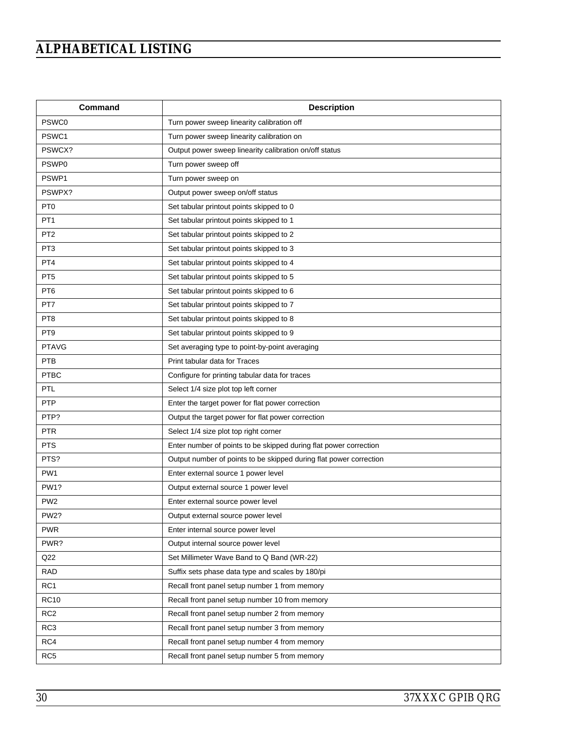# ALPHABETICAL LISTING

| Command | Description |
|---|---|
| PSWC0 | Turn power sweep linearity calibration off |
| PSWC1 | Turn power sweep linearity calibration on |
| PSWCX? | Output power sweep linearity calibration on/off status |
| PSWP0 | Turn power sweep off |
| PSWP1 | Turn power sweep on |
| PSWPX? | Output power sweep on/off status |
| PT0 | Set tabular printout points skipped to 0 |
| PT1 | Set tabular printout points skipped to 1 |
| PT2 | Set tabular printout points skipped to 2 |
| PT3 | Set tabular printout points skipped to 3 |
| PT4 | Set tabular printout points skipped to 4 |
| PT5 | Set tabular printout points skipped to 5 |
| PT6 | Set tabular printout points skipped to 6 |
| PT7 | Set tabular printout points skipped to 7 |
| PT8 | Set tabular printout points skipped to 8 |
| PT9 | Set tabular printout points skipped to 9 |
| PTAVG | Set averaging type to point-by-point averaging |
| PTB | Print tabular data for Traces |
| PTBC | Configure for printing tabular data for traces |
| PTL | Select 1/4 size plot top left corner |
| PTP | Enter the target power for flat power correction |
| PTP? | Output the target power for flat power correction |
| PTR | Select 1/4 size plot top right corner |
| PTS | Enter number of points to be skipped during flat power correction |
| PTS? | Output number of points to be skipped during flat power correction |
| PW1 | Enter external source 1 power level |
| PW1? | Output external source 1 power level |
| PW2 | Enter external source power level |
| PW2? | Output external source power level |
| PWR | Enter internal source power level |
| PWR? | Output internal source power level |
| Q22 | Set Millimeter Wave Band to Q Band (WR-22) |
| RAD | Suffix sets phase data type and scales by 180/pi |
| RC1 | Recall front panel setup number 1 from memory |
| RC10 | Recall front panel setup number 10 from memory |
| RC2 | Recall front panel setup number 2 from memory |
| RC3 | Recall front panel setup number 3 from memory |
| RC4 | Recall front panel setup number 4 from memory |
| RC5 | Recall front panel setup number 5 from memory |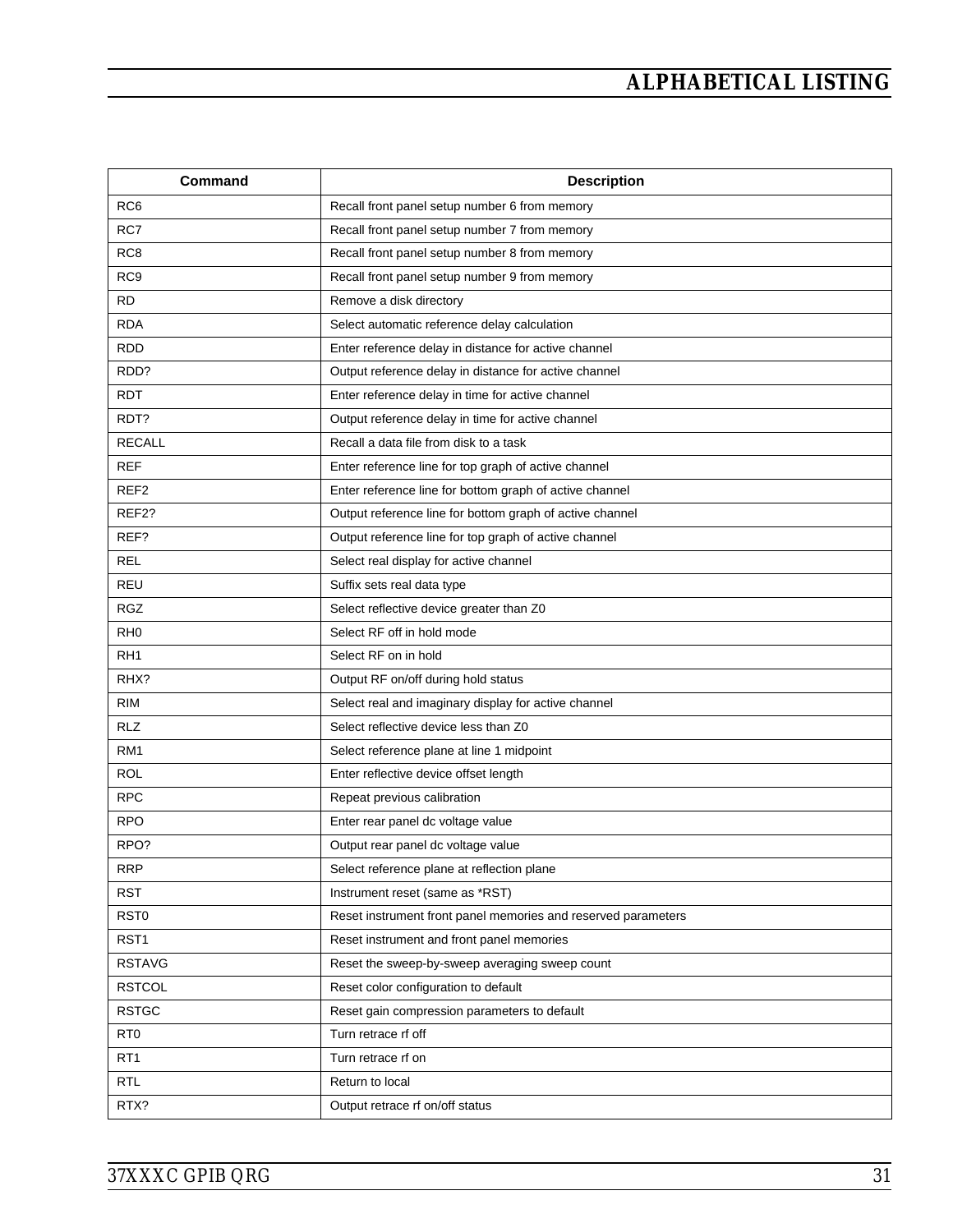| Command | Description |
|---|---|
| RC6 | Recall front panel setup number 6 from memory |
| RC7 | Recall front panel setup number 7 from memory |
| RC8 | Recall front panel setup number 8 from memory |
| RC9 | Recall front panel setup number 9 from memory |
| RD | Remove a disk directory |
| RDA | Select automatic reference delay calculation |
| RDD | Enter reference delay in distance for active channel |
| RDD? | Output reference delay in distance for active channel |
| RDT | Enter reference delay in time for active channel |
| RDT? | Output reference delay in time for active channel |
| RECALL | Recall a data file from disk to a task |
| REF | Enter reference line for top graph of active channel |
| REF2 | Enter reference line for bottom graph of active channel |
| REF2? | Output reference line for bottom graph of active channel |
| REF? | Output reference line for top graph of active channel |
| REL | Select real display for active channel |
| REU | Suffix sets real data type |
| RGZ | Select reflective device greater than Z0 |
| RH0 | Select RF off in hold mode |
| RH1 | Select RF on in hold |
| RHX? | Output RF on/off during hold status |
| RIM | Select real and imaginary display for active channel |
| RLZ | Select reflective device less than Z0 |
| RM1 | Select reference plane at line 1 midpoint |
| ROL | Enter reflective device offset length |
| RPC | Repeat previous calibration |
| RPO | Enter rear panel dc voltage value |
| RPO? | Output rear panel dc voltage value |
| RRP | Select reference plane at reflection plane |
| RST | Instrument reset (same as *RST) |
| RST0 | Reset instrument front panel memories and reserved parameters |
| RST1 | Reset instrument and front panel memories |
| RSTAVG | Reset the sweep-by-sweep averaging sweep count |
| RSTCOL | Reset color configuration to default |
| RSTGC | Reset gain compression parameters to default |
| RT0 | Turn retrace rf off |
| RT1 | Turn retrace rf on |
| RTL | Return to local |
| RTX? | Output retrace rf on/off status |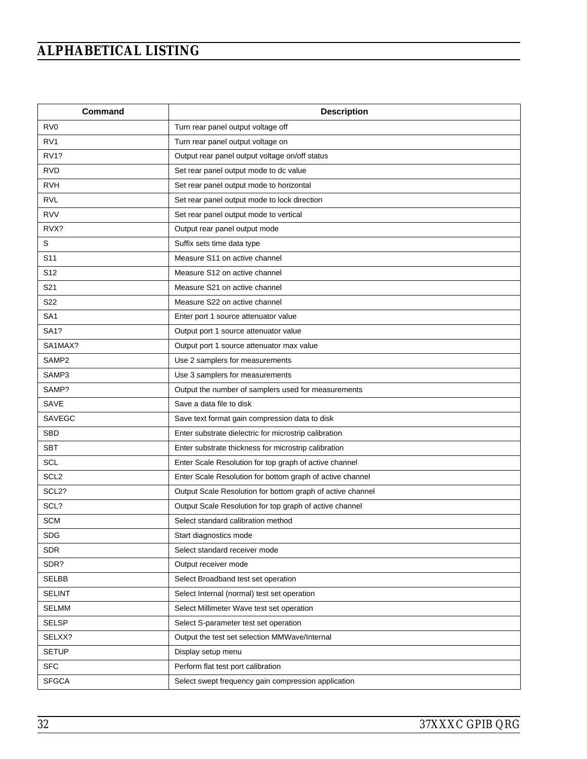## ALPHABETICAL LISTING

| Command | Description |
|---|---|
| RV0 | Turn rear panel output voltage off |
| RV1 | Turn rear panel output voltage on |
| RV1? | Output rear panel output voltage on/off status |
| RVD | Set rear panel output mode to dc value |
| RVH | Set rear panel output mode to horizontal |
| RVL | Set rear panel output mode to lock direction |
| RVV | Set rear panel output mode to vertical |
| RVX? | Output rear panel output mode |
| S | Suffix sets time data type |
| S11 | Measure S11 on active channel |
| S12 | Measure S12 on active channel |
| S21 | Measure S21 on active channel |
| S22 | Measure S22 on active channel |
| SA1 | Enter port 1 source attenuator value |
| SA1? | Output port 1 source attenuator value |
| SA1MAX? | Output port 1 source attenuator max value |
| SAMP2 | Use 2 samplers for measurements |
| SAMP3 | Use 3 samplers for measurements |
| SAMP? | Output the number of samplers used for measurements |
| SAVE | Save a data file to disk |
| SAVEGC | Save text format gain compression data to disk |
| SBD | Enter substrate dielectric for microstrip calibration |
| SBT | Enter substrate thickness for microstrip calibration |
| SCL | Enter Scale Resolution for top graph of active channel |
| SCL2 | Enter Scale Resolution for bottom graph of active channel |
| SCL2? | Output Scale Resolution for bottom graph of active channel |
| SCL? | Output Scale Resolution for top graph of active channel |
| SCM | Select standard calibration method |
| SDG | Start diagnostics mode |
| SDR | Select standard receiver mode |
| SDR? | Output receiver mode |
| SELBB | Select Broadband test set operation |
| SELINT | Select Internal (normal) test set operation |
| SELMM | Select Millimeter Wave test set operation |
| SELSP | Select S-parameter test set operation |
| SELXX? | Output the test set selection MMWave/Internal |
| SETUP | Display setup menu |
| SFC | Perform flat test port calibration |
| SFGCA | Select swept frequency gain compression application |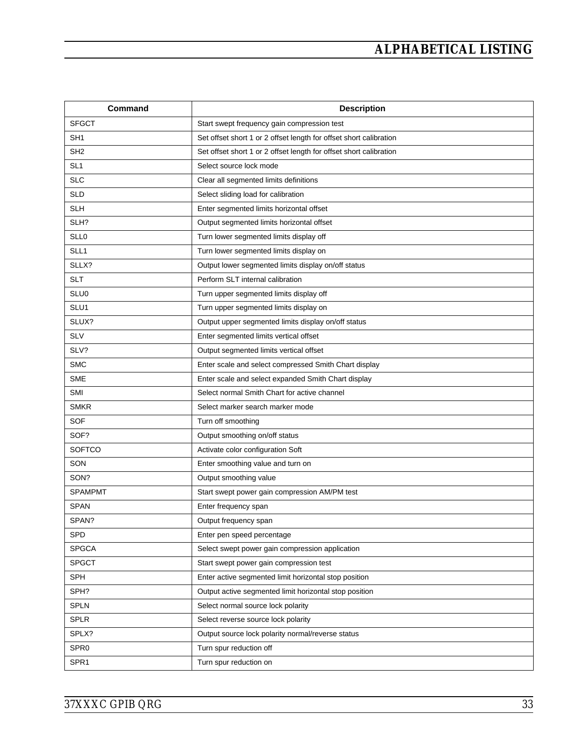| Command | Description |
|---|---|
| SFGCT | Start swept frequency gain compression test |
| SH1 | Set offset short 1 or 2 offset length for offset short calibration |
| SH2 | Set offset short 1 or 2 offset length for offset short calibration |
| SL1 | Select source lock mode |
| SLC | Clear all segmented limits definitions |
| SLD | Select sliding load for calibration |
| SLH | Enter segmented limits horizontal offset |
| SLH? | Output segmented limits horizontal offset |
| SLL0 | Turn lower segmented limits display off |
| SLL1 | Turn lower segmented limits display on |
| SLLX? | Output lower segmented limits display on/off status |
| SLT | Perform SLT internal calibration |
| SLU0 | Turn upper segmented limits display off |
| SLU1 | Turn upper segmented limits display on |
| SLUX? | Output upper segmented limits display on/off status |
| SLV | Enter segmented limits vertical offset |
| SLV? | Output segmented limits vertical offset |
| SMC | Enter scale and select compressed Smith Chart display |
| SME | Enter scale and select expanded Smith Chart display |
| SMI | Select normal Smith Chart for active channel |
| SMKR | Select marker search marker mode |
| SOF | Turn off smoothing |
| SOF? | Output smoothing on/off status |
| SOFTCO | Activate color configuration Soft |
| SON | Enter smoothing value and turn on |
| SON? | Output smoothing value |
| SPAMPMT | Start swept power gain compression AM/PM test |
| SPAN | Enter frequency span |
| SPAN? | Output frequency span |
| SPD | Enter pen speed percentage |
| SPGCA | Select swept power gain compression application |
| SPGCT | Start swept power gain compression test |
| SPH | Enter active segmented limit horizontal stop position |
| SPH? | Output active segmented limit horizontal stop position |
| SPLN | Select normal source lock polarity |
| SPLR | Select reverse source lock polarity |
| SPLX? | Output source lock polarity normal/reverse status |
| SPR0 | Turn spur reduction off |
| SPR1 | Turn spur reduction on |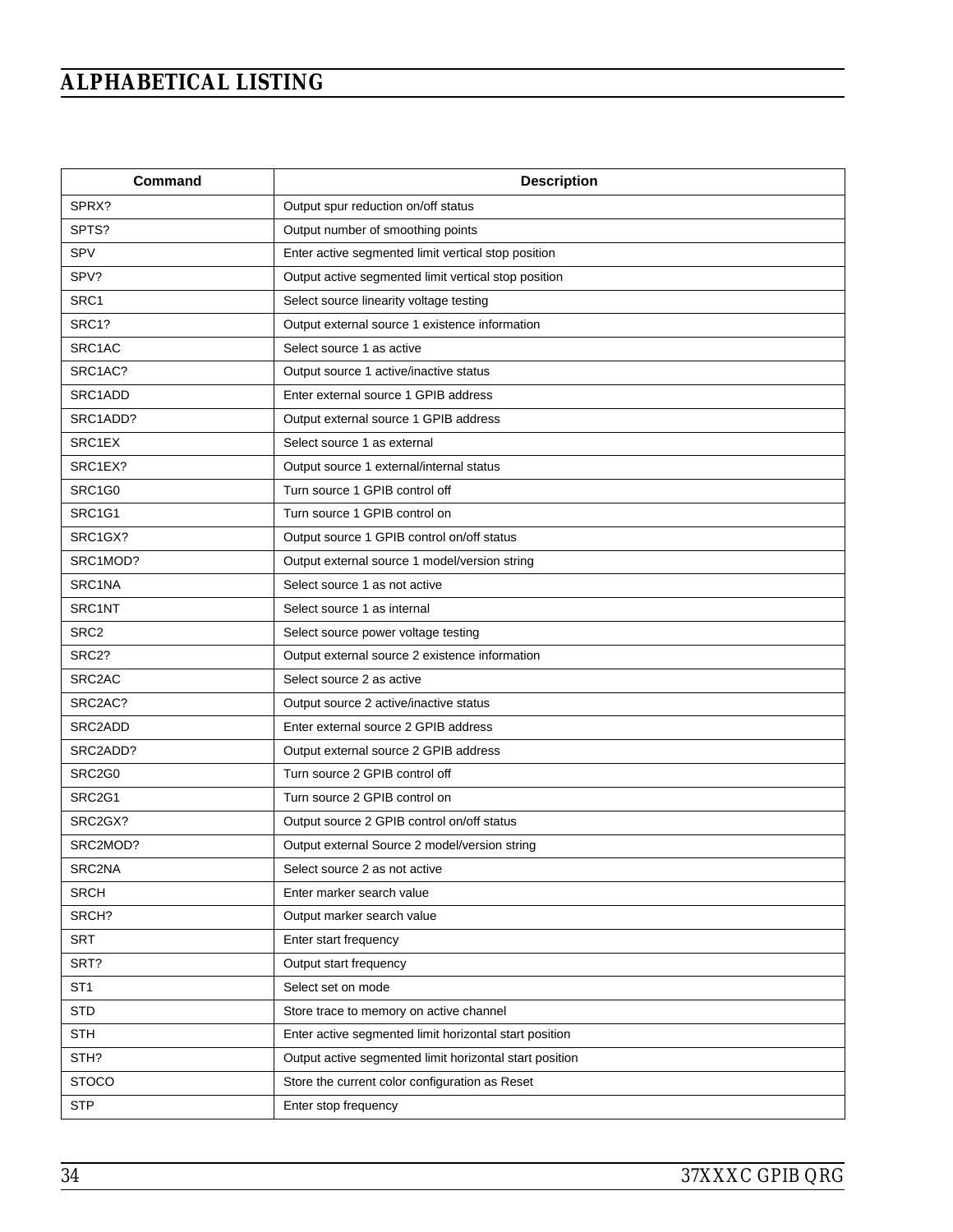# ALPHABETICAL LISTING

| Command | Description |
|---|---|
| SPRX? | Output spur reduction on/off status |
| SPTS? | Output number of smoothing points |
| SPV | Enter active segmented limit vertical stop position |
| SPV? | Output active segmented limit vertical stop position |
| SRC1 | Select source linearity voltage testing |
| SRC1? | Output external source 1 existence information |
| SRC1AC | Select source 1 as active |
| SRC1AC? | Output source 1 active/inactive status |
| SRC1ADD | Enter external source 1 GPIB address |
| SRC1ADD? | Output external source 1 GPIB address |
| SRC1EX | Select source 1 as external |
| SRC1EX? | Output source 1 external/internal status |
| SRC1G0 | Turn source 1 GPIB control off |
| SRC1G1 | Turn source 1 GPIB control on |
| SRC1GX? | Output source 1 GPIB control on/off status |
| SRC1MOD? | Output external source 1 model/version string |
| SRC1NA | Select source 1 as not active |
| SRC1NT | Select source 1 as internal |
| SRC2 | Select source power voltage testing |
| SRC2? | Output external source 2 existence information |
| SRC2AC | Select source 2 as active |
| SRC2AC? | Output source 2 active/inactive status |
| SRC2ADD | Enter external source 2 GPIB address |
| SRC2ADD? | Output external source 2 GPIB address |
| SRC2G0 | Turn source 2 GPIB control off |
| SRC2G1 | Turn source 2 GPIB control on |
| SRC2GX? | Output source 2 GPIB control on/off status |
| SRC2MOD? | Output external Source 2 model/version string |
| SRC2NA | Select source 2 as not active |
| SRCH | Enter marker search value |
| SRCH? | Output marker search value |
| SRT | Enter start frequency |
| SRT? | Output start frequency |
| ST1 | Select set on mode |
| STD | Store trace to memory on active channel |
| STH | Enter active segmented limit horizontal start position |
| STH? | Output active segmented limit horizontal start position |
| STOCO | Store the current color configuration as Reset |
| STP | Enter stop frequency |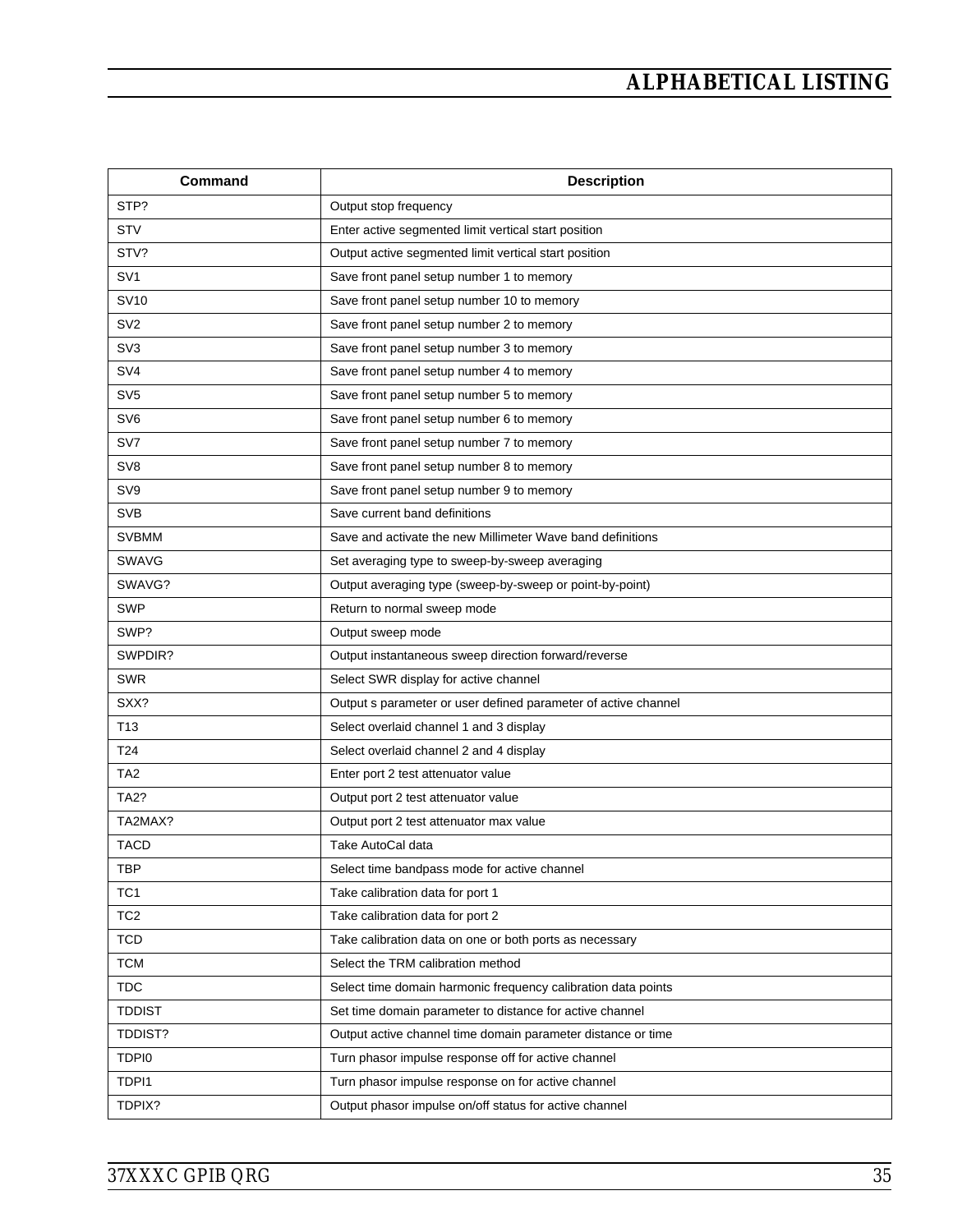| Command | Description |
|---|---|
| STP? | Output stop frequency |
| STV | Enter active segmented limit vertical start position |
| STV? | Output active segmented limit vertical start position |
| SV1 | Save front panel setup number 1 to memory |
| SV10 | Save front panel setup number 10 to memory |
| SV2 | Save front panel setup number 2 to memory |
| SV3 | Save front panel setup number 3 to memory |
| SV4 | Save front panel setup number 4 to memory |
| SV5 | Save front panel setup number 5 to memory |
| SV6 | Save front panel setup number 6 to memory |
| SV7 | Save front panel setup number 7 to memory |
| SV8 | Save front panel setup number 8 to memory |
| SV9 | Save front panel setup number 9 to memory |
| SVB | Save current band definitions |
| SVBMM | Save and activate the new Millimeter Wave band definitions |
| SWAVG | Set averaging type to sweep-by-sweep averaging |
| SWAVG? | Output averaging type (sweep-by-sweep or point-by-point) |
| SWP | Return to normal sweep mode |
| SWP? | Output sweep mode |
| SWPDIR? | Output instantaneous sweep direction forward/reverse |
| SWR | Select SWR display for active channel |
| SXX? | Output s parameter or user defined parameter of active channel |
| T13 | Select overlaid channel 1 and 3 display |
| T24 | Select overlaid channel 2 and 4 display |
| TA2 | Enter port 2 test attenuator value |
| TA2? | Output port 2 test attenuator value |
| TA2MAX? | Output port 2 test attenuator max value |
| TACD | Take AutoCal data |
| TBP | Select time bandpass mode for active channel |
| TC1 | Take calibration data for port 1 |
| TC2 | Take calibration data for port 2 |
| TCD | Take calibration data on one or both ports as necessary |
| TCM | Select the TRM calibration method |
| TDC | Select time domain harmonic frequency calibration data points |
| TDDIST | Set time domain parameter to distance for active channel |
| TDDIST? | Output active channel time domain parameter distance or time |
| TDPI0 | Turn phasor impulse response off for active channel |
| TDPI1 | Turn phasor impulse response on for active channel |
| TDPIX? | Output phasor impulse on/off status for active channel |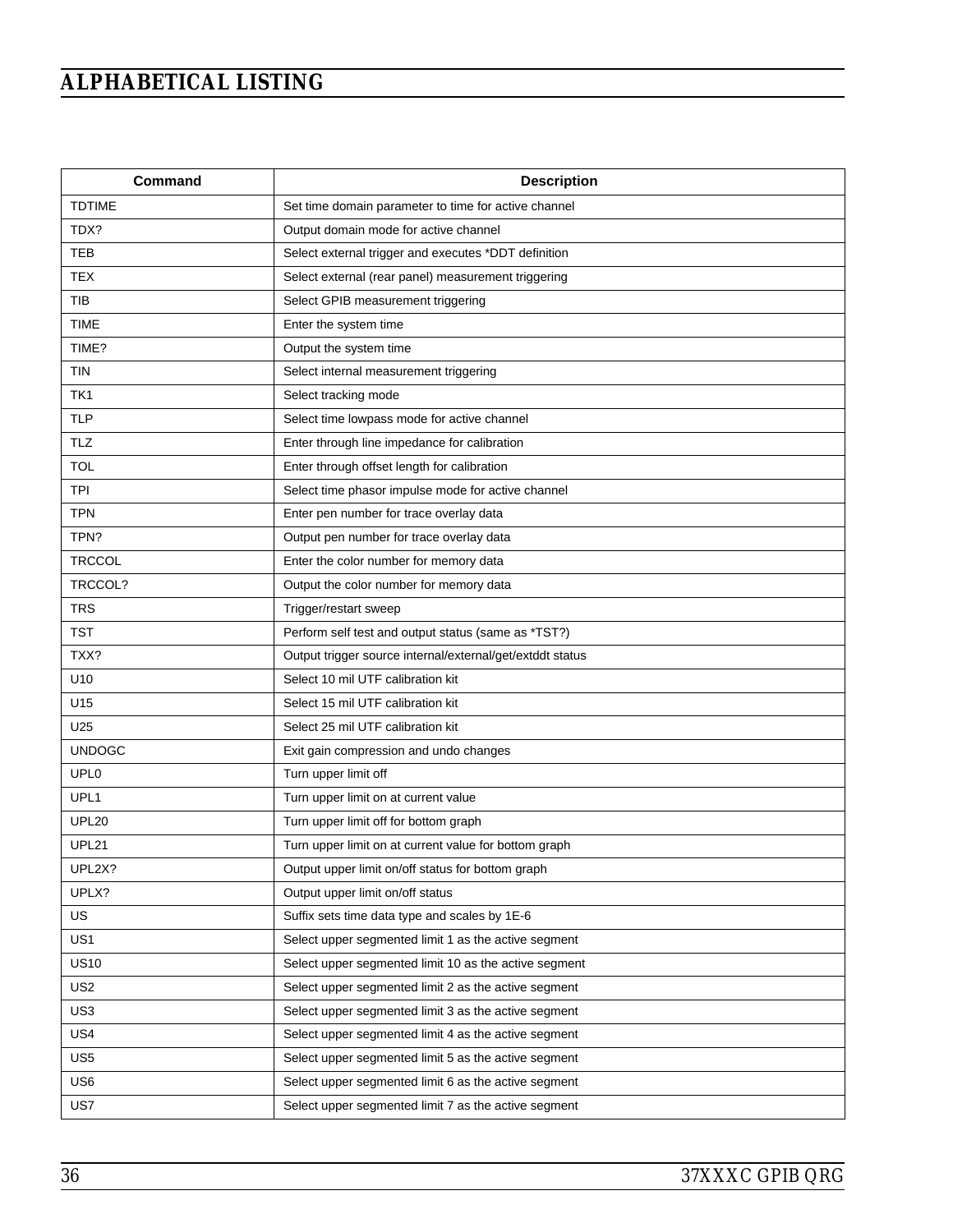# ALPHABETICAL LISTING

| Command | Description |
|---|---|
| TDTIME | Set time domain parameter to time for active channel |
| TDX? | Output domain mode for active channel |
| TEB | Select external trigger and executes *DDT definition |
| TEX | Select external (rear panel) measurement triggering |
| TIB | Select GPIB measurement triggering |
| TIME | Enter the system time |
| TIME? | Output the system time |
| TIN | Select internal measurement triggering |
| TK1 | Select tracking mode |
| TLP | Select time lowpass mode for active channel |
| TLZ | Enter through line impedance for calibration |
| TOL | Enter through offset length for calibration |
| TPI | Select time phasor impulse mode for active channel |
| TPN | Enter pen number for trace overlay data |
| TPN? | Output pen number for trace overlay data |
| TRCCOL | Enter the color number for memory data |
| TRCCOL? | Output the color number for memory data |
| TRS | Trigger/restart sweep |
| TST | Perform self test and output status (same as *TST?) |
| TXX? | Output trigger source internal/external/get/extddt status |
| U10 | Select 10 mil UTF calibration kit |
| U15 | Select 15 mil UTF calibration kit |
| U25 | Select 25 mil UTF calibration kit |
| UNDOGC | Exit gain compression and undo changes |
| UPL0 | Turn upper limit off |
| UPL1 | Turn upper limit on at current value |
| UPL20 | Turn upper limit off for bottom graph |
| UPL21 | Turn upper limit on at current value for bottom graph |
| UPL2X? | Output upper limit on/off status for bottom graph |
| UPLX? | Output upper limit on/off status |
| US | Suffix sets time data type and scales by 1E-6 |
| US1 | Select upper segmented limit 1 as the active segment |
| US10 | Select upper segmented limit 10 as the active segment |
| US2 | Select upper segmented limit 2 as the active segment |
| US3 | Select upper segmented limit 3 as the active segment |
| US4 | Select upper segmented limit 4 as the active segment |
| US5 | Select upper segmented limit 5 as the active segment |
| US6 | Select upper segmented limit 6 as the active segment |
| US7 | Select upper segmented limit 7 as the active segment |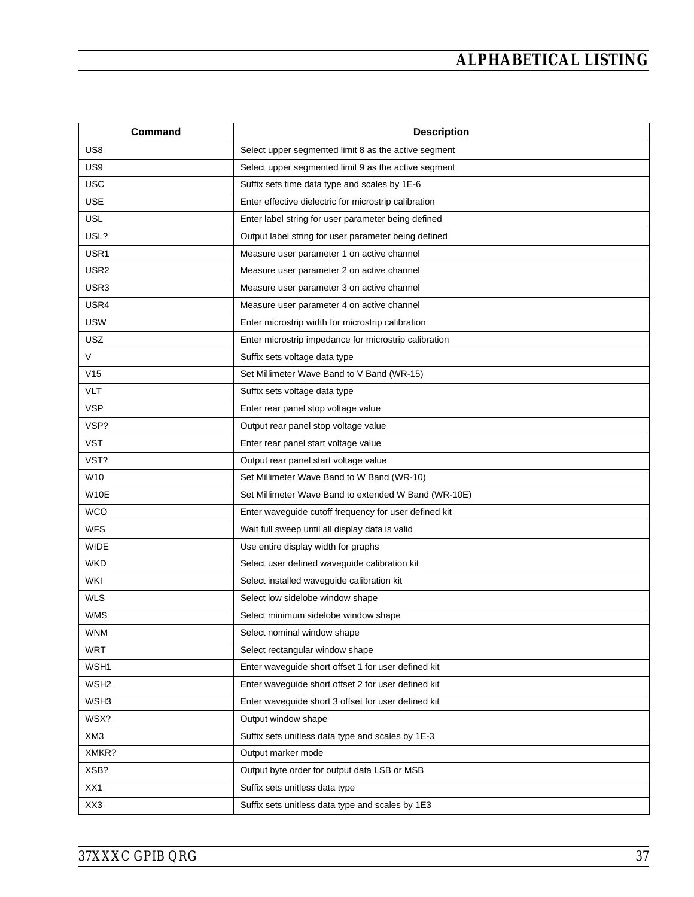| Command | Description |
|---|---|
| US8 | Select upper segmented limit 8 as the active segment |
| US9 | Select upper segmented limit 9 as the active segment |
| USC | Suffix sets time data type and scales by 1E-6 |
| USE | Enter effective dielectric for microstrip calibration |
| USL | Enter label string for user parameter being defined |
| USL? | Output label string for user parameter being defined |
| USR1 | Measure user parameter 1 on active channel |
| USR2 | Measure user parameter 2 on active channel |
| USR3 | Measure user parameter 3 on active channel |
| USR4 | Measure user parameter 4 on active channel |
| USW | Enter microstrip width for microstrip calibration |
| USZ | Enter microstrip impedance for microstrip calibration |
| V | Suffix sets voltage data type |
| V15 | Set Millimeter Wave Band to V Band (WR-15) |
| VLT | Suffix sets voltage data type |
| VSP | Enter rear panel stop voltage value |
| VSP? | Output rear panel stop voltage value |
| VST | Enter rear panel start voltage value |
| VST? | Output rear panel start voltage value |
| W10 | Set Millimeter Wave Band to W Band (WR-10) |
| W10E | Set Millimeter Wave Band to extended W Band (WR-10E) |
| WCO | Enter waveguide cutoff frequency for user defined kit |
| WFS | Wait full sweep until all display data is valid |
| WIDE | Use entire display width for graphs |
| WKD | Select user defined waveguide calibration kit |
| WKI | Select installed waveguide calibration kit |
| WLS | Select low sidelobe window shape |
| WMS | Select minimum sidelobe window shape |
| WNM | Select nominal window shape |
| WRT | Select rectangular window shape |
| WSH1 | Enter waveguide short offset 1 for user defined kit |
| WSH2 | Enter waveguide short offset 2 for user defined kit |
| WSH3 | Enter waveguide short 3 offset for user defined kit |
| WSX? | Output window shape |
| XM3 | Suffix sets unitless data type and scales by 1E-3 |
| XMKR? | Output marker mode |
| XSB? | Output byte order for output data LSB or MSB |
| XX1 | Suffix sets unitless data type |
| XX3 | Suffix sets unitless data type and scales by 1E3 |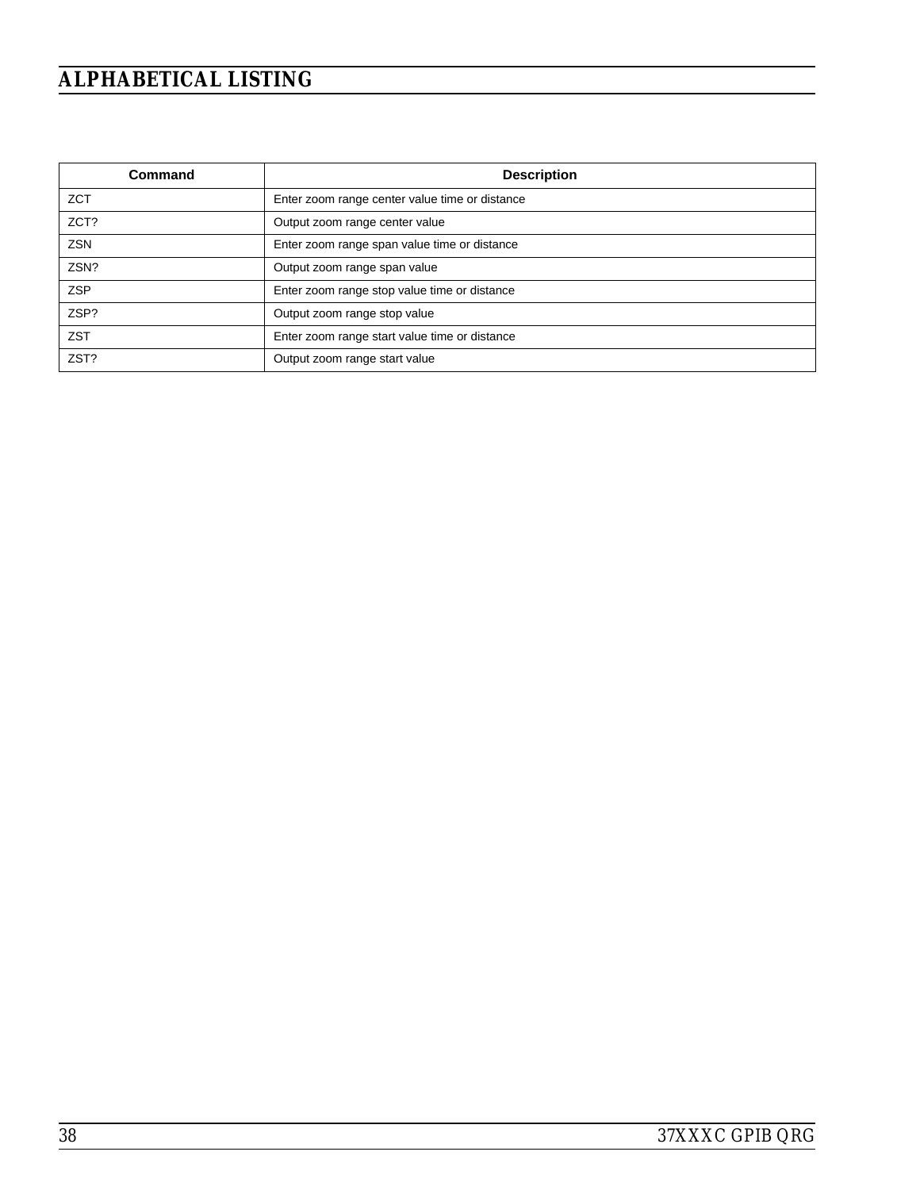| Command | Description |
|---|---|
| ZCT | Enter zoom range center value time or distance |
| ZCT? | Output zoom range center value |
| ZSN | Enter zoom range span value time or distance |
| ZSN? | Output zoom range span value |
| ZSP | Enter zoom range stop value time or distance |
| ZSP? | Output zoom range stop value |
| ZST | Enter zoom range start value time or distance |
| ZST? | Output zoom range start value |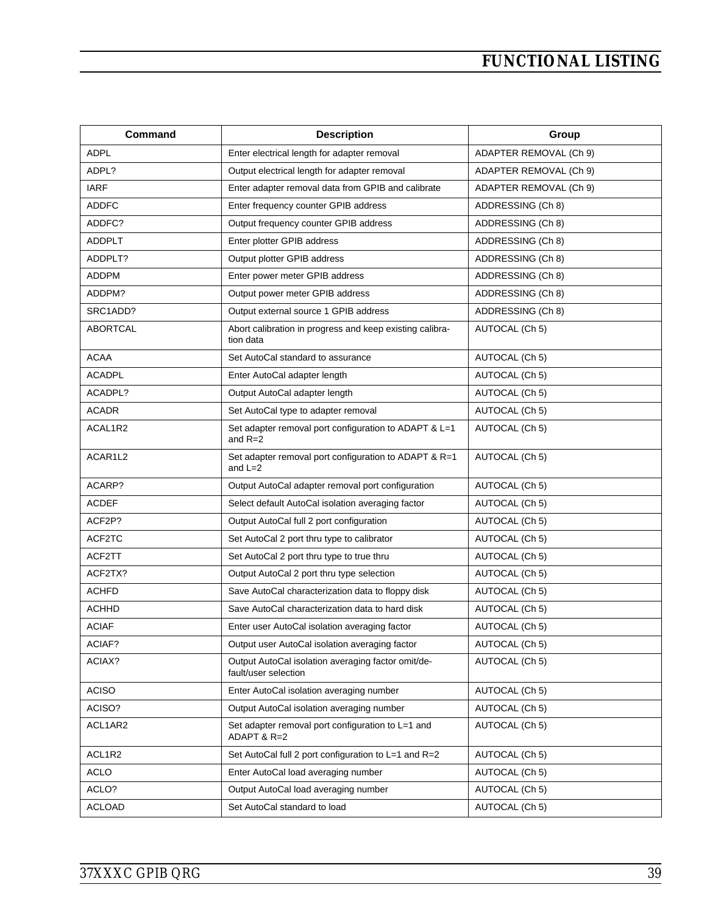| Command | Description | Group |
|---|---|---|
| ADPL | Enter electrical length for adapter removal | ADAPTER REMOVAL (Ch 9) |
| ADPL? | Output electrical length for adapter removal | ADAPTER REMOVAL (Ch 9) |
| IARF | Enter adapter removal data from GPIB and calibrate | ADAPTER REMOVAL (Ch 9) |
| ADDFC | Enter frequency counter GPIB address | ADDRESSING (Ch 8) |
| ADDFC? | Output frequency counter GPIB address | ADDRESSING (Ch 8) |
| ADDPLT | Enter plotter GPIB address | ADDRESSING (Ch 8) |
| ADDPLT? | Output plotter GPIB address | ADDRESSING (Ch 8) |
| ADDPM | Enter power meter GPIB address | ADDRESSING (Ch 8) |
| ADDPM? | Output power meter GPIB address | ADDRESSING (Ch 8) |
| SRC1ADD? | Output external source 1 GPIB address | ADDRESSING (Ch 8) |
| ABORTCAL | Abort calibration in progress and keep existing calibration data | AUTOCAL (Ch 5) |
| ACAA | Set AutoCal standard to assurance | AUTOCAL (Ch 5) |
| ACADPL | Enter AutoCal adapter length | AUTOCAL (Ch 5) |
| ACADPL? | Output AutoCal adapter length | AUTOCAL (Ch 5) |
| ACADR | Set AutoCal type to adapter removal | AUTOCAL (Ch 5) |
| ACAL1R2 | Set adapter removal port configuration to ADAPT & L=1 and R=2 | AUTOCAL (Ch 5) |
| ACAR1L2 | Set adapter removal port configuration to ADAPT & R=1 and L=2 | AUTOCAL (Ch 5) |
| ACARP? | Output AutoCal adapter removal port configuration | AUTOCAL (Ch 5) |
| ACDEF | Select default AutoCal isolation averaging factor | AUTOCAL (Ch 5) |
| ACF2P? | Output AutoCal full 2 port configuration | AUTOCAL (Ch 5) |
| ACF2TC | Set AutoCal 2 port thru type to calibrator | AUTOCAL (Ch 5) |
| ACF2TT | Set AutoCal 2 port thru type to true thru | AUTOCAL (Ch 5) |
| ACF2TX? | Output AutoCal 2 port thru type selection | AUTOCAL (Ch 5) |
| ACHFD | Save AutoCal characterization data to floppy disk | AUTOCAL (Ch 5) |
| ACHHD | Save AutoCal characterization data to hard disk | AUTOCAL (Ch 5) |
| ACIAF | Enter user AutoCal isolation averaging factor | AUTOCAL (Ch 5) |
| ACIAF? | Output user AutoCal isolation averaging factor | AUTOCAL (Ch 5) |
| ACIAX? | Output AutoCal isolation averaging factor omit/default/user selection | AUTOCAL (Ch 5) |
| ACISO | Enter AutoCal isolation averaging number | AUTOCAL (Ch 5) |
| ACISO? | Output AutoCal isolation averaging number | AUTOCAL (Ch 5) |
| ACL1AR2 | Set adapter removal port configuration to L=1 and ADAPT & R=2 | AUTOCAL (Ch 5) |
| ACL1R2 | Set AutoCal full 2 port configuration to L=1 and R=2 | AUTOCAL (Ch 5) |
| ACLO | Enter AutoCal load averaging number | AUTOCAL (Ch 5) |
| ACLO? | Output AutoCal load averaging number | AUTOCAL (Ch 5) |
| ACLOAD | Set AutoCal standard to load | AUTOCAL (Ch 5) |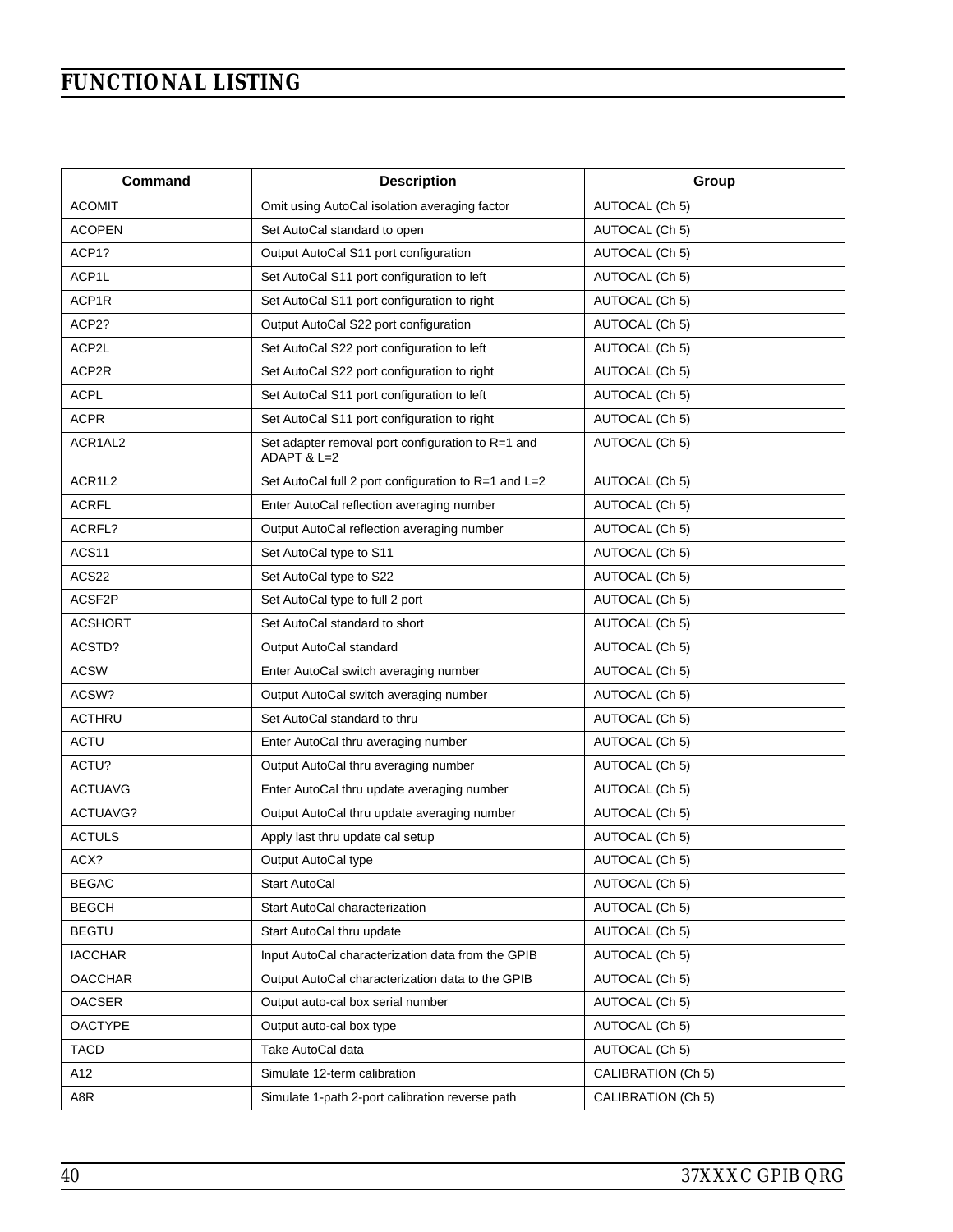# FUNCTIONAL LISTING

| Command | Description | Group |
|---|---|---|
| ACOMIT | Omit using AutoCal isolation averaging factor | AUTOCAL (Ch 5) |
| ACOPEN | Set AutoCal standard to open | AUTOCAL (Ch 5) |
| ACP1? | Output AutoCal S11 port configuration | AUTOCAL (Ch 5) |
| ACP1L | Set AutoCal S11 port configuration to left | AUTOCAL (Ch 5) |
| ACP1R | Set AutoCal S11 port configuration to right | AUTOCAL (Ch 5) |
| ACP2? | Output AutoCal S22 port configuration | AUTOCAL (Ch 5) |
| ACP2L | Set AutoCal S22 port configuration to left | AUTOCAL (Ch 5) |
| ACP2R | Set AutoCal S22 port configuration to right | AUTOCAL (Ch 5) |
| ACPL | Set AutoCal S11 port configuration to left | AUTOCAL (Ch 5) |
| ACPR | Set AutoCal S11 port configuration to right | AUTOCAL (Ch 5) |
| ACR1AL2 | Set adapter removal port configuration to R=1 and ADAPT & L=2 | AUTOCAL (Ch 5) |
| ACR1L2 | Set AutoCal full 2 port configuration to R=1 and L=2 | AUTOCAL (Ch 5) |
| ACRFL | Enter AutoCal reflection averaging number | AUTOCAL (Ch 5) |
| ACRFL? | Output AutoCal reflection averaging number | AUTOCAL (Ch 5) |
| ACS11 | Set AutoCal type to S11 | AUTOCAL (Ch 5) |
| ACS22 | Set AutoCal type to S22 | AUTOCAL (Ch 5) |
| ACSF2P | Set AutoCal type to full 2 port | AUTOCAL (Ch 5) |
| ACSHORT | Set AutoCal standard to short | AUTOCAL (Ch 5) |
| ACSTD? | Output AutoCal standard | AUTOCAL (Ch 5) |
| ACSW | Enter AutoCal switch averaging number | AUTOCAL (Ch 5) |
| ACSW? | Output AutoCal switch averaging number | AUTOCAL (Ch 5) |
| ACTHRU | Set AutoCal standard to thru | AUTOCAL (Ch 5) |
| ACTU | Enter AutoCal thru averaging number | AUTOCAL (Ch 5) |
| ACTU? | Output AutoCal thru averaging number | AUTOCAL (Ch 5) |
| ACTUAVG | Enter AutoCal thru update averaging number | AUTOCAL (Ch 5) |
| ACTUAVG? | Output AutoCal thru update averaging number | AUTOCAL (Ch 5) |
| ACTULS | Apply last thru update cal setup | AUTOCAL (Ch 5) |
| ACX? | Output AutoCal type | AUTOCAL (Ch 5) |
| BEGAC | Start AutoCal | AUTOCAL (Ch 5) |
| BEGCH | Start AutoCal characterization | AUTOCAL (Ch 5) |
| BEGTU | Start AutoCal thru update | AUTOCAL (Ch 5) |
| IACCHAR | Input AutoCal characterization data from the GPIB | AUTOCAL (Ch 5) |
| OACCHAR | Output AutoCal characterization data to the GPIB | AUTOCAL (Ch 5) |
| OACSER | Output auto-cal box serial number | AUTOCAL (Ch 5) |
| OACTYPE | Output auto-cal box type | AUTOCAL (Ch 5) |
| TACD | Take AutoCal data | AUTOCAL (Ch 5) |
| A12 | Simulate 12-term calibration | CALIBRATION (Ch 5) |
| A8R | Simulate 1-path 2-port calibration reverse path | CALIBRATION (Ch 5) |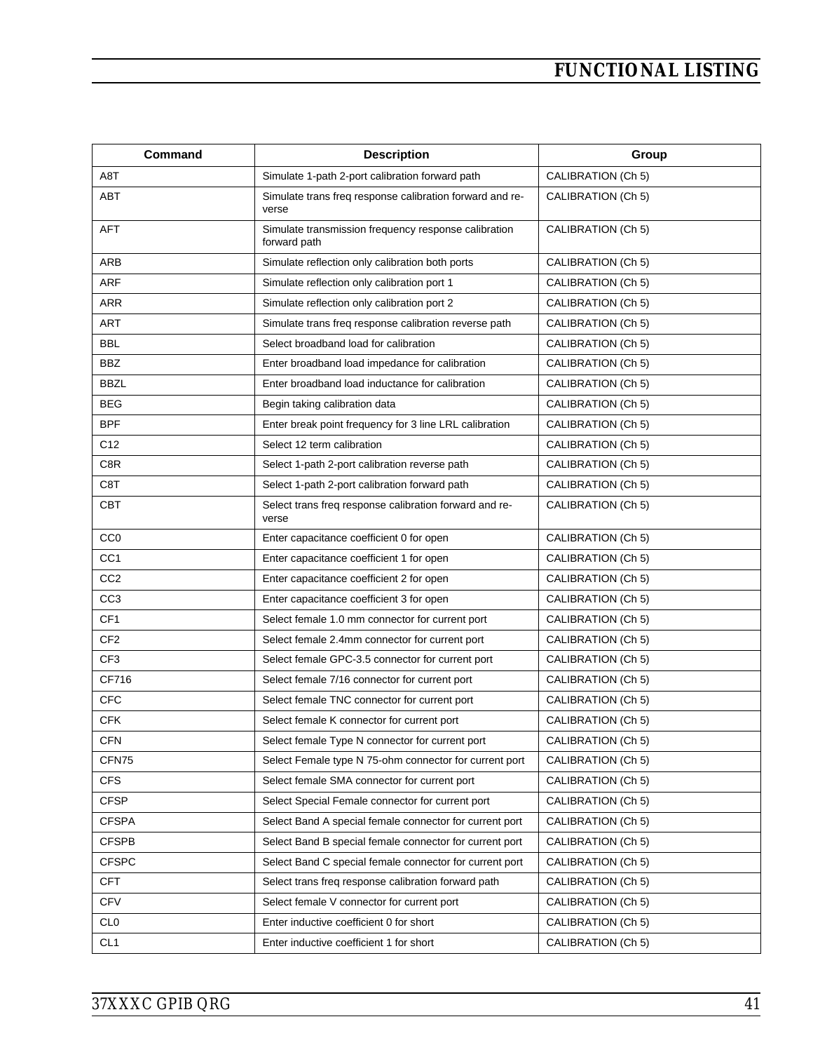| Command | Description | Group |
|---|---|---|
| A8T | Simulate 1-path 2-port calibration forward path | CALIBRATION (Ch 5) |
| ABT | Simulate trans freq response calibration forward and reverse | CALIBRATION (Ch 5) |
| AFT | Simulate transmission frequency response calibration forward path | CALIBRATION (Ch 5) |
| ARB | Simulate reflection only calibration both ports | CALIBRATION (Ch 5) |
| ARF | Simulate reflection only calibration port 1 | CALIBRATION (Ch 5) |
| ARR | Simulate reflection only calibration port 2 | CALIBRATION (Ch 5) |
| ART | Simulate trans freq response calibration reverse path | CALIBRATION (Ch 5) |
| BBL | Select broadband load for calibration | CALIBRATION (Ch 5) |
| BBZ | Enter broadband load impedance for calibration | CALIBRATION (Ch 5) |
| BBZL | Enter broadband load inductance for calibration | CALIBRATION (Ch 5) |
| BEG | Begin taking calibration data | CALIBRATION (Ch 5) |
| BPF | Enter break point frequency for 3 line LRL calibration | CALIBRATION (Ch 5) |
| C12 | Select 12 term calibration | CALIBRATION (Ch 5) |
| C8R | Select 1-path 2-port calibration reverse path | CALIBRATION (Ch 5) |
| C8T | Select 1-path 2-port calibration forward path | CALIBRATION (Ch 5) |
| CBT | Select trans freq response calibration forward and reverse | CALIBRATION (Ch 5) |
| CC0 | Enter capacitance coefficient 0 for open | CALIBRATION (Ch 5) |
| CC1 | Enter capacitance coefficient 1 for open | CALIBRATION (Ch 5) |
| CC2 | Enter capacitance coefficient 2 for open | CALIBRATION (Ch 5) |
| CC3 | Enter capacitance coefficient 3 for open | CALIBRATION (Ch 5) |
| CF1 | Select female 1.0 mm connector for current port | CALIBRATION (Ch 5) |
| CF2 | Select female 2.4mm connector for current port | CALIBRATION (Ch 5) |
| CF3 | Select female GPC-3.5 connector for current port | CALIBRATION (Ch 5) |
| CF716 | Select female 7/16 connector for current port | CALIBRATION (Ch 5) |
| CFC | Select female TNC connector for current port | CALIBRATION (Ch 5) |
| CFK | Select female K connector for current port | CALIBRATION (Ch 5) |
| CFN | Select female Type N connector for current port | CALIBRATION (Ch 5) |
| CFN75 | Select Female type N 75-ohm connector for current port | CALIBRATION (Ch 5) |
| CFS | Select female SMA connector for current port | CALIBRATION (Ch 5) |
| CFSP | Select Special Female connector for current port | CALIBRATION (Ch 5) |
| CFSPA | Select Band A special female connector for current port | CALIBRATION (Ch 5) |
| CFSPB | Select Band B special female connector for current port | CALIBRATION (Ch 5) |
| CFSPC | Select Band C special female connector for current port | CALIBRATION (Ch 5) |
| CFT | Select trans freq response calibration forward path | CALIBRATION (Ch 5) |
| CFV | Select female V connector for current port | CALIBRATION (Ch 5) |
| CL0 | Enter inductive coefficient 0 for short | CALIBRATION (Ch 5) |
| CL1 | Enter inductive coefficient 1 for short | CALIBRATION (Ch 5) |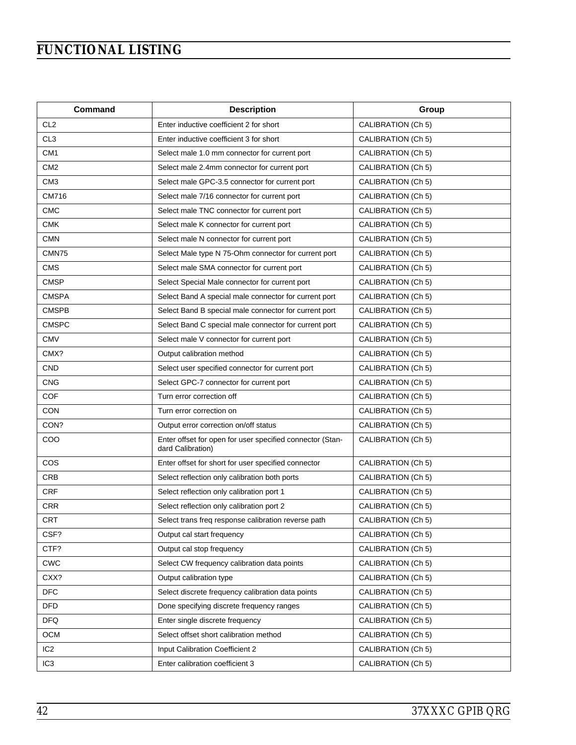# FUNCTIONAL LISTING

| Command | Description | Group |
|---|---|---|
| CL2 | Enter inductive coefficient 2 for short | CALIBRATION (Ch 5) |
| CL3 | Enter inductive coefficient 3 for short | CALIBRATION (Ch 5) |
| CM1 | Select male 1.0 mm connector for current port | CALIBRATION (Ch 5) |
| CM2 | Select male 2.4mm connector for current port | CALIBRATION (Ch 5) |
| CM3 | Select male GPC-3.5 connector for current port | CALIBRATION (Ch 5) |
| CM716 | Select male 7/16 connector for current port | CALIBRATION (Ch 5) |
| CMC | Select male TNC connector for current port | CALIBRATION (Ch 5) |
| CMK | Select male K connector for current port | CALIBRATION (Ch 5) |
| CMN | Select male N connector for current port | CALIBRATION (Ch 5) |
| CMN75 | Select Male type N 75-Ohm connector for current port | CALIBRATION (Ch 5) |
| CMS | Select male SMA connector for current port | CALIBRATION (Ch 5) |
| CMSP | Select Special Male connector for current port | CALIBRATION (Ch 5) |
| CMSPA | Select Band A special male connector for current port | CALIBRATION (Ch 5) |
| CMSPB | Select Band B special male connector for current port | CALIBRATION (Ch 5) |
| CMSPC | Select Band C special male connector for current port | CALIBRATION (Ch 5) |
| CMV | Select male V connector for current port | CALIBRATION (Ch 5) |
| CMX? | Output calibration method | CALIBRATION (Ch 5) |
| CND | Select user specified connector for current port | CALIBRATION (Ch 5) |
| CNG | Select GPC-7 connector for current port | CALIBRATION (Ch 5) |
| COF | Turn error correction off | CALIBRATION (Ch 5) |
| CON | Turn error correction on | CALIBRATION (Ch 5) |
| CON? | Output error correction on/off status | CALIBRATION (Ch 5) |
| COO | Enter offset for open for user specified connector (Standard Calibration) | CALIBRATION (Ch 5) |
| COS | Enter offset for short for user specified connector | CALIBRATION (Ch 5) |
| CRB | Select reflection only calibration both ports | CALIBRATION (Ch 5) |
| CRF | Select reflection only calibration port 1 | CALIBRATION (Ch 5) |
| CRR | Select reflection only calibration port 2 | CALIBRATION (Ch 5) |
| CRT | Select trans freq response calibration reverse path | CALIBRATION (Ch 5) |
| CSF? | Output cal start frequency | CALIBRATION (Ch 5) |
| CTF? | Output cal stop frequency | CALIBRATION (Ch 5) |
| CWC | Select CW frequency calibration data points | CALIBRATION (Ch 5) |
| CXX? | Output calibration type | CALIBRATION (Ch 5) |
| DFC | Select discrete frequency calibration data points | CALIBRATION (Ch 5) |
| DFD | Done specifying discrete frequency ranges | CALIBRATION (Ch 5) |
| DFQ | Enter single discrete frequency | CALIBRATION (Ch 5) |
| OCM | Select offset short calibration method | CALIBRATION (Ch 5) |
| IC2 | Input Calibration Coefficient 2 | CALIBRATION (Ch 5) |
| IC3 | Enter calibration coefficient 3 | CALIBRATION (Ch 5) |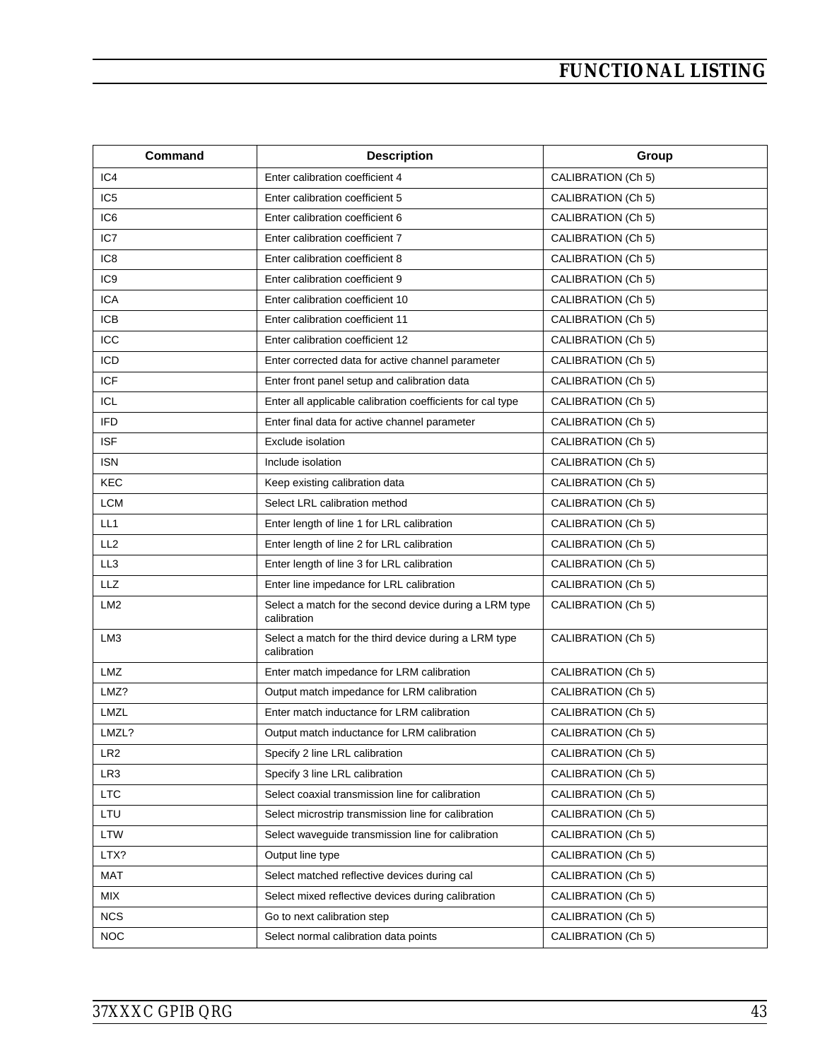| Command | Description | Group |
|---|---|---|
| IC4 | Enter calibration coefficient 4 | CALIBRATION (Ch 5) |
| IC5 | Enter calibration coefficient 5 | CALIBRATION (Ch 5) |
| IC6 | Enter calibration coefficient 6 | CALIBRATION (Ch 5) |
| IC7 | Enter calibration coefficient 7 | CALIBRATION (Ch 5) |
| IC8 | Enter calibration coefficient 8 | CALIBRATION (Ch 5) |
| IC9 | Enter calibration coefficient 9 | CALIBRATION (Ch 5) |
| ICA | Enter calibration coefficient 10 | CALIBRATION (Ch 5) |
| ICB | Enter calibration coefficient 11 | CALIBRATION (Ch 5) |
| ICC | Enter calibration coefficient 12 | CALIBRATION (Ch 5) |
| ICD | Enter corrected data for active channel parameter | CALIBRATION (Ch 5) |
| ICF | Enter front panel setup and calibration data | CALIBRATION (Ch 5) |
| ICL | Enter all applicable calibration coefficients for cal type | CALIBRATION (Ch 5) |
| IFD | Enter final data for active channel parameter | CALIBRATION (Ch 5) |
| ISF | Exclude isolation | CALIBRATION (Ch 5) |
| ISN | Include isolation | CALIBRATION (Ch 5) |
| KEC | Keep existing calibration data | CALIBRATION (Ch 5) |
| LCM | Select LRL calibration method | CALIBRATION (Ch 5) |
| LL1 | Enter length of line 1 for LRL calibration | CALIBRATION (Ch 5) |
| LL2 | Enter length of line 2 for LRL calibration | CALIBRATION (Ch 5) |
| LL3 | Enter length of line 3 for LRL calibration | CALIBRATION (Ch 5) |
| LLZ | Enter line impedance for LRL calibration | CALIBRATION (Ch 5) |
| LM2 | Select a match for the second device during a LRM type calibration | CALIBRATION (Ch 5) |
| LM3 | Select a match for the third device during a LRM type calibration | CALIBRATION (Ch 5) |
| LMZ | Enter match impedance for LRM calibration | CALIBRATION (Ch 5) |
| LMZ? | Output match impedance for LRM calibration | CALIBRATION (Ch 5) |
| LMZL | Enter match inductance for LRM calibration | CALIBRATION (Ch 5) |
| LMZL? | Output match inductance for LRM calibration | CALIBRATION (Ch 5) |
| LR2 | Specify 2 line LRL calibration | CALIBRATION (Ch 5) |
| LR3 | Specify 3 line LRL calibration | CALIBRATION (Ch 5) |
| LTC | Select coaxial transmission line for calibration | CALIBRATION (Ch 5) |
| LTU | Select microstrip transmission line for calibration | CALIBRATION (Ch 5) |
| LTW | Select waveguide transmission line for calibration | CALIBRATION (Ch 5) |
| LTX? | Output line type | CALIBRATION (Ch 5) |
| MAT | Select matched reflective devices during cal | CALIBRATION (Ch 5) |
| MIX | Select mixed reflective devices during calibration | CALIBRATION (Ch 5) |
| NCS | Go to next calibration step | CALIBRATION (Ch 5) |
| NOC | Select normal calibration data points | CALIBRATION (Ch 5) |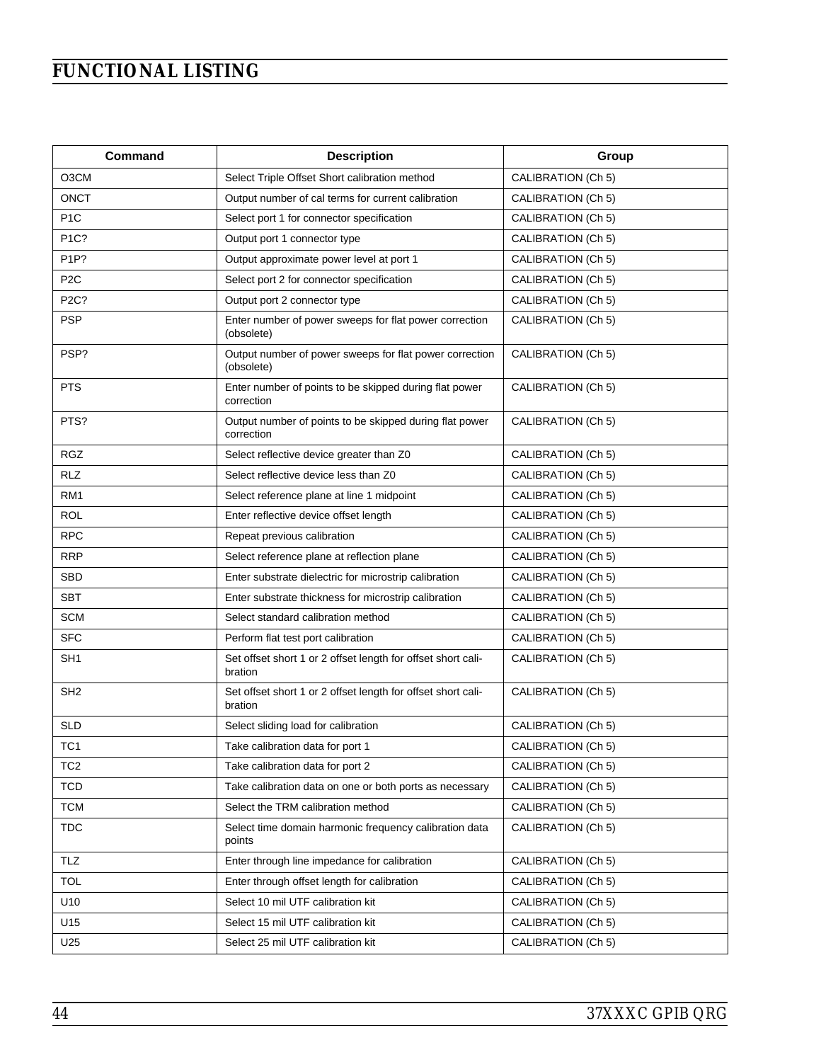# FUNCTIONAL LISTING

| Command | Description | Group |
|---|---|---|
| O3CM | Select Triple Offset Short calibration method | CALIBRATION (Ch 5) |
| ONCT | Output number of cal terms for current calibration | CALIBRATION (Ch 5) |
| P1C | Select port 1 for connector specification | CALIBRATION (Ch 5) |
| P1C? | Output port 1 connector type | CALIBRATION (Ch 5) |
| P1P? | Output approximate power level at port 1 | CALIBRATION (Ch 5) |
| P2C | Select port 2 for connector specification | CALIBRATION (Ch 5) |
| P2C? | Output port 2 connector type | CALIBRATION (Ch 5) |
| PSP | Enter number of power sweeps for flat power correction (obsolete) | CALIBRATION (Ch 5) |
| PSP? | Output number of power sweeps for flat power correction (obsolete) | CALIBRATION (Ch 5) |
| PTS | Enter number of points to be skipped during flat power correction | CALIBRATION (Ch 5) |
| PTS? | Output number of points to be skipped during flat power correction | CALIBRATION (Ch 5) |
| RGZ | Select reflective device greater than Z0 | CALIBRATION (Ch 5) |
| RLZ | Select reflective device less than Z0 | CALIBRATION (Ch 5) |
| RM1 | Select reference plane at line 1 midpoint | CALIBRATION (Ch 5) |
| ROL | Enter reflective device offset length | CALIBRATION (Ch 5) |
| RPC | Repeat previous calibration | CALIBRATION (Ch 5) |
| RRP | Select reference plane at reflection plane | CALIBRATION (Ch 5) |
| SBD | Enter substrate dielectric for microstrip calibration | CALIBRATION (Ch 5) |
| SBT | Enter substrate thickness for microstrip calibration | CALIBRATION (Ch 5) |
| SCM | Select standard calibration method | CALIBRATION (Ch 5) |
| SFC | Perform flat test port calibration | CALIBRATION (Ch 5) |
| SH1 | Set offset short 1 or 2 offset length for offset short calibration | CALIBRATION (Ch 5) |
| SH2 | Set offset short 1 or 2 offset length for offset short calibration | CALIBRATION (Ch 5) |
| SLD | Select sliding load for calibration | CALIBRATION (Ch 5) |
| TC1 | Take calibration data for port 1 | CALIBRATION (Ch 5) |
| TC2 | Take calibration data for port 2 | CALIBRATION (Ch 5) |
| TCD | Take calibration data on one or both ports as necessary | CALIBRATION (Ch 5) |
| TCM | Select the TRM calibration method | CALIBRATION (Ch 5) |
| TDC | Select time domain harmonic frequency calibration data points | CALIBRATION (Ch 5) |
| TLZ | Enter through line impedance for calibration | CALIBRATION (Ch 5) |
| TOL | Enter through offset length for calibration | CALIBRATION (Ch 5) |
| U10 | Select 10 mil UTF calibration kit | CALIBRATION (Ch 5) |
| U15 | Select 15 mil UTF calibration kit | CALIBRATION (Ch 5) |
| U25 | Select 25 mil UTF calibration kit | CALIBRATION (Ch 5) |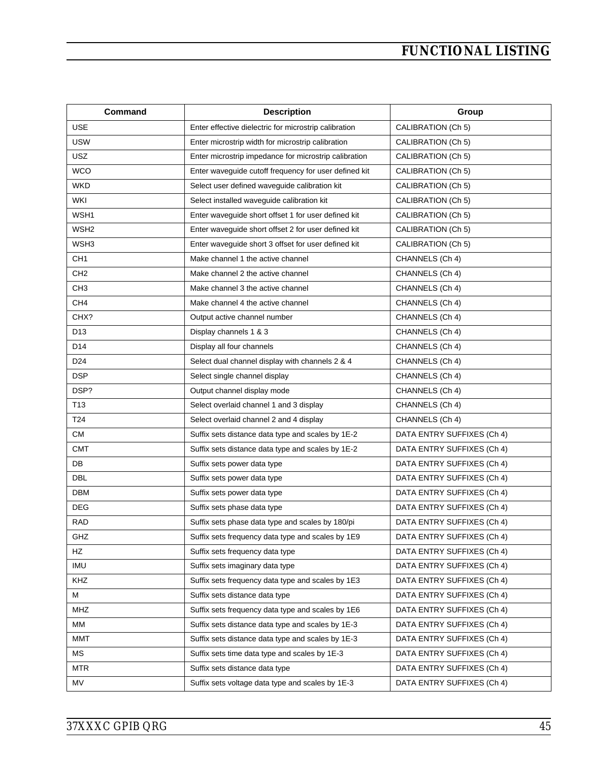| Command | Description | Group |
|---|---|---|
| USE | Enter effective dielectric for microstrip calibration | CALIBRATION (Ch 5) |
| USW | Enter microstrip width for microstrip calibration | CALIBRATION (Ch 5) |
| USZ | Enter microstrip impedance for microstrip calibration | CALIBRATION (Ch 5) |
| WCO | Enter waveguide cutoff frequency for user defined kit | CALIBRATION (Ch 5) |
| WKD | Select user defined waveguide calibration kit | CALIBRATION (Ch 5) |
| WKI | Select installed waveguide calibration kit | CALIBRATION (Ch 5) |
| WSH1 | Enter waveguide short offset 1 for user defined kit | CALIBRATION (Ch 5) |
| WSH2 | Enter waveguide short offset 2 for user defined kit | CALIBRATION (Ch 5) |
| WSH3 | Enter waveguide short 3 offset for user defined kit | CALIBRATION (Ch 5) |
| CH1 | Make channel 1 the active channel | CHANNELS (Ch 4) |
| CH2 | Make channel 2 the active channel | CHANNELS (Ch 4) |
| CH3 | Make channel 3 the active channel | CHANNELS (Ch 4) |
| CH4 | Make channel 4 the active channel | CHANNELS (Ch 4) |
| CHX? | Output active channel number | CHANNELS (Ch 4) |
| D13 | Display channels 1 & 3 | CHANNELS (Ch 4) |
| D14 | Display all four channels | CHANNELS (Ch 4) |
| D24 | Select dual channel display with channels 2 & 4 | CHANNELS (Ch 4) |
| DSP | Select single channel display | CHANNELS (Ch 4) |
| DSP? | Output channel display mode | CHANNELS (Ch 4) |
| T13 | Select overlaid channel 1 and 3 display | CHANNELS (Ch 4) |
| T24 | Select overlaid channel 2 and 4 display | CHANNELS (Ch 4) |
| CM | Suffix sets distance data type and scales by 1E-2 | DATA ENTRY SUFFIXES (Ch 4) |
| CMT | Suffix sets distance data type and scales by 1E-2 | DATA ENTRY SUFFIXES (Ch 4) |
| DB | Suffix sets power data type | DATA ENTRY SUFFIXES (Ch 4) |
| DBL | Suffix sets power data type | DATA ENTRY SUFFIXES (Ch 4) |
| DBM | Suffix sets power data type | DATA ENTRY SUFFIXES (Ch 4) |
| DEG | Suffix sets phase data type | DATA ENTRY SUFFIXES (Ch 4) |
| RAD | Suffix sets phase data type and scales by 180/pi | DATA ENTRY SUFFIXES (Ch 4) |
| GHZ | Suffix sets frequency data type and scales by 1E9 | DATA ENTRY SUFFIXES (Ch 4) |
| HZ | Suffix sets frequency data type | DATA ENTRY SUFFIXES (Ch 4) |
| IMU | Suffix sets imaginary data type | DATA ENTRY SUFFIXES (Ch 4) |
| KHZ | Suffix sets frequency data type and scales by 1E3 | DATA ENTRY SUFFIXES (Ch 4) |
| M | Suffix sets distance data type | DATA ENTRY SUFFIXES (Ch 4) |
| MHZ | Suffix sets frequency data type and scales by 1E6 | DATA ENTRY SUFFIXES (Ch 4) |
| MM | Suffix sets distance data type and scales by 1E-3 | DATA ENTRY SUFFIXES (Ch 4) |
| MMT | Suffix sets distance data type and scales by 1E-3 | DATA ENTRY SUFFIXES (Ch 4) |
| MS | Suffix sets time data type and scales by 1E-3 | DATA ENTRY SUFFIXES (Ch 4) |
| MTR | Suffix sets distance data type | DATA ENTRY SUFFIXES (Ch 4) |
| MV | Suffix sets voltage data type and scales by 1E-3 | DATA ENTRY SUFFIXES (Ch 4) |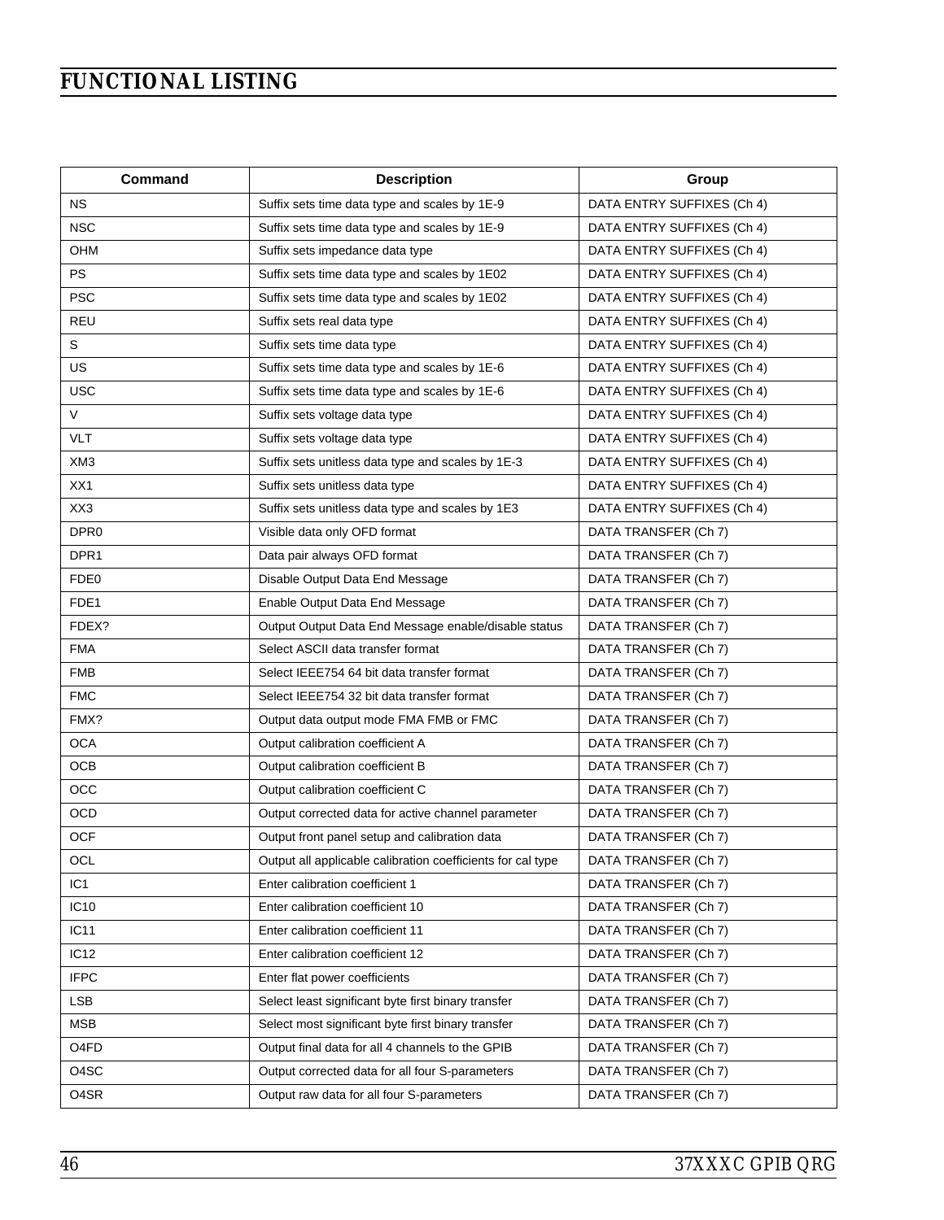# FUNCTIONAL LISTING

| Command | Description | Group |
|---|---|---|
| NS | Suffix sets time data type and scales by 1E-9 | DATA ENTRY SUFFIXES (Ch 4) |
| NSC | Suffix sets time data type and scales by 1E-9 | DATA ENTRY SUFFIXES (Ch 4) |
| OHM | Suffix sets impedance data type | DATA ENTRY SUFFIXES (Ch 4) |
| PS | Suffix sets time data type and scales by 1E02 | DATA ENTRY SUFFIXES (Ch 4) |
| PSC | Suffix sets time data type and scales by 1E02 | DATA ENTRY SUFFIXES (Ch 4) |
| REU | Suffix sets real data type | DATA ENTRY SUFFIXES (Ch 4) |
| S | Suffix sets time data type | DATA ENTRY SUFFIXES (Ch 4) |
| US | Suffix sets time data type and scales by 1E-6 | DATA ENTRY SUFFIXES (Ch 4) |
| USC | Suffix sets time data type and scales by 1E-6 | DATA ENTRY SUFFIXES (Ch 4) |
| V | Suffix sets voltage data type | DATA ENTRY SUFFIXES (Ch 4) |
| VLT | Suffix sets voltage data type | DATA ENTRY SUFFIXES (Ch 4) |
| XM3 | Suffix sets unitless data type and scales by 1E-3 | DATA ENTRY SUFFIXES (Ch 4) |
| XX1 | Suffix sets unitless data type | DATA ENTRY SUFFIXES (Ch 4) |
| XX3 | Suffix sets unitless data type and scales by 1E3 | DATA ENTRY SUFFIXES (Ch 4) |
| DPR0 | Visible data only OFD format | DATA TRANSFER (Ch 7) |
| DPR1 | Data pair always OFD format | DATA TRANSFER (Ch 7) |
| FDE0 | Disable Output Data End Message | DATA TRANSFER (Ch 7) |
| FDE1 | Enable Output Data End Message | DATA TRANSFER (Ch 7) |
| FDEX? | Output Output Data End Message enable/disable status | DATA TRANSFER (Ch 7) |
| FMA | Select ASCII data transfer format | DATA TRANSFER (Ch 7) |
| FMB | Select IEEE754 64 bit data transfer format | DATA TRANSFER (Ch 7) |
| FMC | Select IEEE754 32 bit data transfer format | DATA TRANSFER (Ch 7) |
| FMX? | Output data output mode FMA FMB or FMC | DATA TRANSFER (Ch 7) |
| OCA | Output calibration coefficient A | DATA TRANSFER (Ch 7) |
| OCB | Output calibration coefficient B | DATA TRANSFER (Ch 7) |
| OCC | Output calibration coefficient C | DATA TRANSFER (Ch 7) |
| OCD | Output corrected data for active channel parameter | DATA TRANSFER (Ch 7) |
| OCF | Output front panel setup and calibration data | DATA TRANSFER (Ch 7) |
| OCL | Output all applicable calibration coefficients for cal type | DATA TRANSFER (Ch 7) |
| IC1 | Enter calibration coefficient 1 | DATA TRANSFER (Ch 7) |
| IC10 | Enter calibration coefficient 10 | DATA TRANSFER (Ch 7) |
| IC11 | Enter calibration coefficient 11 | DATA TRANSFER (Ch 7) |
| IC12 | Enter calibration coefficient 12 | DATA TRANSFER (Ch 7) |
| IFPC | Enter flat power coefficients | DATA TRANSFER (Ch 7) |
| LSB | Select least significant byte first binary transfer | DATA TRANSFER (Ch 7) |
| MSB | Select most significant byte first binary transfer | DATA TRANSFER (Ch 7) |
| O4FD | Output final data for all 4 channels to the GPIB | DATA TRANSFER (Ch 7) |
| O4SC | Output corrected data for all four S-parameters | DATA TRANSFER (Ch 7) |
| O4SR | Output raw data for all four S-parameters | DATA TRANSFER (Ch 7) |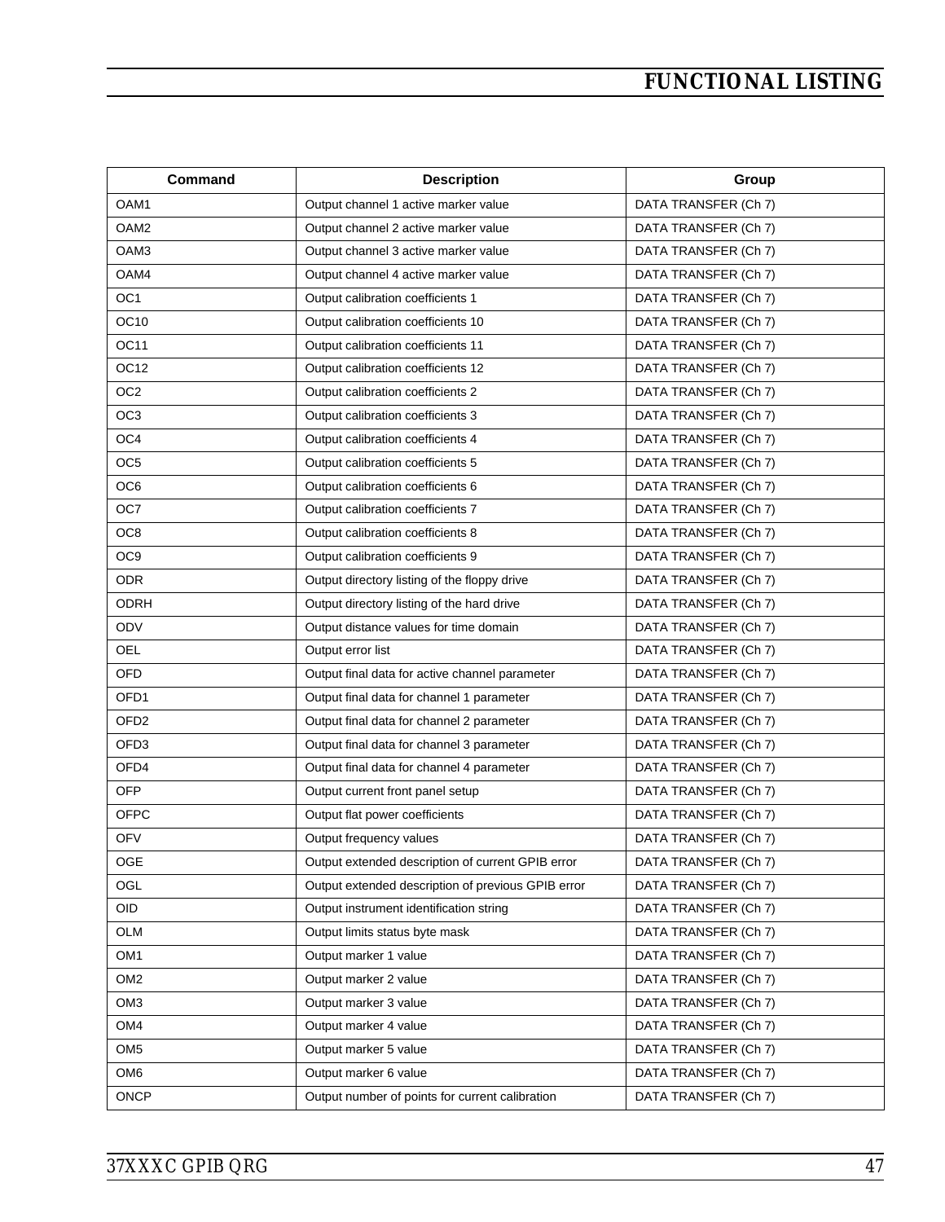| Command | Description | Group |
|---|---|---|
| OAM1 | Output channel 1 active marker value | DATA TRANSFER (Ch 7) |
| OAM2 | Output channel 2 active marker value | DATA TRANSFER (Ch 7) |
| OAM3 | Output channel 3 active marker value | DATA TRANSFER (Ch 7) |
| OAM4 | Output channel 4 active marker value | DATA TRANSFER (Ch 7) |
| OC1 | Output calibration coefficients 1 | DATA TRANSFER (Ch 7) |
| OC10 | Output calibration coefficients 10 | DATA TRANSFER (Ch 7) |
| OC11 | Output calibration coefficients 11 | DATA TRANSFER (Ch 7) |
| OC12 | Output calibration coefficients 12 | DATA TRANSFER (Ch 7) |
| OC2 | Output calibration coefficients 2 | DATA TRANSFER (Ch 7) |
| OC3 | Output calibration coefficients 3 | DATA TRANSFER (Ch 7) |
| OC4 | Output calibration coefficients 4 | DATA TRANSFER (Ch 7) |
| OC5 | Output calibration coefficients 5 | DATA TRANSFER (Ch 7) |
| OC6 | Output calibration coefficients 6 | DATA TRANSFER (Ch 7) |
| OC7 | Output calibration coefficients 7 | DATA TRANSFER (Ch 7) |
| OC8 | Output calibration coefficients 8 | DATA TRANSFER (Ch 7) |
| OC9 | Output calibration coefficients 9 | DATA TRANSFER (Ch 7) |
| ODR | Output directory listing of the floppy drive | DATA TRANSFER (Ch 7) |
| ODRH | Output directory listing of the hard drive | DATA TRANSFER (Ch 7) |
| ODV | Output distance values for time domain | DATA TRANSFER (Ch 7) |
| OEL | Output error list | DATA TRANSFER (Ch 7) |
| OFD | Output final data for active channel parameter | DATA TRANSFER (Ch 7) |
| OFD1 | Output final data for channel 1 parameter | DATA TRANSFER (Ch 7) |
| OFD2 | Output final data for channel 2 parameter | DATA TRANSFER (Ch 7) |
| OFD3 | Output final data for channel 3 parameter | DATA TRANSFER (Ch 7) |
| OFD4 | Output final data for channel 4 parameter | DATA TRANSFER (Ch 7) |
| OFP | Output current front panel setup | DATA TRANSFER (Ch 7) |
| OFPC | Output flat power coefficients | DATA TRANSFER (Ch 7) |
| OFV | Output frequency values | DATA TRANSFER (Ch 7) |
| OGE | Output extended description of current GPIB error | DATA TRANSFER (Ch 7) |
| OGL | Output extended description of previous GPIB error | DATA TRANSFER (Ch 7) |
| OID | Output instrument identification string | DATA TRANSFER (Ch 7) |
| OLM | Output limits status byte mask | DATA TRANSFER (Ch 7) |
| OM1 | Output marker 1 value | DATA TRANSFER (Ch 7) |
| OM2 | Output marker 2 value | DATA TRANSFER (Ch 7) |
| OM3 | Output marker 3 value | DATA TRANSFER (Ch 7) |
| OM4 | Output marker 4 value | DATA TRANSFER (Ch 7) |
| OM5 | Output marker 5 value | DATA TRANSFER (Ch 7) |
| OM6 | Output marker 6 value | DATA TRANSFER (Ch 7) |
| ONCP | Output number of points for current calibration | DATA TRANSFER (Ch 7) |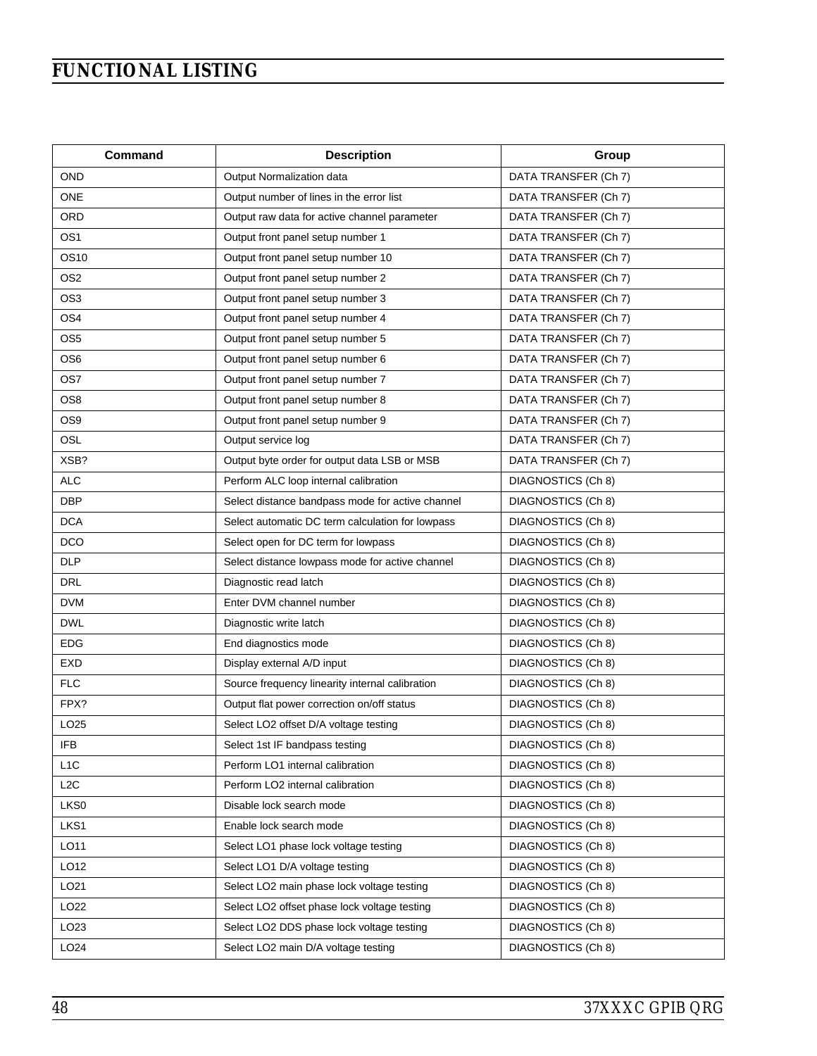# FUNCTIONAL LISTING

| Command | Description | Group |
|---|---|---|
| OND | Output Normalization data | DATA TRANSFER (Ch 7) |
| ONE | Output number of lines in the error list | DATA TRANSFER (Ch 7) |
| ORD | Output raw data for active channel parameter | DATA TRANSFER (Ch 7) |
| OS1 | Output front panel setup number 1 | DATA TRANSFER (Ch 7) |
| OS10 | Output front panel setup number 10 | DATA TRANSFER (Ch 7) |
| OS2 | Output front panel setup number 2 | DATA TRANSFER (Ch 7) |
| OS3 | Output front panel setup number 3 | DATA TRANSFER (Ch 7) |
| OS4 | Output front panel setup number 4 | DATA TRANSFER (Ch 7) |
| OS5 | Output front panel setup number 5 | DATA TRANSFER (Ch 7) |
| OS6 | Output front panel setup number 6 | DATA TRANSFER (Ch 7) |
| OS7 | Output front panel setup number 7 | DATA TRANSFER (Ch 7) |
| OS8 | Output front panel setup number 8 | DATA TRANSFER (Ch 7) |
| OS9 | Output front panel setup number 9 | DATA TRANSFER (Ch 7) |
| OSL | Output service log | DATA TRANSFER (Ch 7) |
| XSB? | Output byte order for output data LSB or MSB | DATA TRANSFER (Ch 7) |
| ALC | Perform ALC loop internal calibration | DIAGNOSTICS (Ch 8) |
| DBP | Select distance bandpass mode for active channel | DIAGNOSTICS (Ch 8) |
| DCA | Select automatic DC term calculation for lowpass | DIAGNOSTICS (Ch 8) |
| DCO | Select open for DC term for lowpass | DIAGNOSTICS (Ch 8) |
| DLP | Select distance lowpass mode for active channel | DIAGNOSTICS (Ch 8) |
| DRL | Diagnostic read latch | DIAGNOSTICS (Ch 8) |
| DVM | Enter DVM channel number | DIAGNOSTICS (Ch 8) |
| DWL | Diagnostic write latch | DIAGNOSTICS (Ch 8) |
| EDG | End diagnostics mode | DIAGNOSTICS (Ch 8) |
| EXD | Display external A/D input | DIAGNOSTICS (Ch 8) |
| FLC | Source frequency linearity internal calibration | DIAGNOSTICS (Ch 8) |
| FPX? | Output flat power correction on/off status | DIAGNOSTICS (Ch 8) |
| LO25 | Select LO2 offset D/A voltage testing | DIAGNOSTICS (Ch 8) |
| IFB | Select 1st IF bandpass testing | DIAGNOSTICS (Ch 8) |
| L1C | Perform LO1 internal calibration | DIAGNOSTICS (Ch 8) |
| L2C | Perform LO2 internal calibration | DIAGNOSTICS (Ch 8) |
| LKS0 | Disable lock search mode | DIAGNOSTICS (Ch 8) |
| LKS1 | Enable lock search mode | DIAGNOSTICS (Ch 8) |
| LO11 | Select LO1 phase lock voltage testing | DIAGNOSTICS (Ch 8) |
| LO12 | Select LO1 D/A voltage testing | DIAGNOSTICS (Ch 8) |
| LO21 | Select LO2 main phase lock voltage testing | DIAGNOSTICS (Ch 8) |
| LO22 | Select LO2 offset phase lock voltage testing | DIAGNOSTICS (Ch 8) |
| LO23 | Select LO2 DDS phase lock voltage testing | DIAGNOSTICS (Ch 8) |
| LO24 | Select LO2 main D/A voltage testing | DIAGNOSTICS (Ch 8) |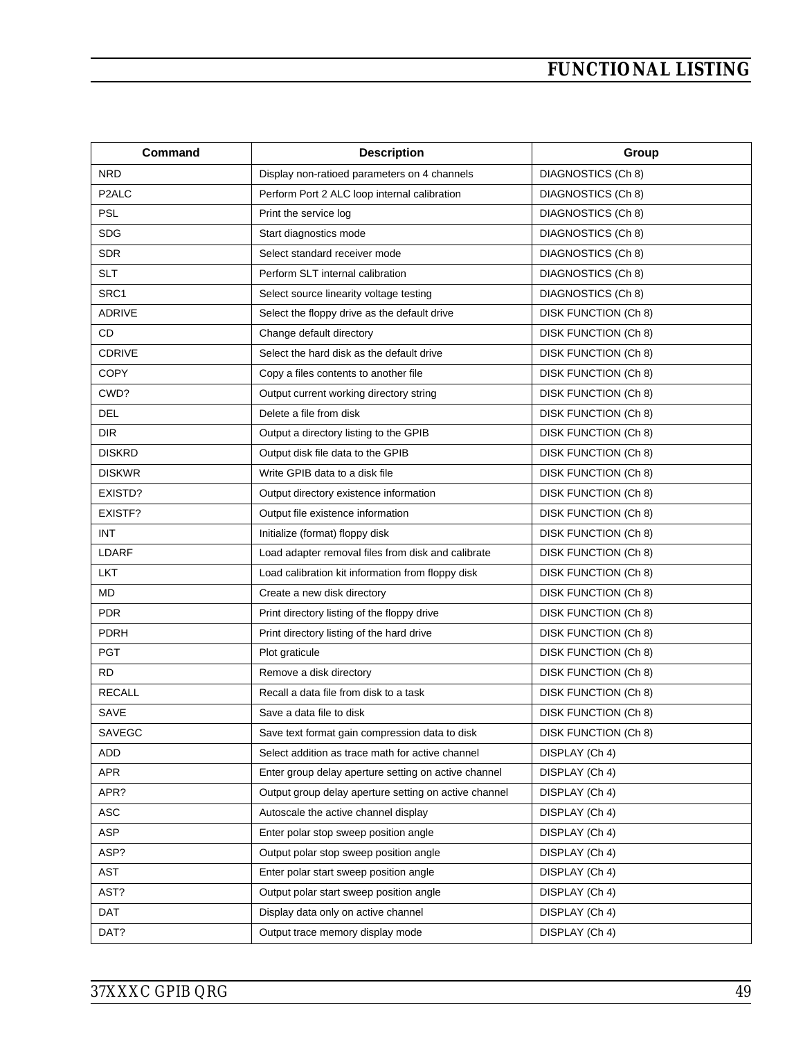| Command | Description | Group |
|---|---|---|
| NRD | Display non-ratioed parameters on 4 channels | DIAGNOSTICS (Ch 8) |
| P2ALC | Perform Port 2 ALC loop internal calibration | DIAGNOSTICS (Ch 8) |
| PSL | Print the service log | DIAGNOSTICS (Ch 8) |
| SDG | Start diagnostics mode | DIAGNOSTICS (Ch 8) |
| SDR | Select standard receiver mode | DIAGNOSTICS (Ch 8) |
| SLT | Perform SLT internal calibration | DIAGNOSTICS (Ch 8) |
| SRC1 | Select source linearity voltage testing | DIAGNOSTICS (Ch 8) |
| ADRIVE | Select the floppy drive as the default drive | DISK FUNCTION (Ch 8) |
| CD | Change default directory | DISK FUNCTION (Ch 8) |
| CDRIVE | Select the hard disk as the default drive | DISK FUNCTION (Ch 8) |
| COPY | Copy a files contents to another file | DISK FUNCTION (Ch 8) |
| CWD? | Output current working directory string | DISK FUNCTION (Ch 8) |
| DEL | Delete a file from disk | DISK FUNCTION (Ch 8) |
| DIR | Output a directory listing to the GPIB | DISK FUNCTION (Ch 8) |
| DISKRD | Output disk file data to the GPIB | DISK FUNCTION (Ch 8) |
| DISKWR | Write GPIB data to a disk file | DISK FUNCTION (Ch 8) |
| EXISTD? | Output directory existence information | DISK FUNCTION (Ch 8) |
| EXISTF? | Output file existence information | DISK FUNCTION (Ch 8) |
| INT | Initialize (format) floppy disk | DISK FUNCTION (Ch 8) |
| LDARF | Load adapter removal files from disk and calibrate | DISK FUNCTION (Ch 8) |
| LKT | Load calibration kit information from floppy disk | DISK FUNCTION (Ch 8) |
| MD | Create a new disk directory | DISK FUNCTION (Ch 8) |
| PDR | Print directory listing of the floppy drive | DISK FUNCTION (Ch 8) |
| PDRH | Print directory listing of the hard drive | DISK FUNCTION (Ch 8) |
| PGT | Plot graticule | DISK FUNCTION (Ch 8) |
| RD | Remove a disk directory | DISK FUNCTION (Ch 8) |
| RECALL | Recall a data file from disk to a task | DISK FUNCTION (Ch 8) |
| SAVE | Save a data file to disk | DISK FUNCTION (Ch 8) |
| SAVEGC | Save text format gain compression data to disk | DISK FUNCTION (Ch 8) |
| ADD | Select addition as trace math for active channel | DISPLAY (Ch 4) |
| APR | Enter group delay aperture setting on active channel | DISPLAY (Ch 4) |
| APR? | Output group delay aperture setting on active channel | DISPLAY (Ch 4) |
| ASC | Autoscale the active channel display | DISPLAY (Ch 4) |
| ASP | Enter polar stop sweep position angle | DISPLAY (Ch 4) |
| ASP? | Output polar stop sweep position angle | DISPLAY (Ch 4) |
| AST | Enter polar start sweep position angle | DISPLAY (Ch 4) |
| AST? | Output polar start sweep position angle | DISPLAY (Ch 4) |
| DAT | Display data only on active channel | DISPLAY (Ch 4) |
| DAT? | Output trace memory display mode | DISPLAY (Ch 4) |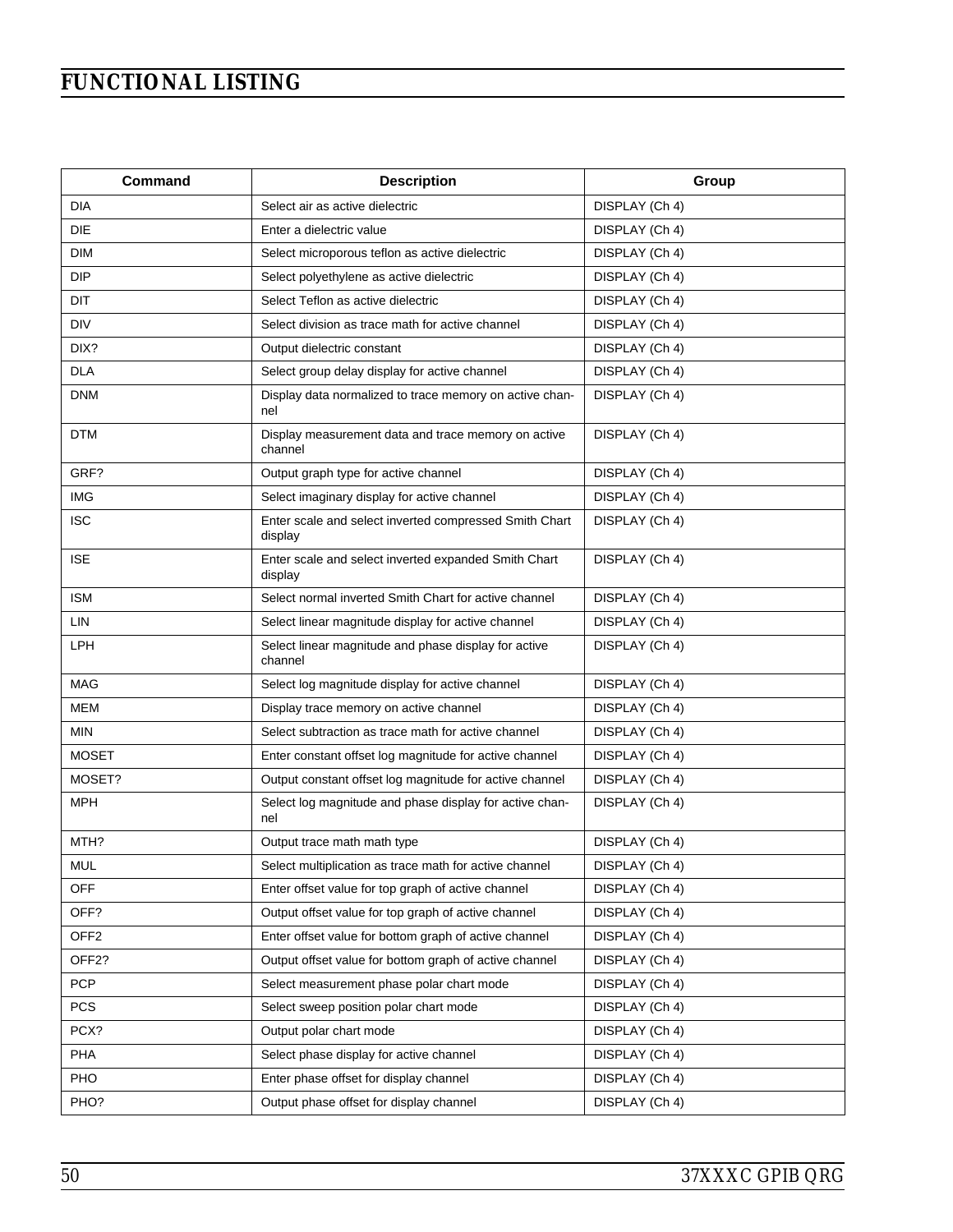# FUNCTIONAL LISTING

| Command | Description | Group |
|---|---|---|
| DIA | Select air as active dielectric | DISPLAY (Ch 4) |
| DIE | Enter a dielectric value | DISPLAY (Ch 4) |
| DIM | Select microporous teflon as active dielectric | DISPLAY (Ch 4) |
| DIP | Select polyethylene as active dielectric | DISPLAY (Ch 4) |
| DIT | Select Teflon as active dielectric | DISPLAY (Ch 4) |
| DIV | Select division as trace math for active channel | DISPLAY (Ch 4) |
| DIX? | Output dielectric constant | DISPLAY (Ch 4) |
| DLA | Select group delay display for active channel | DISPLAY (Ch 4) |
| DNM | Display data normalized to trace memory on active channel | DISPLAY (Ch 4) |
| DTM | Display measurement data and trace memory on active channel | DISPLAY (Ch 4) |
| GRF? | Output graph type for active channel | DISPLAY (Ch 4) |
| IMG | Select imaginary display for active channel | DISPLAY (Ch 4) |
| ISC | Enter scale and select inverted compressed Smith Chart display | DISPLAY (Ch 4) |
| ISE | Enter scale and select inverted expanded Smith Chart display | DISPLAY (Ch 4) |
| ISM | Select normal inverted Smith Chart for active channel | DISPLAY (Ch 4) |
| LIN | Select linear magnitude display for active channel | DISPLAY (Ch 4) |
| LPH | Select linear magnitude and phase display for active channel | DISPLAY (Ch 4) |
| MAG | Select log magnitude display for active channel | DISPLAY (Ch 4) |
| MEM | Display trace memory on active channel | DISPLAY (Ch 4) |
| MIN | Select subtraction as trace math for active channel | DISPLAY (Ch 4) |
| MOSET | Enter constant offset log magnitude for active channel | DISPLAY (Ch 4) |
| MOSET? | Output constant offset log magnitude for active channel | DISPLAY (Ch 4) |
| MPH | Select log magnitude and phase display for active channel | DISPLAY (Ch 4) |
| MTH? | Output trace math math type | DISPLAY (Ch 4) |
| MUL | Select multiplication as trace math for active channel | DISPLAY (Ch 4) |
| OFF | Enter offset value for top graph of active channel | DISPLAY (Ch 4) |
| OFF? | Output offset value for top graph of active channel | DISPLAY (Ch 4) |
| OFF2 | Enter offset value for bottom graph of active channel | DISPLAY (Ch 4) |
| OFF2? | Output offset value for bottom graph of active channel | DISPLAY (Ch 4) |
| PCP | Select measurement phase polar chart mode | DISPLAY (Ch 4) |
| PCS | Select sweep position polar chart mode | DISPLAY (Ch 4) |
| PCX? | Output polar chart mode | DISPLAY (Ch 4) |
| PHA | Select phase display for active channel | DISPLAY (Ch 4) |
| PHO | Enter phase offset for display channel | DISPLAY (Ch 4) |
| PHO? | Output phase offset for display channel | DISPLAY (Ch 4) |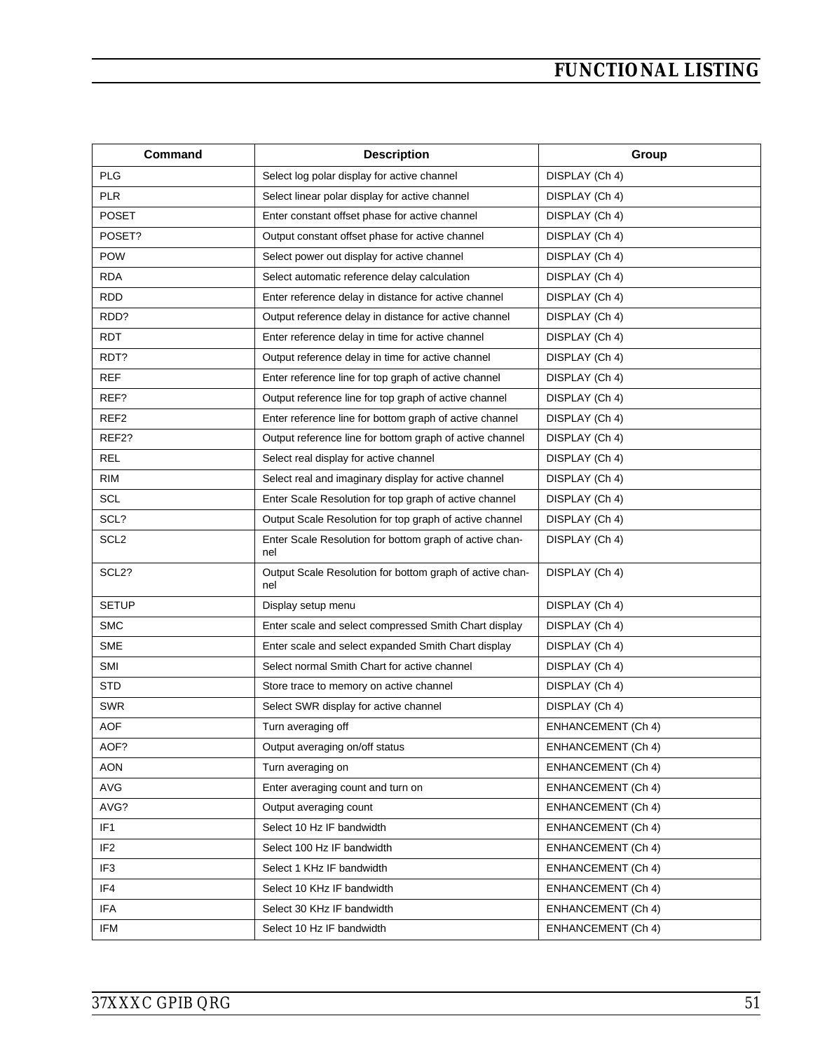| Command | Description | Group |
|---|---|---|
| PLG | Select log polar display for active channel | DISPLAY (Ch 4) |
| PLR | Select linear polar display for active channel | DISPLAY (Ch 4) |
| POSET | Enter constant offset phase for active channel | DISPLAY (Ch 4) |
| POSET? | Output constant offset phase for active channel | DISPLAY (Ch 4) |
| POW | Select power out display for active channel | DISPLAY (Ch 4) |
| RDA | Select automatic reference delay calculation | DISPLAY (Ch 4) |
| RDD | Enter reference delay in distance for active channel | DISPLAY (Ch 4) |
| RDD? | Output reference delay in distance for active channel | DISPLAY (Ch 4) |
| RDT | Enter reference delay in time for active channel | DISPLAY (Ch 4) |
| RDT? | Output reference delay in time for active channel | DISPLAY (Ch 4) |
| REF | Enter reference line for top graph of active channel | DISPLAY (Ch 4) |
| REF? | Output reference line for top graph of active channel | DISPLAY (Ch 4) |
| REF2 | Enter reference line for bottom graph of active channel | DISPLAY (Ch 4) |
| REF2? | Output reference line for bottom graph of active channel | DISPLAY (Ch 4) |
| REL | Select real display for active channel | DISPLAY (Ch 4) |
| RIM | Select real and imaginary display for active channel | DISPLAY (Ch 4) |
| SCL | Enter Scale Resolution for top graph of active channel | DISPLAY (Ch 4) |
| SCL? | Output Scale Resolution for top graph of active channel | DISPLAY (Ch 4) |
| SCL2 | Enter Scale Resolution for bottom graph of active channel | DISPLAY (Ch 4) |
| SCL2? | Output Scale Resolution for bottom graph of active channel | DISPLAY (Ch 4) |
| SETUP | Display setup menu | DISPLAY (Ch 4) |
| SMC | Enter scale and select compressed Smith Chart display | DISPLAY (Ch 4) |
| SME | Enter scale and select expanded Smith Chart display | DISPLAY (Ch 4) |
| SMI | Select normal Smith Chart for active channel | DISPLAY (Ch 4) |
| STD | Store trace to memory on active channel | DISPLAY (Ch 4) |
| SWR | Select SWR display for active channel | DISPLAY (Ch 4) |
| AOF | Turn averaging off | ENHANCEMENT (Ch 4) |
| AOF? | Output averaging on/off status | ENHANCEMENT (Ch 4) |
| AON | Turn averaging on | ENHANCEMENT (Ch 4) |
| AVG | Enter averaging count and turn on | ENHANCEMENT (Ch 4) |
| AVG? | Output averaging count | ENHANCEMENT (Ch 4) |
| IF1 | Select 10 Hz IF bandwidth | ENHANCEMENT (Ch 4) |
| IF2 | Select 100 Hz IF bandwidth | ENHANCEMENT (Ch 4) |
| IF3 | Select 1 KHz IF bandwidth | ENHANCEMENT (Ch 4) |
| IF4 | Select 10 KHz IF bandwidth | ENHANCEMENT (Ch 4) |
| IFA | Select 30 KHz IF bandwidth | ENHANCEMENT (Ch 4) |
| IFM | Select 10 Hz IF bandwidth | ENHANCEMENT (Ch 4) |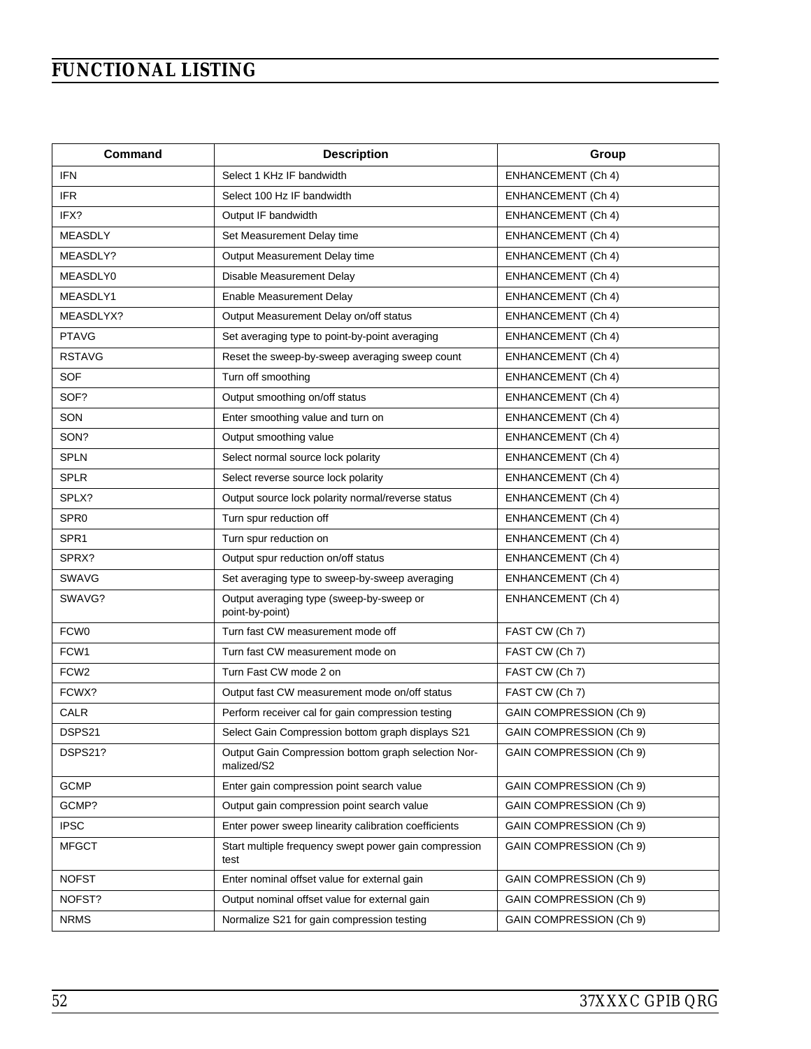# FUNCTIONAL LISTING

| Command | Description | Group |
|---|---|---|
| IFN | Select 1 KHz IF bandwidth | ENHANCEMENT (Ch 4) |
| IFR | Select 100 Hz IF bandwidth | ENHANCEMENT (Ch 4) |
| IFX? | Output IF bandwidth | ENHANCEMENT (Ch 4) |
| MEASDLY | Set Measurement Delay time | ENHANCEMENT (Ch 4) |
| MEASDLY? | Output Measurement Delay time | ENHANCEMENT (Ch 4) |
| MEASDLY0 | Disable Measurement Delay | ENHANCEMENT (Ch 4) |
| MEASDLY1 | Enable Measurement Delay | ENHANCEMENT (Ch 4) |
| MEASDLYX? | Output Measurement Delay on/off status | ENHANCEMENT (Ch 4) |
| PTAVG | Set averaging type to point-by-point averaging | ENHANCEMENT (Ch 4) |
| RSTAVG | Reset the sweep-by-sweep averaging sweep count | ENHANCEMENT (Ch 4) |
| SOF | Turn off smoothing | ENHANCEMENT (Ch 4) |
| SOF? | Output smoothing on/off status | ENHANCEMENT (Ch 4) |
| SON | Enter smoothing value and turn on | ENHANCEMENT (Ch 4) |
| SON? | Output smoothing value | ENHANCEMENT (Ch 4) |
| SPLN | Select normal source lock polarity | ENHANCEMENT (Ch 4) |
| SPLR | Select reverse source lock polarity | ENHANCEMENT (Ch 4) |
| SPLX? | Output source lock polarity normal/reverse status | ENHANCEMENT (Ch 4) |
| SPR0 | Turn spur reduction off | ENHANCEMENT (Ch 4) |
| SPR1 | Turn spur reduction on | ENHANCEMENT (Ch 4) |
| SPRX? | Output spur reduction on/off status | ENHANCEMENT (Ch 4) |
| SWAVG | Set averaging type to sweep-by-sweep averaging | ENHANCEMENT (Ch 4) |
| SWAVG? | Output averaging type (sweep-by-sweep or point-by-point) | ENHANCEMENT (Ch 4) |
| FCW0 | Turn fast CW measurement mode off | FAST CW (Ch 7) |
| FCW1 | Turn fast CW measurement mode on | FAST CW (Ch 7) |
| FCW2 | Turn Fast CW mode 2 on | FAST CW (Ch 7) |
| FCWX? | Output fast CW measurement mode on/off status | FAST CW (Ch 7) |
| CALR | Perform receiver cal for gain compression testing | GAIN COMPRESSION (Ch 9) |
| DSPS21 | Select Gain Compression bottom graph displays S21 | GAIN COMPRESSION (Ch 9) |
| DSPS21? | Output Gain Compression bottom graph selection Normalized/S2 | GAIN COMPRESSION (Ch 9) |
| GCMP | Enter gain compression point search value | GAIN COMPRESSION (Ch 9) |
| GCMP? | Output gain compression point search value | GAIN COMPRESSION (Ch 9) |
| IPSC | Enter power sweep linearity calibration coefficients | GAIN COMPRESSION (Ch 9) |
| MFGCT | Start multiple frequency swept power gain compression test | GAIN COMPRESSION (Ch 9) |
| NOFST | Enter nominal offset value for external gain | GAIN COMPRESSION (Ch 9) |
| NOFST? | Output nominal offset value for external gain | GAIN COMPRESSION (Ch 9) |
| NRMS | Normalize S21 for gain compression testing | GAIN COMPRESSION (Ch 9) |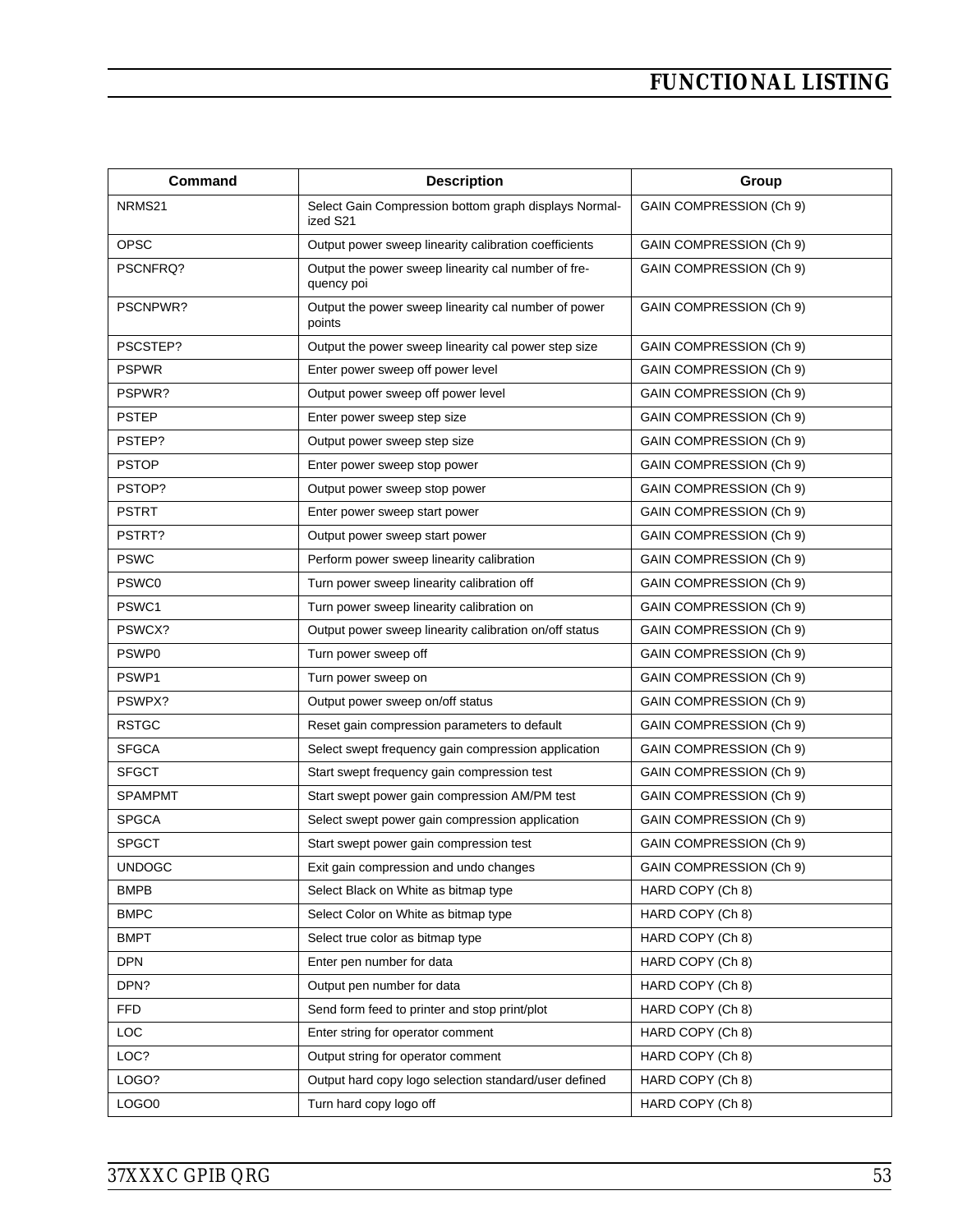| Command | Description | Group |
|---|---|---|
| NRMS21 | Select Gain Compression bottom graph displays Normalized S21 | GAIN COMPRESSION (Ch 9) |
| OPSC | Output power sweep linearity calibration coefficients | GAIN COMPRESSION (Ch 9) |
| PSCNFRQ? | Output the power sweep linearity cal number of frequency poi | GAIN COMPRESSION (Ch 9) |
| PSCNPWR? | Output the power sweep linearity cal number of power points | GAIN COMPRESSION (Ch 9) |
| PSCSTEP? | Output the power sweep linearity cal power step size | GAIN COMPRESSION (Ch 9) |
| PSPWR | Enter power sweep off power level | GAIN COMPRESSION (Ch 9) |
| PSPWR? | Output power sweep off power level | GAIN COMPRESSION (Ch 9) |
| PSTEP | Enter power sweep step size | GAIN COMPRESSION (Ch 9) |
| PSTEP? | Output power sweep step size | GAIN COMPRESSION (Ch 9) |
| PSTOP | Enter power sweep stop power | GAIN COMPRESSION (Ch 9) |
| PSTOP? | Output power sweep stop power | GAIN COMPRESSION (Ch 9) |
| PSTRT | Enter power sweep start power | GAIN COMPRESSION (Ch 9) |
| PSTRT? | Output power sweep start power | GAIN COMPRESSION (Ch 9) |
| PSWC | Perform power sweep linearity calibration | GAIN COMPRESSION (Ch 9) |
| PSWC0 | Turn power sweep linearity calibration off | GAIN COMPRESSION (Ch 9) |
| PSWC1 | Turn power sweep linearity calibration on | GAIN COMPRESSION (Ch 9) |
| PSWCX? | Output power sweep linearity calibration on/off status | GAIN COMPRESSION (Ch 9) |
| PSWP0 | Turn power sweep off | GAIN COMPRESSION (Ch 9) |
| PSWP1 | Turn power sweep on | GAIN COMPRESSION (Ch 9) |
| PSWPX? | Output power sweep on/off status | GAIN COMPRESSION (Ch 9) |
| RSTGC | Reset gain compression parameters to default | GAIN COMPRESSION (Ch 9) |
| SFGCA | Select swept frequency gain compression application | GAIN COMPRESSION (Ch 9) |
| SFGCT | Start swept frequency gain compression test | GAIN COMPRESSION (Ch 9) |
| SPAMPMT | Start swept power gain compression AM/PM test | GAIN COMPRESSION (Ch 9) |
| SPGCA | Select swept power gain compression application | GAIN COMPRESSION (Ch 9) |
| SPGCT | Start swept power gain compression test | GAIN COMPRESSION (Ch 9) |
| UNDOGC | Exit gain compression and undo changes | GAIN COMPRESSION (Ch 9) |
| BMPB | Select Black on White as bitmap type | HARD COPY (Ch 8) |
| BMPC | Select Color on White as bitmap type | HARD COPY (Ch 8) |
| BMPT | Select true color as bitmap type | HARD COPY (Ch 8) |
| DPN | Enter pen number for data | HARD COPY (Ch 8) |
| DPN? | Output pen number for data | HARD COPY (Ch 8) |
| FFD | Send form feed to printer and stop print/plot | HARD COPY (Ch 8) |
| LOC | Enter string for operator comment | HARD COPY (Ch 8) |
| LOC? | Output string for operator comment | HARD COPY (Ch 8) |
| LOGO? | Output hard copy logo selection standard/user defined | HARD COPY (Ch 8) |
| LOGO0 | Turn hard copy logo off | HARD COPY (Ch 8) |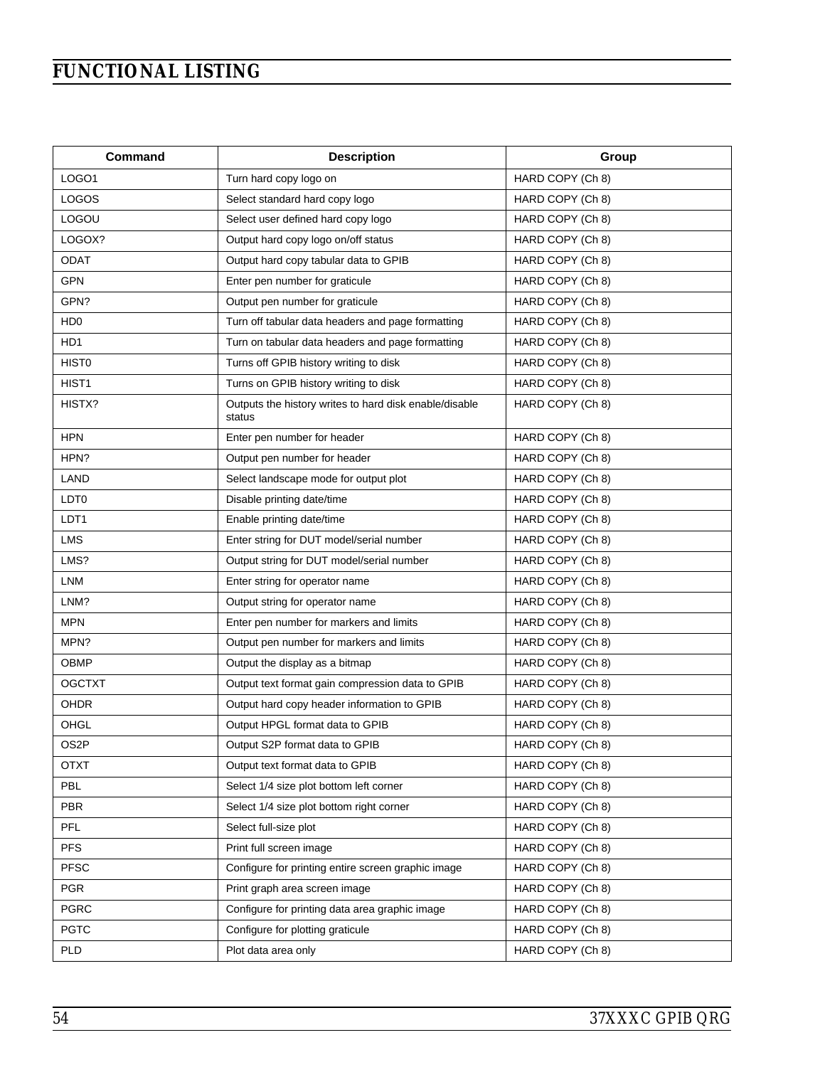# FUNCTIONAL LISTING

| Command | Description | Group |
|---|---|---|
| LOGO1 | Turn hard copy logo on | HARD COPY (Ch 8) |
| LOGOS | Select standard hard copy logo | HARD COPY (Ch 8) |
| LOGOU | Select user defined hard copy logo | HARD COPY (Ch 8) |
| LOGOX? | Output hard copy logo on/off status | HARD COPY (Ch 8) |
| ODAT | Output hard copy tabular data to GPIB | HARD COPY (Ch 8) |
| GPN | Enter pen number for graticule | HARD COPY (Ch 8) |
| GPN? | Output pen number for graticule | HARD COPY (Ch 8) |
| HD0 | Turn off tabular data headers and page formatting | HARD COPY (Ch 8) |
| HD1 | Turn on tabular data headers and page formatting | HARD COPY (Ch 8) |
| HIST0 | Turns off GPIB history writing to disk | HARD COPY (Ch 8) |
| HIST1 | Turns on GPIB history writing to disk | HARD COPY (Ch 8) |
| HISTX? | Outputs the history writes to hard disk enable/disable status | HARD COPY (Ch 8) |
| HPN | Enter pen number for header | HARD COPY (Ch 8) |
| HPN? | Output pen number for header | HARD COPY (Ch 8) |
| LAND | Select landscape mode for output plot | HARD COPY (Ch 8) |
| LDT0 | Disable printing date/time | HARD COPY (Ch 8) |
| LDT1 | Enable printing date/time | HARD COPY (Ch 8) |
| LMS | Enter string for DUT model/serial number | HARD COPY (Ch 8) |
| LMS? | Output string for DUT model/serial number | HARD COPY (Ch 8) |
| LNM | Enter string for operator name | HARD COPY (Ch 8) |
| LNM? | Output string for operator name | HARD COPY (Ch 8) |
| MPN | Enter pen number for markers and limits | HARD COPY (Ch 8) |
| MPN? | Output pen number for markers and limits | HARD COPY (Ch 8) |
| OBMP | Output the display as a bitmap | HARD COPY (Ch 8) |
| OGCTXT | Output text format gain compression data to GPIB | HARD COPY (Ch 8) |
| OHDR | Output hard copy header information to GPIB | HARD COPY (Ch 8) |
| OHGL | Output HPGL format data to GPIB | HARD COPY (Ch 8) |
| OS2P | Output S2P format data to GPIB | HARD COPY (Ch 8) |
| OTXT | Output text format data to GPIB | HARD COPY (Ch 8) |
| PBL | Select 1/4 size plot bottom left corner | HARD COPY (Ch 8) |
| PBR | Select 1/4 size plot bottom right corner | HARD COPY (Ch 8) |
| PFL | Select full-size plot | HARD COPY (Ch 8) |
| PFS | Print full screen image | HARD COPY (Ch 8) |
| PFSC | Configure for printing entire screen graphic image | HARD COPY (Ch 8) |
| PGR | Print graph area screen image | HARD COPY (Ch 8) |
| PGRC | Configure for printing data area graphic image | HARD COPY (Ch 8) |
| PGTC | Configure for plotting graticule | HARD COPY (Ch 8) |
| PLD | Plot data area only | HARD COPY (Ch 8) |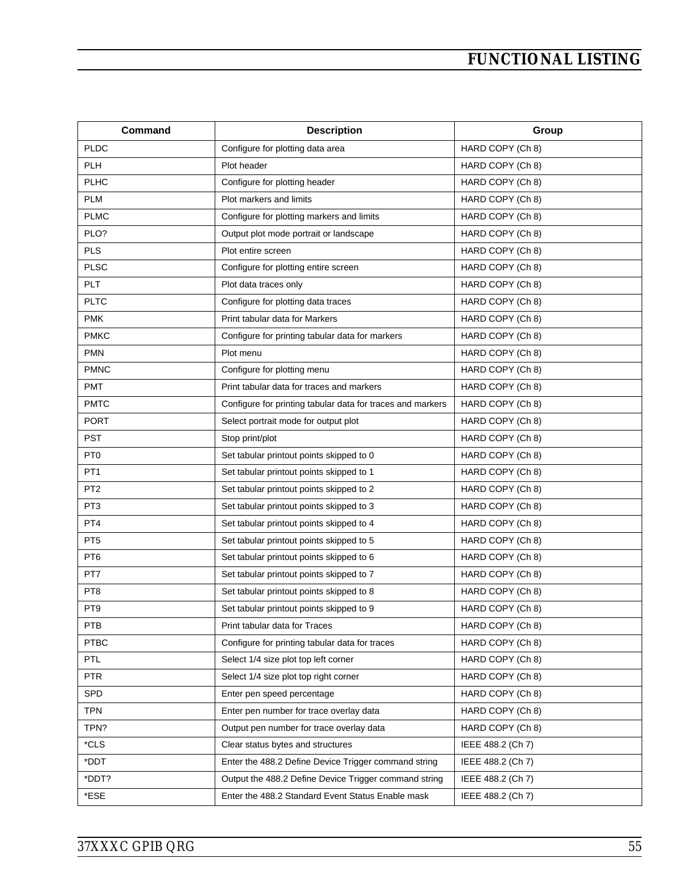| Command | Description | Group |
|---|---|---|
| PLDC | Configure for plotting data area | HARD COPY (Ch 8) |
| PLH | Plot header | HARD COPY (Ch 8) |
| PLHC | Configure for plotting header | HARD COPY (Ch 8) |
| PLM | Plot markers and limits | HARD COPY (Ch 8) |
| PLMC | Configure for plotting markers and limits | HARD COPY (Ch 8) |
| PLO? | Output plot mode portrait or landscape | HARD COPY (Ch 8) |
| PLS | Plot entire screen | HARD COPY (Ch 8) |
| PLSC | Configure for plotting entire screen | HARD COPY (Ch 8) |
| PLT | Plot data traces only | HARD COPY (Ch 8) |
| PLTC | Configure for plotting data traces | HARD COPY (Ch 8) |
| PMK | Print tabular data for Markers | HARD COPY (Ch 8) |
| PMKC | Configure for printing tabular data for markers | HARD COPY (Ch 8) |
| PMN | Plot menu | HARD COPY (Ch 8) |
| PMNC | Configure for plotting menu | HARD COPY (Ch 8) |
| PMT | Print tabular data for traces and markers | HARD COPY (Ch 8) |
| PMTC | Configure for printing tabular data for traces and markers | HARD COPY (Ch 8) |
| PORT | Select portrait mode for output plot | HARD COPY (Ch 8) |
| PST | Stop print/plot | HARD COPY (Ch 8) |
| PT0 | Set tabular printout points skipped to 0 | HARD COPY (Ch 8) |
| PT1 | Set tabular printout points skipped to 1 | HARD COPY (Ch 8) |
| PT2 | Set tabular printout points skipped to 2 | HARD COPY (Ch 8) |
| PT3 | Set tabular printout points skipped to 3 | HARD COPY (Ch 8) |
| PT4 | Set tabular printout points skipped to 4 | HARD COPY (Ch 8) |
| PT5 | Set tabular printout points skipped to 5 | HARD COPY (Ch 8) |
| PT6 | Set tabular printout points skipped to 6 | HARD COPY (Ch 8) |
| PT7 | Set tabular printout points skipped to 7 | HARD COPY (Ch 8) |
| PT8 | Set tabular printout points skipped to 8 | HARD COPY (Ch 8) |
| PT9 | Set tabular printout points skipped to 9 | HARD COPY (Ch 8) |
| PTB | Print tabular data for Traces | HARD COPY (Ch 8) |
| PTBC | Configure for printing tabular data for traces | HARD COPY (Ch 8) |
| PTL | Select 1/4 size plot top left corner | HARD COPY (Ch 8) |
| PTR | Select 1/4 size plot top right corner | HARD COPY (Ch 8) |
| SPD | Enter pen speed percentage | HARD COPY (Ch 8) |
| TPN | Enter pen number for trace overlay data | HARD COPY (Ch 8) |
| TPN? | Output pen number for trace overlay data | HARD COPY (Ch 8) |
| *CLS | Clear status bytes and structures | IEEE 488.2 (Ch 7) |
| *DDT | Enter the 488.2 Define Device Trigger command string | IEEE 488.2 (Ch 7) |
| *DDT? | Output the 488.2 Define Device Trigger command string | IEEE 488.2 (Ch 7) |
| *ESE | Enter the 488.2 Standard Event Status Enable mask | IEEE 488.2 (Ch 7) |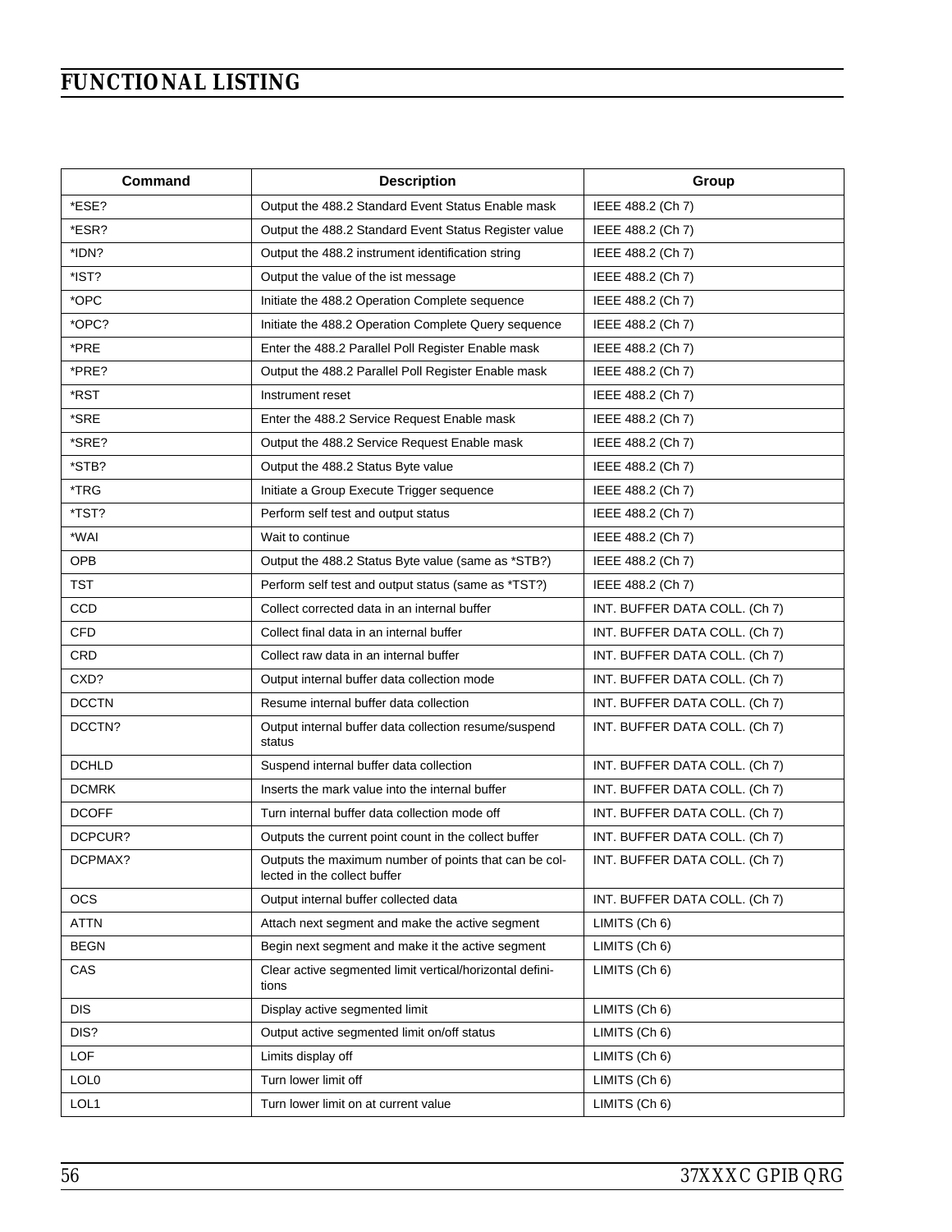# FUNCTIONAL LISTING

| Command | Description | Group |
|---|---|---|
| *ESE? | Output the 488.2 Standard Event Status Enable mask | IEEE 488.2 (Ch 7) |
| *ESR? | Output the 488.2 Standard Event Status Register value | IEEE 488.2 (Ch 7) |
| *IDN? | Output the 488.2 instrument identification string | IEEE 488.2 (Ch 7) |
| *IST? | Output the value of the ist message | IEEE 488.2 (Ch 7) |
| *OPC | Initiate the 488.2 Operation Complete sequence | IEEE 488.2 (Ch 7) |
| *OPC? | Initiate the 488.2 Operation Complete Query sequence | IEEE 488.2 (Ch 7) |
| *PRE | Enter the 488.2 Parallel Poll Register Enable mask | IEEE 488.2 (Ch 7) |
| *PRE? | Output the 488.2 Parallel Poll Register Enable mask | IEEE 488.2 (Ch 7) |
| *RST | Instrument reset | IEEE 488.2 (Ch 7) |
| *SRE | Enter the 488.2 Service Request Enable mask | IEEE 488.2 (Ch 7) |
| *SRE? | Output the 488.2 Service Request Enable mask | IEEE 488.2 (Ch 7) |
| *STB? | Output the 488.2 Status Byte value | IEEE 488.2 (Ch 7) |
| *TRG | Initiate a Group Execute Trigger sequence | IEEE 488.2 (Ch 7) |
| *TST? | Perform self test and output status | IEEE 488.2 (Ch 7) |
| *WAI | Wait to continue | IEEE 488.2 (Ch 7) |
| OPB | Output the 488.2 Status Byte value (same as *STB?) | IEEE 488.2 (Ch 7) |
| TST | Perform self test and output status (same as *TST?) | IEEE 488.2 (Ch 7) |
| CCD | Collect corrected data in an internal buffer | INT. BUFFER DATA COLL. (Ch 7) |
| CFD | Collect final data in an internal buffer | INT. BUFFER DATA COLL. (Ch 7) |
| CRD | Collect raw data in an internal buffer | INT. BUFFER DATA COLL. (Ch 7) |
| CXD? | Output internal buffer data collection mode | INT. BUFFER DATA COLL. (Ch 7) |
| DCCTN | Resume internal buffer data collection | INT. BUFFER DATA COLL. (Ch 7) |
| DCCTN? | Output internal buffer data collection resume/suspend status | INT. BUFFER DATA COLL. (Ch 7) |
| DCHLD | Suspend internal buffer data collection | INT. BUFFER DATA COLL. (Ch 7) |
| DCMRK | Inserts the mark value into the internal buffer | INT. BUFFER DATA COLL. (Ch 7) |
| DCOFF | Turn internal buffer data collection mode off | INT. BUFFER DATA COLL. (Ch 7) |
| DCPCUR? | Outputs the current point count in the collect buffer | INT. BUFFER DATA COLL. (Ch 7) |
| DCPMAX? | Outputs the maximum number of points that can be collected in the collect buffer | INT. BUFFER DATA COLL. (Ch 7) |
| OCS | Output internal buffer collected data | INT. BUFFER DATA COLL. (Ch 7) |
| ATTN | Attach next segment and make the active segment | LIMITS (Ch 6) |
| BEGN | Begin next segment and make it the active segment | LIMITS (Ch 6) |
| CAS | Clear active segmented limit vertical/horizontal definitions | LIMITS (Ch 6) |
| DIS | Display active segmented limit | LIMITS (Ch 6) |
| DIS? | Output active segmented limit on/off status | LIMITS (Ch 6) |
| LOF | Limits display off | LIMITS (Ch 6) |
| LOL0 | Turn lower limit off | LIMITS (Ch 6) |
| LOL1 | Turn lower limit on at current value | LIMITS (Ch 6) |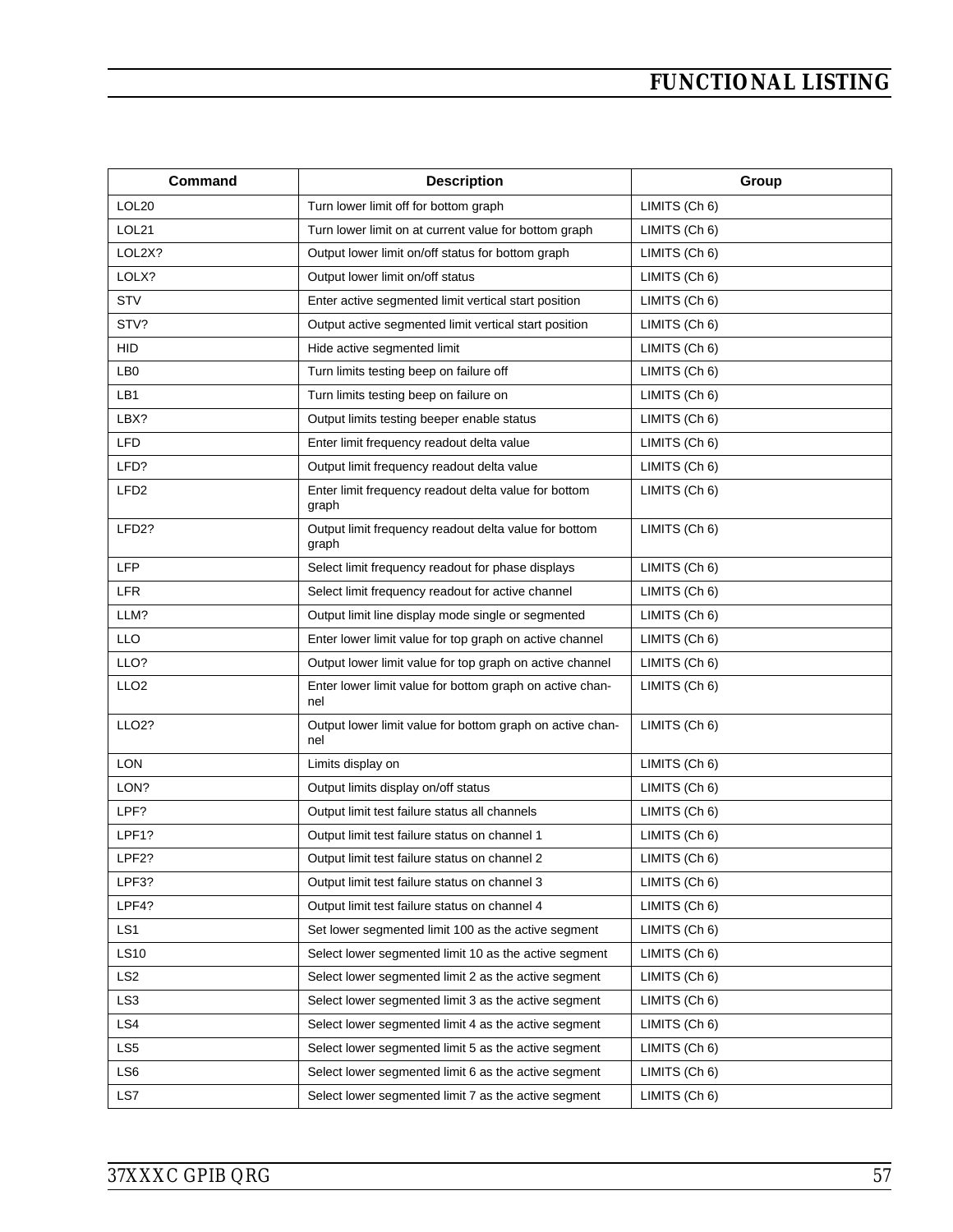| Command | Description | Group |
|---|---|---|
| LOL20 | Turn lower limit off for bottom graph | LIMITS (Ch 6) |
| LOL21 | Turn lower limit on at current value for bottom graph | LIMITS (Ch 6) |
| LOL2X? | Output lower limit on/off status for bottom graph | LIMITS (Ch 6) |
| LOLX? | Output lower limit on/off status | LIMITS (Ch 6) |
| STV | Enter active segmented limit vertical start position | LIMITS (Ch 6) |
| STV? | Output active segmented limit vertical start position | LIMITS (Ch 6) |
| HID | Hide active segmented limit | LIMITS (Ch 6) |
| LB0 | Turn limits testing beep on failure off | LIMITS (Ch 6) |
| LB1 | Turn limits testing beep on failure on | LIMITS (Ch 6) |
| LBX? | Output limits testing beeper enable status | LIMITS (Ch 6) |
| LFD | Enter limit frequency readout delta value | LIMITS (Ch 6) |
| LFD? | Output limit frequency readout delta value | LIMITS (Ch 6) |
| LFD2 | Enter limit frequency readout delta value for bottom graph | LIMITS (Ch 6) |
| LFD2? | Output limit frequency readout delta value for bottom graph | LIMITS (Ch 6) |
| LFP | Select limit frequency readout for phase displays | LIMITS (Ch 6) |
| LFR | Select limit frequency readout for active channel | LIMITS (Ch 6) |
| LLM? | Output limit line display mode single or segmented | LIMITS (Ch 6) |
| LLO | Enter lower limit value for top graph on active channel | LIMITS (Ch 6) |
| LLO? | Output lower limit value for top graph on active channel | LIMITS (Ch 6) |
| LLO2 | Enter lower limit value for bottom graph on active channel | LIMITS (Ch 6) |
| LLO2? | Output lower limit value for bottom graph on active channel | LIMITS (Ch 6) |
| LON | Limits display on | LIMITS (Ch 6) |
| LON? | Output limits display on/off status | LIMITS (Ch 6) |
| LPF? | Output limit test failure status all channels | LIMITS (Ch 6) |
| LPF1? | Output limit test failure status on channel 1 | LIMITS (Ch 6) |
| LPF2? | Output limit test failure status on channel 2 | LIMITS (Ch 6) |
| LPF3? | Output limit test failure status on channel 3 | LIMITS (Ch 6) |
| LPF4? | Output limit test failure status on channel 4 | LIMITS (Ch 6) |
| LS1 | Set lower segmented limit 100 as the active segment | LIMITS (Ch 6) |
| LS10 | Select lower segmented limit 10 as the active segment | LIMITS (Ch 6) |
| LS2 | Select lower segmented limit 2 as the active segment | LIMITS (Ch 6) |
| LS3 | Select lower segmented limit 3 as the active segment | LIMITS (Ch 6) |
| LS4 | Select lower segmented limit 4 as the active segment | LIMITS (Ch 6) |
| LS5 | Select lower segmented limit 5 as the active segment | LIMITS (Ch 6) |
| LS6 | Select lower segmented limit 6 as the active segment | LIMITS (Ch 6) |
| LS7 | Select lower segmented limit 7 as the active segment | LIMITS (Ch 6) |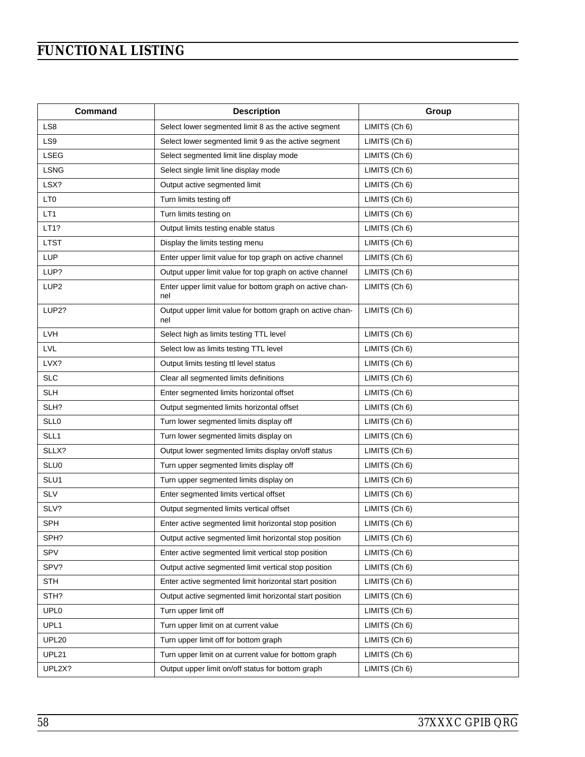# FUNCTIONAL LISTING

| Command | Description | Group |
|---|---|---|
| LS8 | Select lower segmented limit 8 as the active segment | LIMITS (Ch 6) |
| LS9 | Select lower segmented limit 9 as the active segment | LIMITS (Ch 6) |
| LSEG | Select segmented limit line display mode | LIMITS (Ch 6) |
| LSNG | Select single limit line display mode | LIMITS (Ch 6) |
| LSX? | Output active segmented limit | LIMITS (Ch 6) |
| LT0 | Turn limits testing off | LIMITS (Ch 6) |
| LT1 | Turn limits testing on | LIMITS (Ch 6) |
| LT1? | Output limits testing enable status | LIMITS (Ch 6) |
| LTST | Display the limits testing menu | LIMITS (Ch 6) |
| LUP | Enter upper limit value for top graph on active channel | LIMITS (Ch 6) |
| LUP? | Output upper limit value for top graph on active channel | LIMITS (Ch 6) |
| LUP2 | Enter upper limit value for bottom graph on active channel | LIMITS (Ch 6) |
| LUP2? | Output upper limit value for bottom graph on active channel | LIMITS (Ch 6) |
| LVH | Select high as limits testing TTL level | LIMITS (Ch 6) |
| LVL | Select low as limits testing TTL level | LIMITS (Ch 6) |
| LVX? | Output limits testing ttl level status | LIMITS (Ch 6) |
| SLC | Clear all segmented limits definitions | LIMITS (Ch 6) |
| SLH | Enter segmented limits horizontal offset | LIMITS (Ch 6) |
| SLH? | Output segmented limits horizontal offset | LIMITS (Ch 6) |
| SLL0 | Turn lower segmented limits display off | LIMITS (Ch 6) |
| SLL1 | Turn lower segmented limits display on | LIMITS (Ch 6) |
| SLLX? | Output lower segmented limits display on/off status | LIMITS (Ch 6) |
| SLU0 | Turn upper segmented limits display off | LIMITS (Ch 6) |
| SLU1 | Turn upper segmented limits display on | LIMITS (Ch 6) |
| SLV | Enter segmented limits vertical offset | LIMITS (Ch 6) |
| SLV? | Output segmented limits vertical offset | LIMITS (Ch 6) |
| SPH | Enter active segmented limit horizontal stop position | LIMITS (Ch 6) |
| SPH? | Output active segmented limit horizontal stop position | LIMITS (Ch 6) |
| SPV | Enter active segmented limit vertical stop position | LIMITS (Ch 6) |
| SPV? | Output active segmented limit vertical stop position | LIMITS (Ch 6) |
| STH | Enter active segmented limit horizontal start position | LIMITS (Ch 6) |
| STH? | Output active segmented limit horizontal start position | LIMITS (Ch 6) |
| UPL0 | Turn upper limit off | LIMITS (Ch 6) |
| UPL1 | Turn upper limit on at current value | LIMITS (Ch 6) |
| UPL20 | Turn upper limit off for bottom graph | LIMITS (Ch 6) |
| UPL21 | Turn upper limit on at current value for bottom graph | LIMITS (Ch 6) |
| UPL2X? | Output upper limit on/off status for bottom graph | LIMITS (Ch 6) |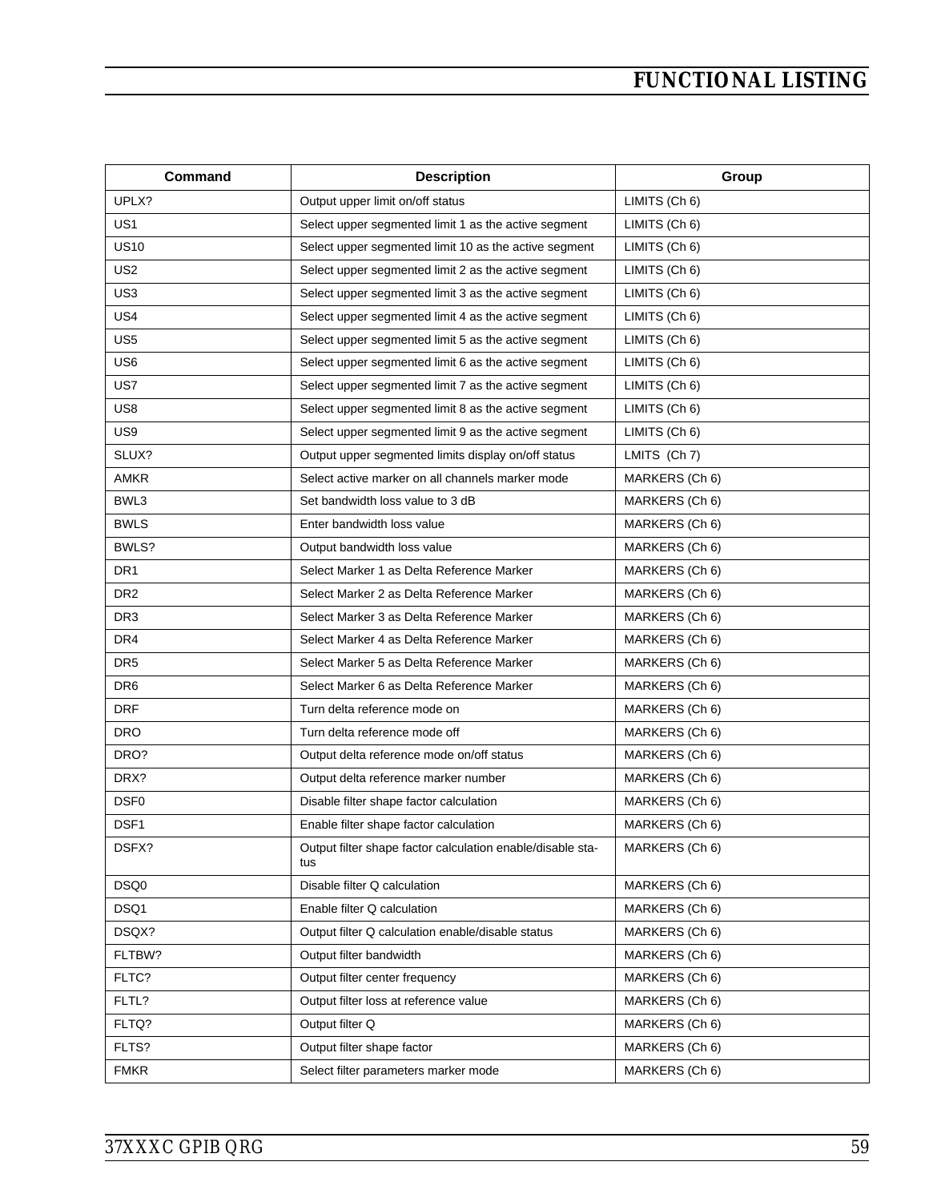| Command | Description | Group |
|---|---|---|
| UPLX? | Output upper limit on/off status | LIMITS (Ch 6) |
| US1 | Select upper segmented limit 1 as the active segment | LIMITS (Ch 6) |
| US10 | Select upper segmented limit 10 as the active segment | LIMITS (Ch 6) |
| US2 | Select upper segmented limit 2 as the active segment | LIMITS (Ch 6) |
| US3 | Select upper segmented limit 3 as the active segment | LIMITS (Ch 6) |
| US4 | Select upper segmented limit 4 as the active segment | LIMITS (Ch 6) |
| US5 | Select upper segmented limit 5 as the active segment | LIMITS (Ch 6) |
| US6 | Select upper segmented limit 6 as the active segment | LIMITS (Ch 6) |
| US7 | Select upper segmented limit 7 as the active segment | LIMITS (Ch 6) |
| US8 | Select upper segmented limit 8 as the active segment | LIMITS (Ch 6) |
| US9 | Select upper segmented limit 9 as the active segment | LIMITS (Ch 6) |
| SLUX? | Output upper segmented limits display on/off status | LMITS (Ch 7) |
| AMKR | Select active marker on all channels marker mode | MARKERS (Ch 6) |
| BWL3 | Set bandwidth loss value to 3 dB | MARKERS (Ch 6) |
| BWLS | Enter bandwidth loss value | MARKERS (Ch 6) |
| BWLS? | Output bandwidth loss value | MARKERS (Ch 6) |
| DR1 | Select Marker 1 as Delta Reference Marker | MARKERS (Ch 6) |
| DR2 | Select Marker 2 as Delta Reference Marker | MARKERS (Ch 6) |
| DR3 | Select Marker 3 as Delta Reference Marker | MARKERS (Ch 6) |
| DR4 | Select Marker 4 as Delta Reference Marker | MARKERS (Ch 6) |
| DR5 | Select Marker 5 as Delta Reference Marker | MARKERS (Ch 6) |
| DR6 | Select Marker 6 as Delta Reference Marker | MARKERS (Ch 6) |
| DRF | Turn delta reference mode on | MARKERS (Ch 6) |
| DRO | Turn delta reference mode off | MARKERS (Ch 6) |
| DRO? | Output delta reference mode on/off status | MARKERS (Ch 6) |
| DRX? | Output delta reference marker number | MARKERS (Ch 6) |
| DSF0 | Disable filter shape factor calculation | MARKERS (Ch 6) |
| DSF1 | Enable filter shape factor calculation | MARKERS (Ch 6) |
| DSFX? | Output filter shape factor calculation enable/disable status | MARKERS (Ch 6) |
| DSQ0 | Disable filter Q calculation | MARKERS (Ch 6) |
| DSQ1 | Enable filter Q calculation | MARKERS (Ch 6) |
| DSQX? | Output filter Q calculation enable/disable status | MARKERS (Ch 6) |
| FLTBW? | Output filter bandwidth | MARKERS (Ch 6) |
| FLTC? | Output filter center frequency | MARKERS (Ch 6) |
| FLTL? | Output filter loss at reference value | MARKERS (Ch 6) |
| FLTQ? | Output filter Q | MARKERS (Ch 6) |
| FLTS? | Output filter shape factor | MARKERS (Ch 6) |
| FMKR | Select filter parameters marker mode | MARKERS (Ch 6) |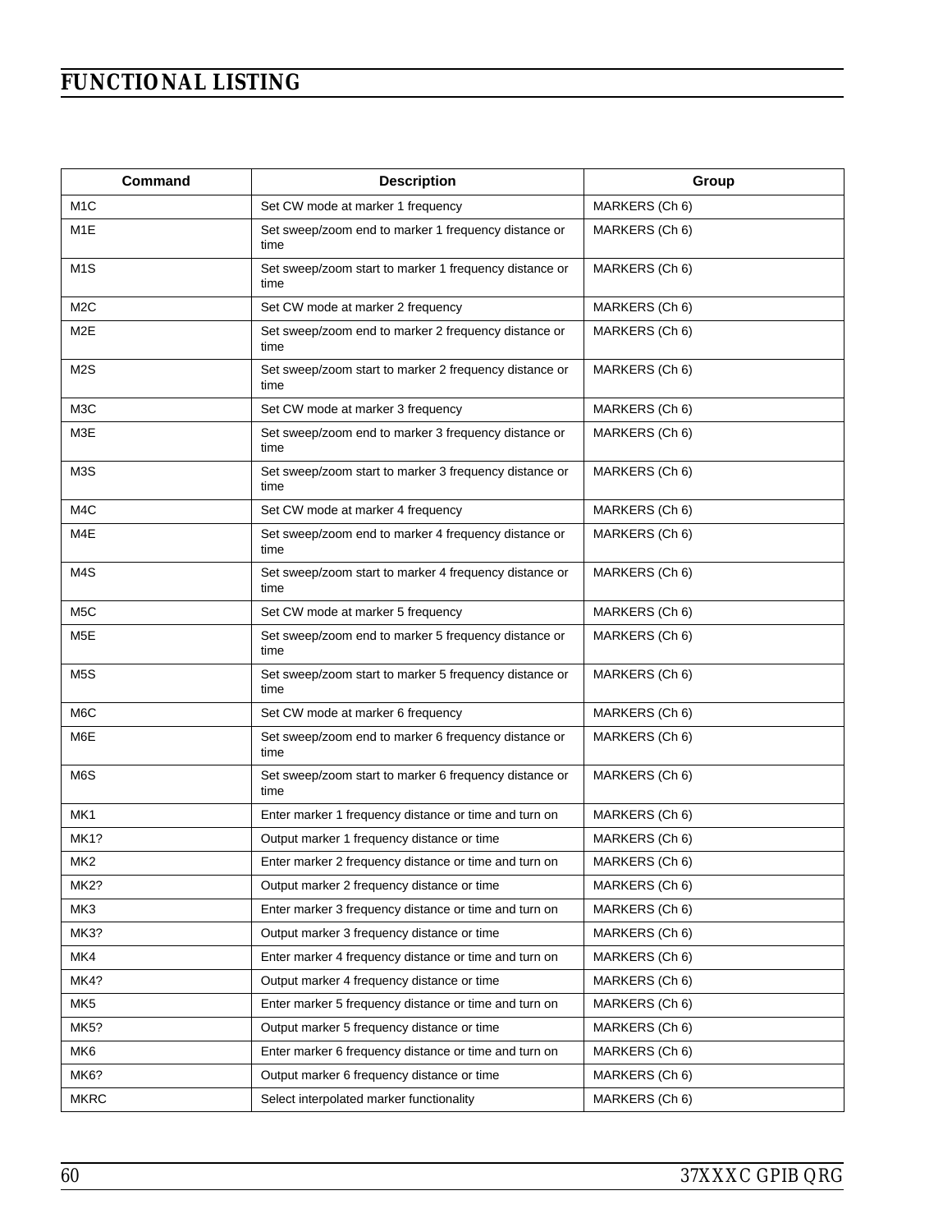# FUNCTIONAL LISTING

| Command | Description | Group |
|---|---|---|
| M1C | Set CW mode at marker 1 frequency | MARKERS (Ch 6) |
| M1E | Set sweep/zoom end to marker 1 frequency distance or time | MARKERS (Ch 6) |
| M1S | Set sweep/zoom start to marker 1 frequency distance or time | MARKERS (Ch 6) |
| M2C | Set CW mode at marker 2 frequency | MARKERS (Ch 6) |
| M2E | Set sweep/zoom end to marker 2 frequency distance or time | MARKERS (Ch 6) |
| M2S | Set sweep/zoom start to marker 2 frequency distance or time | MARKERS (Ch 6) |
| M3C | Set CW mode at marker 3 frequency | MARKERS (Ch 6) |
| M3E | Set sweep/zoom end to marker 3 frequency distance or time | MARKERS (Ch 6) |
| M3S | Set sweep/zoom start to marker 3 frequency distance or time | MARKERS (Ch 6) |
| M4C | Set CW mode at marker 4 frequency | MARKERS (Ch 6) |
| M4E | Set sweep/zoom end to marker 4 frequency distance or time | MARKERS (Ch 6) |
| M4S | Set sweep/zoom start to marker 4 frequency distance or time | MARKERS (Ch 6) |
| M5C | Set CW mode at marker 5 frequency | MARKERS (Ch 6) |
| M5E | Set sweep/zoom end to marker 5 frequency distance or time | MARKERS (Ch 6) |
| M5S | Set sweep/zoom start to marker 5 frequency distance or time | MARKERS (Ch 6) |
| M6C | Set CW mode at marker 6 frequency | MARKERS (Ch 6) |
| M6E | Set sweep/zoom end to marker 6 frequency distance or time | MARKERS (Ch 6) |
| M6S | Set sweep/zoom start to marker 6 frequency distance or time | MARKERS (Ch 6) |
| MK1 | Enter marker 1 frequency distance or time and turn on | MARKERS (Ch 6) |
| MK1? | Output marker 1 frequency distance or time | MARKERS (Ch 6) |
| MK2 | Enter marker 2 frequency distance or time and turn on | MARKERS (Ch 6) |
| MK2? | Output marker 2 frequency distance or time | MARKERS (Ch 6) |
| MK3 | Enter marker 3 frequency distance or time and turn on | MARKERS (Ch 6) |
| MK3? | Output marker 3 frequency distance or time | MARKERS (Ch 6) |
| MK4 | Enter marker 4 frequency distance or time and turn on | MARKERS (Ch 6) |
| MK4? | Output marker 4 frequency distance or time | MARKERS (Ch 6) |
| MK5 | Enter marker 5 frequency distance or time and turn on | MARKERS (Ch 6) |
| MK5? | Output marker 5 frequency distance or time | MARKERS (Ch 6) |
| MK6 | Enter marker 6 frequency distance or time and turn on | MARKERS (Ch 6) |
| MK6? | Output marker 6 frequency distance or time | MARKERS (Ch 6) |
| MKRC | Select interpolated marker functionality | MARKERS (Ch 6) |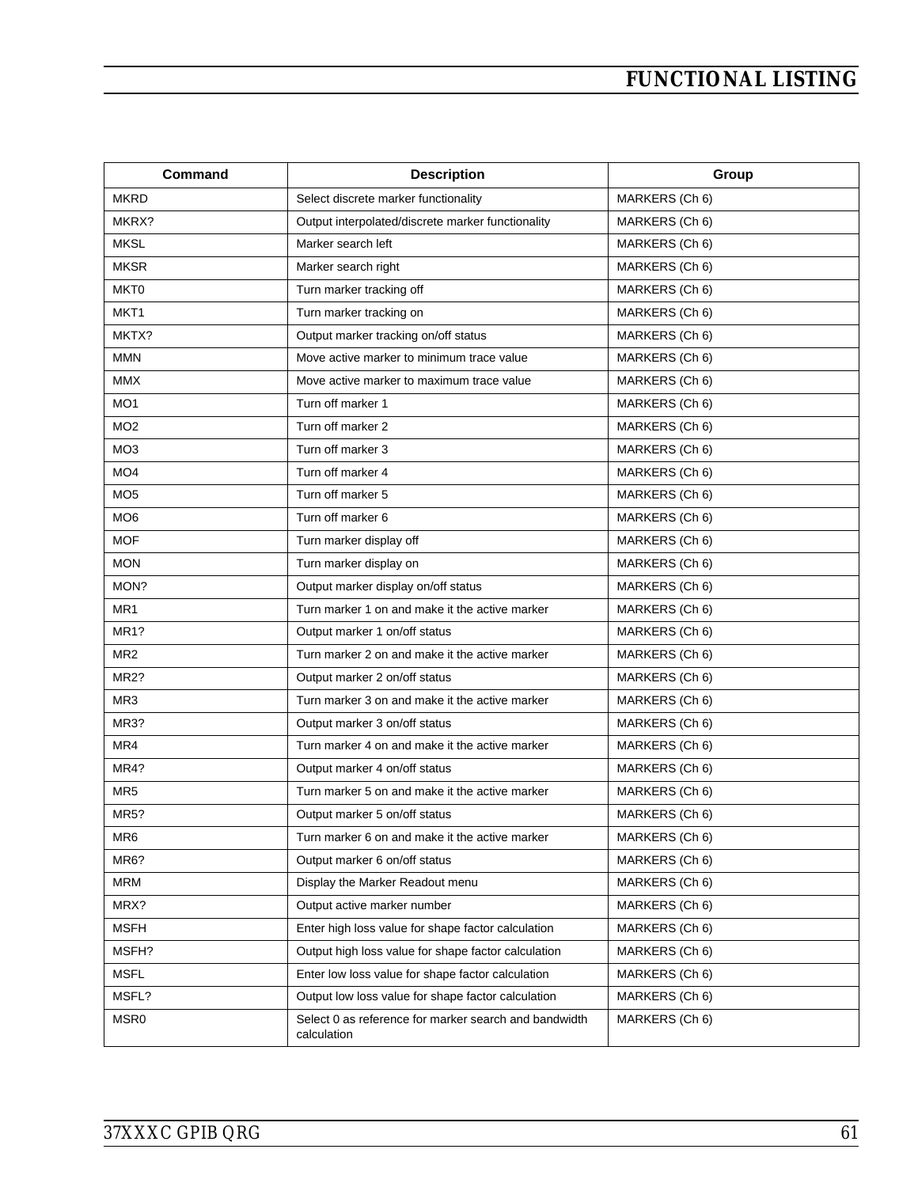| Command | Description | Group |
|---|---|---|
| MKRD | Select discrete marker functionality | MARKERS (Ch 6) |
| MKRX? | Output interpolated/discrete marker functionality | MARKERS (Ch 6) |
| MKSL | Marker search left | MARKERS (Ch 6) |
| MKSR | Marker search right | MARKERS (Ch 6) |
| MKT0 | Turn marker tracking off | MARKERS (Ch 6) |
| MKT1 | Turn marker tracking on | MARKERS (Ch 6) |
| MKTX? | Output marker tracking on/off status | MARKERS (Ch 6) |
| MMN | Move active marker to minimum trace value | MARKERS (Ch 6) |
| MMX | Move active marker to maximum trace value | MARKERS (Ch 6) |
| MO1 | Turn off marker 1 | MARKERS (Ch 6) |
| MO2 | Turn off marker 2 | MARKERS (Ch 6) |
| MO3 | Turn off marker 3 | MARKERS (Ch 6) |
| MO4 | Turn off marker 4 | MARKERS (Ch 6) |
| MO5 | Turn off marker 5 | MARKERS (Ch 6) |
| MO6 | Turn off marker 6 | MARKERS (Ch 6) |
| MOF | Turn marker display off | MARKERS (Ch 6) |
| MON | Turn marker display on | MARKERS (Ch 6) |
| MON? | Output marker display on/off status | MARKERS (Ch 6) |
| MR1 | Turn marker 1 on and make it the active marker | MARKERS (Ch 6) |
| MR1? | Output marker 1 on/off status | MARKERS (Ch 6) |
| MR2 | Turn marker 2 on and make it the active marker | MARKERS (Ch 6) |
| MR2? | Output marker 2 on/off status | MARKERS (Ch 6) |
| MR3 | Turn marker 3 on and make it the active marker | MARKERS (Ch 6) |
| MR3? | Output marker 3 on/off status | MARKERS (Ch 6) |
| MR4 | Turn marker 4 on and make it the active marker | MARKERS (Ch 6) |
| MR4? | Output marker 4 on/off status | MARKERS (Ch 6) |
| MR5 | Turn marker 5 on and make it the active marker | MARKERS (Ch 6) |
| MR5? | Output marker 5 on/off status | MARKERS (Ch 6) |
| MR6 | Turn marker 6 on and make it the active marker | MARKERS (Ch 6) |
| MR6? | Output marker 6 on/off status | MARKERS (Ch 6) |
| MRM | Display the Marker Readout menu | MARKERS (Ch 6) |
| MRX? | Output active marker number | MARKERS (Ch 6) |
| MSFH | Enter high loss value for shape factor calculation | MARKERS (Ch 6) |
| MSFH? | Output high loss value for shape factor calculation | MARKERS (Ch 6) |
| MSFL | Enter low loss value for shape factor calculation | MARKERS (Ch 6) |
| MSFL? | Output low loss value for shape factor calculation | MARKERS (Ch 6) |
| MSR0 | Select 0 as reference for marker search and bandwidth calculation | MARKERS (Ch 6) |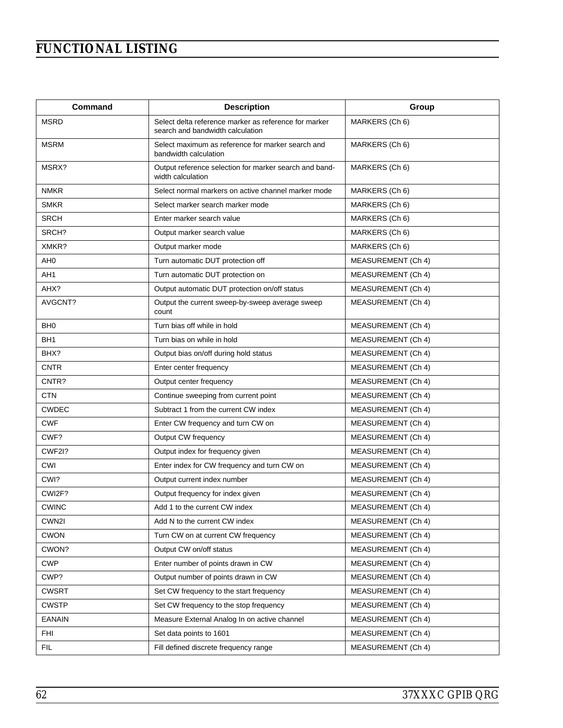# FUNCTIONAL LISTING

| Command | Description | Group |
|---|---|---|
| MSRD | Select delta reference marker as reference for marker search and bandwidth calculation | MARKERS (Ch 6) |
| MSRM | Select maximum as reference for marker search and bandwidth calculation | MARKERS (Ch 6) |
| MSRX? | Output reference selection for marker search and bandwidth calculation | MARKERS (Ch 6) |
| NMKR | Select normal markers on active channel marker mode | MARKERS (Ch 6) |
| SMKR | Select marker search marker mode | MARKERS (Ch 6) |
| SRCH | Enter marker search value | MARKERS (Ch 6) |
| SRCH? | Output marker search value | MARKERS (Ch 6) |
| XMKR? | Output marker mode | MARKERS (Ch 6) |
| AH0 | Turn automatic DUT protection off | MEASUREMENT (Ch 4) |
| AH1 | Turn automatic DUT protection on | MEASUREMENT (Ch 4) |
| AHX? | Output automatic DUT protection on/off status | MEASUREMENT (Ch 4) |
| AVGCNT? | Output the current sweep-by-sweep average sweep count | MEASUREMENT (Ch 4) |
| BH0 | Turn bias off while in hold | MEASUREMENT (Ch 4) |
| BH1 | Turn bias on while in hold | MEASUREMENT (Ch 4) |
| BHX? | Output bias on/off during hold status | MEASUREMENT (Ch 4) |
| CNTR | Enter center frequency | MEASUREMENT (Ch 4) |
| CNTR? | Output center frequency | MEASUREMENT (Ch 4) |
| CTN | Continue sweeping from current point | MEASUREMENT (Ch 4) |
| CWDEC | Subtract 1 from the current CW index | MEASUREMENT (Ch 4) |
| CWF | Enter CW frequency and turn CW on | MEASUREMENT (Ch 4) |
| CWF? | Output CW frequency | MEASUREMENT (Ch 4) |
| CWF2I? | Output index for frequency given | MEASUREMENT (Ch 4) |
| CWI | Enter index for CW frequency and turn CW on | MEASUREMENT (Ch 4) |
| CWI? | Output current index number | MEASUREMENT (Ch 4) |
| CWI2F? | Output frequency for index given | MEASUREMENT (Ch 4) |
| CWINC | Add 1 to the current CW index | MEASUREMENT (Ch 4) |
| CWN2I | Add N to the current CW index | MEASUREMENT (Ch 4) |
| CWON | Turn CW on at current CW frequency | MEASUREMENT (Ch 4) |
| CWON? | Output CW on/off status | MEASUREMENT (Ch 4) |
| CWP | Enter number of points drawn in CW | MEASUREMENT (Ch 4) |
| CWP? | Output number of points drawn in CW | MEASUREMENT (Ch 4) |
| CWSRT | Set CW frequency to the start frequency | MEASUREMENT (Ch 4) |
| CWSTP | Set CW frequency to the stop frequency | MEASUREMENT (Ch 4) |
| EANAIN | Measure External Analog In on active channel | MEASUREMENT (Ch 4) |
| FHI | Set data points to 1601 | MEASUREMENT (Ch 4) |
| FIL | Fill defined discrete frequency range | MEASUREMENT (Ch 4) |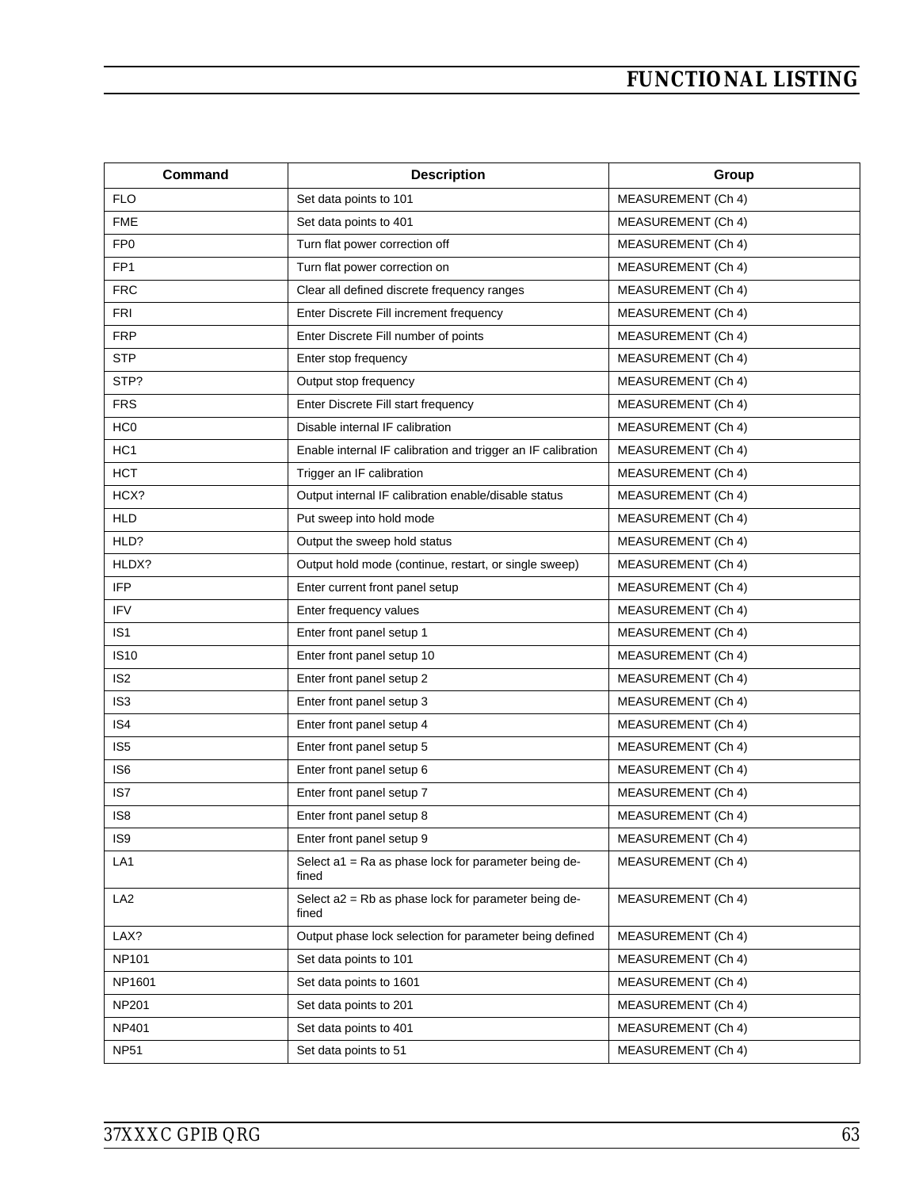| Command | Description | Group |
|---|---|---|
| FLO | Set data points to 101 | MEASUREMENT (Ch 4) |
| FME | Set data points to 401 | MEASUREMENT (Ch 4) |
| FP0 | Turn flat power correction off | MEASUREMENT (Ch 4) |
| FP1 | Turn flat power correction on | MEASUREMENT (Ch 4) |
| FRC | Clear all defined discrete frequency ranges | MEASUREMENT (Ch 4) |
| FRI | Enter Discrete Fill increment frequency | MEASUREMENT (Ch 4) |
| FRP | Enter Discrete Fill number of points | MEASUREMENT (Ch 4) |
| STP | Enter stop frequency | MEASUREMENT (Ch 4) |
| STP? | Output stop frequency | MEASUREMENT (Ch 4) |
| FRS | Enter Discrete Fill start frequency | MEASUREMENT (Ch 4) |
| HC0 | Disable internal IF calibration | MEASUREMENT (Ch 4) |
| HC1 | Enable internal IF calibration and trigger an IF calibration | MEASUREMENT (Ch 4) |
| HCT | Trigger an IF calibration | MEASUREMENT (Ch 4) |
| HCX? | Output internal IF calibration enable/disable status | MEASUREMENT (Ch 4) |
| HLD | Put sweep into hold mode | MEASUREMENT (Ch 4) |
| HLD? | Output the sweep hold status | MEASUREMENT (Ch 4) |
| HLDX? | Output hold mode (continue, restart, or single sweep) | MEASUREMENT (Ch 4) |
| IFP | Enter current front panel setup | MEASUREMENT (Ch 4) |
| IFV | Enter frequency values | MEASUREMENT (Ch 4) |
| IS1 | Enter front panel setup 1 | MEASUREMENT (Ch 4) |
| IS10 | Enter front panel setup 10 | MEASUREMENT (Ch 4) |
| IS2 | Enter front panel setup 2 | MEASUREMENT (Ch 4) |
| IS3 | Enter front panel setup 3 | MEASUREMENT (Ch 4) |
| IS4 | Enter front panel setup 4 | MEASUREMENT (Ch 4) |
| IS5 | Enter front panel setup 5 | MEASUREMENT (Ch 4) |
| IS6 | Enter front panel setup 6 | MEASUREMENT (Ch 4) |
| IS7 | Enter front panel setup 7 | MEASUREMENT (Ch 4) |
| IS8 | Enter front panel setup 8 | MEASUREMENT (Ch 4) |
| IS9 | Enter front panel setup 9 | MEASUREMENT (Ch 4) |
| LA1 | Select a1 = Ra as phase lock for parameter being defined | MEASUREMENT (Ch 4) |
| LA2 | Select a2 = Rb as phase lock for parameter being defined | MEASUREMENT (Ch 4) |
| LAX? | Output phase lock selection for parameter being defined | MEASUREMENT (Ch 4) |
| NP101 | Set data points to 101 | MEASUREMENT (Ch 4) |
| NP1601 | Set data points to 1601 | MEASUREMENT (Ch 4) |
| NP201 | Set data points to 201 | MEASUREMENT (Ch 4) |
| NP401 | Set data points to 401 | MEASUREMENT (Ch 4) |
| NP51 | Set data points to 51 | MEASUREMENT (Ch 4) |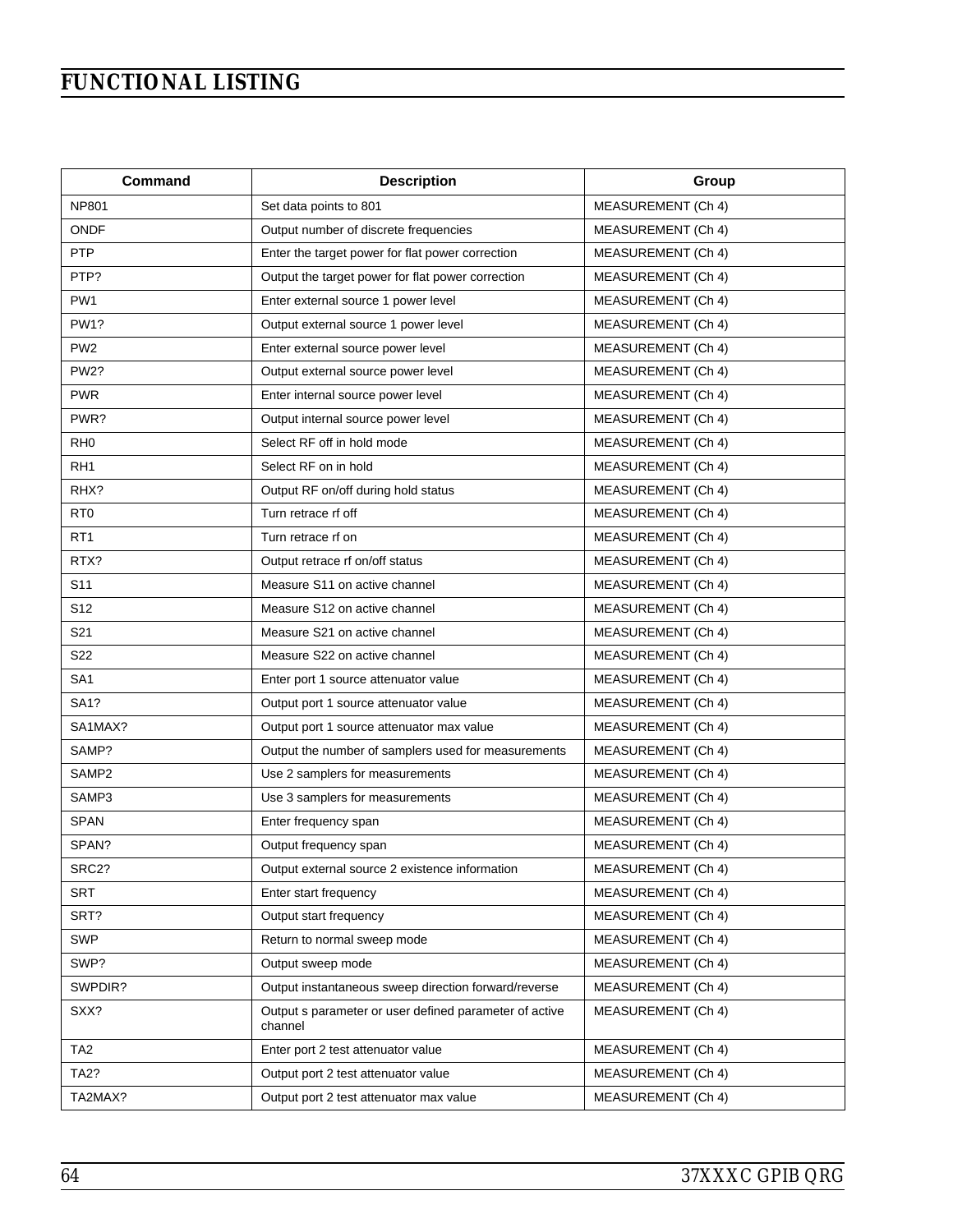# FUNCTIONAL LISTING

| Command | Description | Group |
|---|---|---|
| NP801 | Set data points to 801 | MEASUREMENT (Ch 4) |
| ONDF | Output number of discrete frequencies | MEASUREMENT (Ch 4) |
| PTP | Enter the target power for flat power correction | MEASUREMENT (Ch 4) |
| PTP? | Output the target power for flat power correction | MEASUREMENT (Ch 4) |
| PW1 | Enter external source 1 power level | MEASUREMENT (Ch 4) |
| PW1? | Output external source 1 power level | MEASUREMENT (Ch 4) |
| PW2 | Enter external source power level | MEASUREMENT (Ch 4) |
| PW2? | Output external source power level | MEASUREMENT (Ch 4) |
| PWR | Enter internal source power level | MEASUREMENT (Ch 4) |
| PWR? | Output internal source power level | MEASUREMENT (Ch 4) |
| RH0 | Select RF off in hold mode | MEASUREMENT (Ch 4) |
| RH1 | Select RF on in hold | MEASUREMENT (Ch 4) |
| RHX? | Output RF on/off during hold status | MEASUREMENT (Ch 4) |
| RT0 | Turn retrace rf off | MEASUREMENT (Ch 4) |
| RT1 | Turn retrace rf on | MEASUREMENT (Ch 4) |
| RTX? | Output retrace rf on/off status | MEASUREMENT (Ch 4) |
| S11 | Measure S11 on active channel | MEASUREMENT (Ch 4) |
| S12 | Measure S12 on active channel | MEASUREMENT (Ch 4) |
| S21 | Measure S21 on active channel | MEASUREMENT (Ch 4) |
| S22 | Measure S22 on active channel | MEASUREMENT (Ch 4) |
| SA1 | Enter port 1 source attenuator value | MEASUREMENT (Ch 4) |
| SA1? | Output port 1 source attenuator value | MEASUREMENT (Ch 4) |
| SA1MAX? | Output port 1 source attenuator max value | MEASUREMENT (Ch 4) |
| SAMP? | Output the number of samplers used for measurements | MEASUREMENT (Ch 4) |
| SAMP2 | Use 2 samplers for measurements | MEASUREMENT (Ch 4) |
| SAMP3 | Use 3 samplers for measurements | MEASUREMENT (Ch 4) |
| SPAN | Enter frequency span | MEASUREMENT (Ch 4) |
| SPAN? | Output frequency span | MEASUREMENT (Ch 4) |
| SRC2? | Output external source 2 existence information | MEASUREMENT (Ch 4) |
| SRT | Enter start frequency | MEASUREMENT (Ch 4) |
| SRT? | Output start frequency | MEASUREMENT (Ch 4) |
| SWP | Return to normal sweep mode | MEASUREMENT (Ch 4) |
| SWP? | Output sweep mode | MEASUREMENT (Ch 4) |
| SWPDIR? | Output instantaneous sweep direction forward/reverse | MEASUREMENT (Ch 4) |
| SXX? | Output s parameter or user defined parameter of active channel | MEASUREMENT (Ch 4) |
| TA2 | Enter port 2 test attenuator value | MEASUREMENT (Ch 4) |
| TA2? | Output port 2 test attenuator value | MEASUREMENT (Ch 4) |
| TA2MAX? | Output port 2 test attenuator max value | MEASUREMENT (Ch 4) |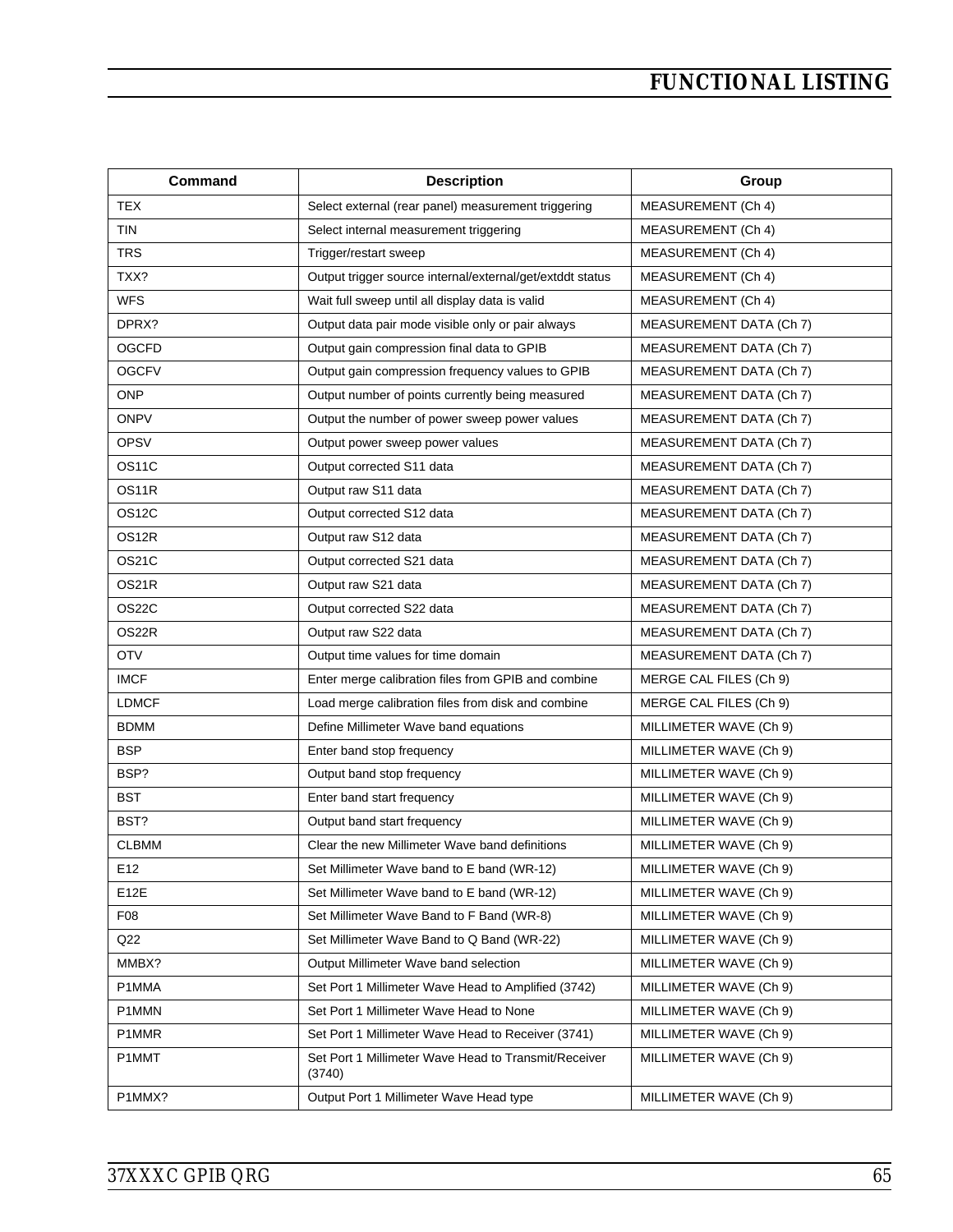| Command | Description | Group |
|---|---|---|
| TEX | Select external (rear panel) measurement triggering | MEASUREMENT (Ch 4) |
| TIN | Select internal measurement triggering | MEASUREMENT (Ch 4) |
| TRS | Trigger/restart sweep | MEASUREMENT (Ch 4) |
| TXX? | Output trigger source internal/external/get/extddt status | MEASUREMENT (Ch 4) |
| WFS | Wait full sweep until all display data is valid | MEASUREMENT (Ch 4) |
| DPRX? | Output data pair mode visible only or pair always | MEASUREMENT DATA (Ch 7) |
| OGCFD | Output gain compression final data to GPIB | MEASUREMENT DATA (Ch 7) |
| OGCFV | Output gain compression frequency values to GPIB | MEASUREMENT DATA (Ch 7) |
| ONP | Output number of points currently being measured | MEASUREMENT DATA (Ch 7) |
| ONPV | Output the number of power sweep power values | MEASUREMENT DATA (Ch 7) |
| OPSV | Output power sweep power values | MEASUREMENT DATA (Ch 7) |
| OS11C | Output corrected S11 data | MEASUREMENT DATA (Ch 7) |
| OS11R | Output raw S11 data | MEASUREMENT DATA (Ch 7) |
| OS12C | Output corrected S12 data | MEASUREMENT DATA (Ch 7) |
| OS12R | Output raw S12 data | MEASUREMENT DATA (Ch 7) |
| OS21C | Output corrected S21 data | MEASUREMENT DATA (Ch 7) |
| OS21R | Output raw S21 data | MEASUREMENT DATA (Ch 7) |
| OS22C | Output corrected S22 data | MEASUREMENT DATA (Ch 7) |
| OS22R | Output raw S22 data | MEASUREMENT DATA (Ch 7) |
| OTV | Output time values for time domain | MEASUREMENT DATA (Ch 7) |
| IMCF | Enter merge calibration files from GPIB and combine | MERGE CAL FILES (Ch 9) |
| LDMCF | Load merge calibration files from disk and combine | MERGE CAL FILES (Ch 9) |
| BDMM | Define Millimeter Wave band equations | MILLIMETER WAVE (Ch 9) |
| BSP | Enter band stop frequency | MILLIMETER WAVE (Ch 9) |
| BSP? | Output band stop frequency | MILLIMETER WAVE (Ch 9) |
| BST | Enter band start frequency | MILLIMETER WAVE (Ch 9) |
| BST? | Output band start frequency | MILLIMETER WAVE (Ch 9) |
| CLBMM | Clear the new Millimeter Wave band definitions | MILLIMETER WAVE (Ch 9) |
| E12 | Set Millimeter Wave band to E band (WR-12) | MILLIMETER WAVE (Ch 9) |
| E12E | Set Millimeter Wave band to E band (WR-12) | MILLIMETER WAVE (Ch 9) |
| F08 | Set Millimeter Wave Band to F Band (WR-8) | MILLIMETER WAVE (Ch 9) |
| Q22 | Set Millimeter Wave Band to Q Band (WR-22) | MILLIMETER WAVE (Ch 9) |
| MMBX? | Output Millimeter Wave band selection | MILLIMETER WAVE (Ch 9) |
| P1MMA | Set Port 1 Millimeter Wave Head to Amplified (3742) | MILLIMETER WAVE (Ch 9) |
| P1MMN | Set Port 1 Millimeter Wave Head to None | MILLIMETER WAVE (Ch 9) |
| P1MMR | Set Port 1 Millimeter Wave Head to Receiver (3741) | MILLIMETER WAVE (Ch 9) |
| P1MMT | Set Port 1 Millimeter Wave Head to Transmit/Receiver (3740) | MILLIMETER WAVE (Ch 9) |
| P1MMX? | Output Port 1 Millimeter Wave Head type | MILLIMETER WAVE (Ch 9) |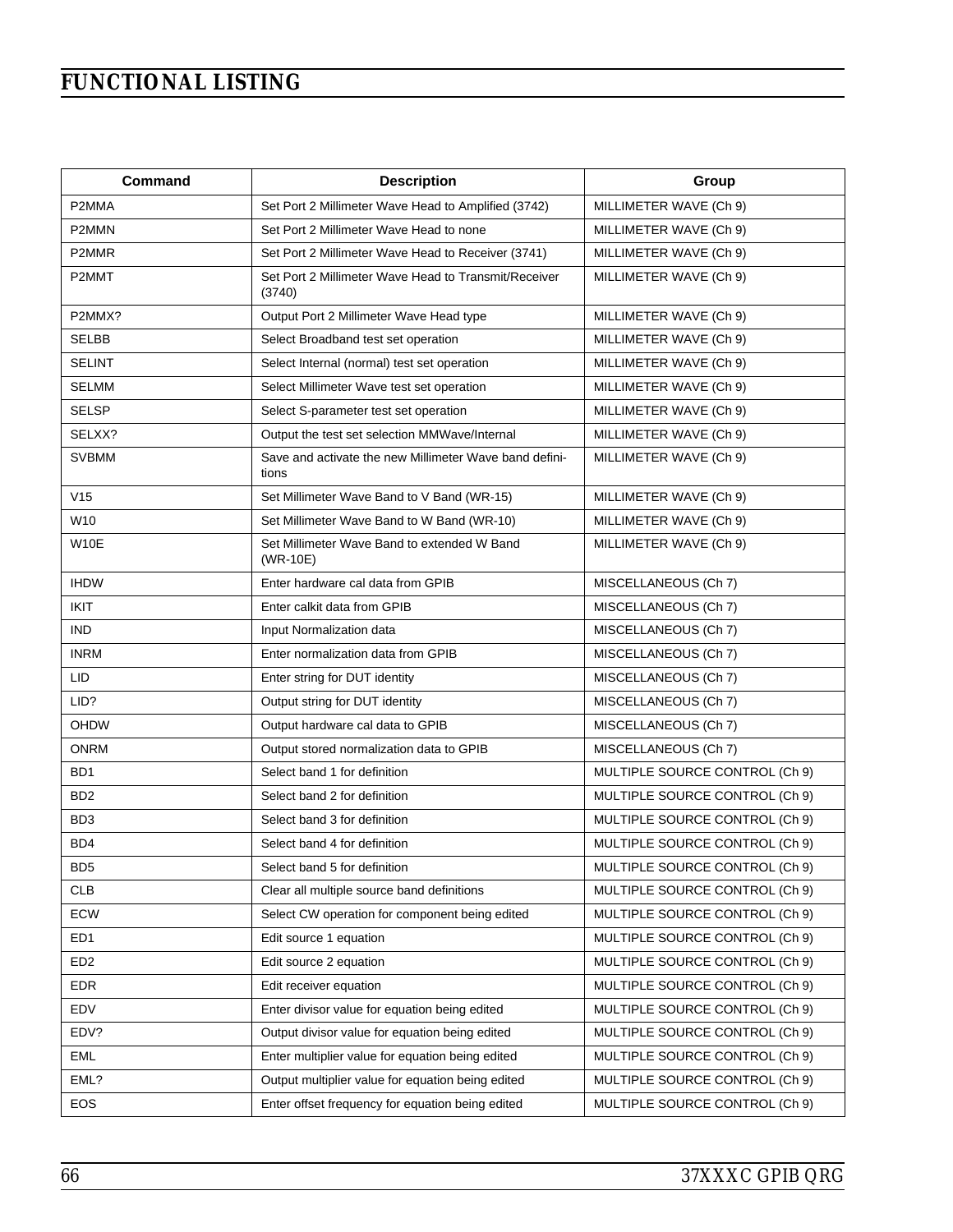# FUNCTIONAL LISTING

| Command | Description | Group |
|---|---|---|
| P2MMA | Set Port 2 Millimeter Wave Head to Amplified (3742) | MILLIMETER WAVE (Ch 9) |
| P2MMN | Set Port 2 Millimeter Wave Head to none | MILLIMETER WAVE (Ch 9) |
| P2MMR | Set Port 2 Millimeter Wave Head to Receiver (3741) | MILLIMETER WAVE (Ch 9) |
| P2MMT | Set Port 2 Millimeter Wave Head to Transmit/Receiver (3740) | MILLIMETER WAVE (Ch 9) |
| P2MMX? | Output Port 2 Millimeter Wave Head type | MILLIMETER WAVE (Ch 9) |
| SELBB | Select Broadband test set operation | MILLIMETER WAVE (Ch 9) |
| SELINT | Select Internal (normal) test set operation | MILLIMETER WAVE (Ch 9) |
| SELMM | Select Millimeter Wave test set operation | MILLIMETER WAVE (Ch 9) |
| SELSP | Select S-parameter test set operation | MILLIMETER WAVE (Ch 9) |
| SELXX? | Output the test set selection MMWave/Internal | MILLIMETER WAVE (Ch 9) |
| SVBMM | Save and activate the new Millimeter Wave band definitions | MILLIMETER WAVE (Ch 9) |
| V15 | Set Millimeter Wave Band to V Band (WR-15) | MILLIMETER WAVE (Ch 9) |
| W10 | Set Millimeter Wave Band to W Band (WR-10) | MILLIMETER WAVE (Ch 9) |
| W10E | Set Millimeter Wave Band to extended W Band (WR-10E) | MILLIMETER WAVE (Ch 9) |
| IHDW | Enter hardware cal data from GPIB | MISCELLANEOUS (Ch 7) |
| IKIT | Enter calkit data from GPIB | MISCELLANEOUS (Ch 7) |
| IND | Input Normalization data | MISCELLANEOUS (Ch 7) |
| INRM | Enter normalization data from GPIB | MISCELLANEOUS (Ch 7) |
| LID | Enter string for DUT identity | MISCELLANEOUS (Ch 7) |
| LID? | Output string for DUT identity | MISCELLANEOUS (Ch 7) |
| OHDW | Output hardware cal data to GPIB | MISCELLANEOUS (Ch 7) |
| ONRM | Output stored normalization data to GPIB | MISCELLANEOUS (Ch 7) |
| BD1 | Select band 1 for definition | MULTIPLE SOURCE CONTROL (Ch 9) |
| BD2 | Select band 2 for definition | MULTIPLE SOURCE CONTROL (Ch 9) |
| BD3 | Select band 3 for definition | MULTIPLE SOURCE CONTROL (Ch 9) |
| BD4 | Select band 4 for definition | MULTIPLE SOURCE CONTROL (Ch 9) |
| BD5 | Select band 5 for definition | MULTIPLE SOURCE CONTROL (Ch 9) |
| CLB | Clear all multiple source band definitions | MULTIPLE SOURCE CONTROL (Ch 9) |
| ECW | Select CW operation for component being edited | MULTIPLE SOURCE CONTROL (Ch 9) |
| ED1 | Edit source 1 equation | MULTIPLE SOURCE CONTROL (Ch 9) |
| ED2 | Edit source 2 equation | MULTIPLE SOURCE CONTROL (Ch 9) |
| EDR | Edit receiver equation | MULTIPLE SOURCE CONTROL (Ch 9) |
| EDV | Enter divisor value for equation being edited | MULTIPLE SOURCE CONTROL (Ch 9) |
| EDV? | Output divisor value for equation being edited | MULTIPLE SOURCE CONTROL (Ch 9) |
| EML | Enter multiplier value for equation being edited | MULTIPLE SOURCE CONTROL (Ch 9) |
| EML? | Output multiplier value for equation being edited | MULTIPLE SOURCE CONTROL (Ch 9) |
| EOS | Enter offset frequency for equation being edited | MULTIPLE SOURCE CONTROL (Ch 9) |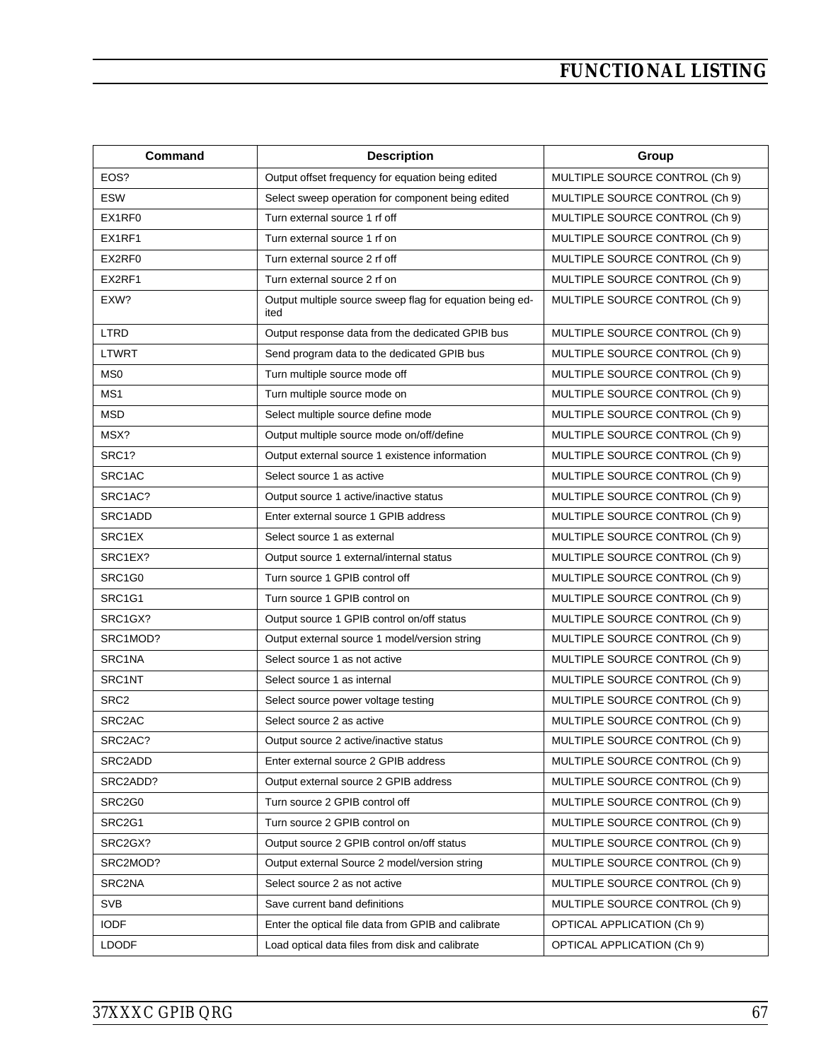| Command | Description | Group |
|---|---|---|
| EOS? | Output offset frequency for equation being edited | MULTIPLE SOURCE CONTROL (Ch 9) |
| ESW | Select sweep operation for component being edited | MULTIPLE SOURCE CONTROL (Ch 9) |
| EX1RF0 | Turn external source 1 rf off | MULTIPLE SOURCE CONTROL (Ch 9) |
| EX1RF1 | Turn external source 1 rf on | MULTIPLE SOURCE CONTROL (Ch 9) |
| EX2RF0 | Turn external source 2 rf off | MULTIPLE SOURCE CONTROL (Ch 9) |
| EX2RF1 | Turn external source 2 rf on | MULTIPLE SOURCE CONTROL (Ch 9) |
| EXW? | Output multiple source sweep flag for equation being edited | MULTIPLE SOURCE CONTROL (Ch 9) |
| LTRD | Output response data from the dedicated GPIB bus | MULTIPLE SOURCE CONTROL (Ch 9) |
| LTWRT | Send program data to the dedicated GPIB bus | MULTIPLE SOURCE CONTROL (Ch 9) |
| MS0 | Turn multiple source mode off | MULTIPLE SOURCE CONTROL (Ch 9) |
| MS1 | Turn multiple source mode on | MULTIPLE SOURCE CONTROL (Ch 9) |
| MSD | Select multiple source define mode | MULTIPLE SOURCE CONTROL (Ch 9) |
| MSX? | Output multiple source mode on/off/define | MULTIPLE SOURCE CONTROL (Ch 9) |
| SRC1? | Output external source 1 existence information | MULTIPLE SOURCE CONTROL (Ch 9) |
| SRC1AC | Select source 1 as active | MULTIPLE SOURCE CONTROL (Ch 9) |
| SRC1AC? | Output source 1 active/inactive status | MULTIPLE SOURCE CONTROL (Ch 9) |
| SRC1ADD | Enter external source 1 GPIB address | MULTIPLE SOURCE CONTROL (Ch 9) |
| SRC1EX | Select source 1 as external | MULTIPLE SOURCE CONTROL (Ch 9) |
| SRC1EX? | Output source 1 external/internal status | MULTIPLE SOURCE CONTROL (Ch 9) |
| SRC1G0 | Turn source 1 GPIB control off | MULTIPLE SOURCE CONTROL (Ch 9) |
| SRC1G1 | Turn source 1 GPIB control on | MULTIPLE SOURCE CONTROL (Ch 9) |
| SRC1GX? | Output source 1 GPIB control on/off status | MULTIPLE SOURCE CONTROL (Ch 9) |
| SRC1MOD? | Output external source 1 model/version string | MULTIPLE SOURCE CONTROL (Ch 9) |
| SRC1NA | Select source 1 as not active | MULTIPLE SOURCE CONTROL (Ch 9) |
| SRC1NT | Select source 1 as internal | MULTIPLE SOURCE CONTROL (Ch 9) |
| SRC2 | Select source power voltage testing | MULTIPLE SOURCE CONTROL (Ch 9) |
| SRC2AC | Select source 2 as active | MULTIPLE SOURCE CONTROL (Ch 9) |
| SRC2AC? | Output source 2 active/inactive status | MULTIPLE SOURCE CONTROL (Ch 9) |
| SRC2ADD | Enter external source 2 GPIB address | MULTIPLE SOURCE CONTROL (Ch 9) |
| SRC2ADD? | Output external source 2 GPIB address | MULTIPLE SOURCE CONTROL (Ch 9) |
| SRC2G0 | Turn source 2 GPIB control off | MULTIPLE SOURCE CONTROL (Ch 9) |
| SRC2G1 | Turn source 2 GPIB control on | MULTIPLE SOURCE CONTROL (Ch 9) |
| SRC2GX? | Output source 2 GPIB control on/off status | MULTIPLE SOURCE CONTROL (Ch 9) |
| SRC2MOD? | Output external Source 2 model/version string | MULTIPLE SOURCE CONTROL (Ch 9) |
| SRC2NA | Select source 2 as not active | MULTIPLE SOURCE CONTROL (Ch 9) |
| SVB | Save current band definitions | MULTIPLE SOURCE CONTROL (Ch 9) |
| IODF | Enter the optical file data from GPIB and calibrate | OPTICAL APPLICATION (Ch 9) |
| LDODF | Load optical data files from disk and calibrate | OPTICAL APPLICATION (Ch 9) |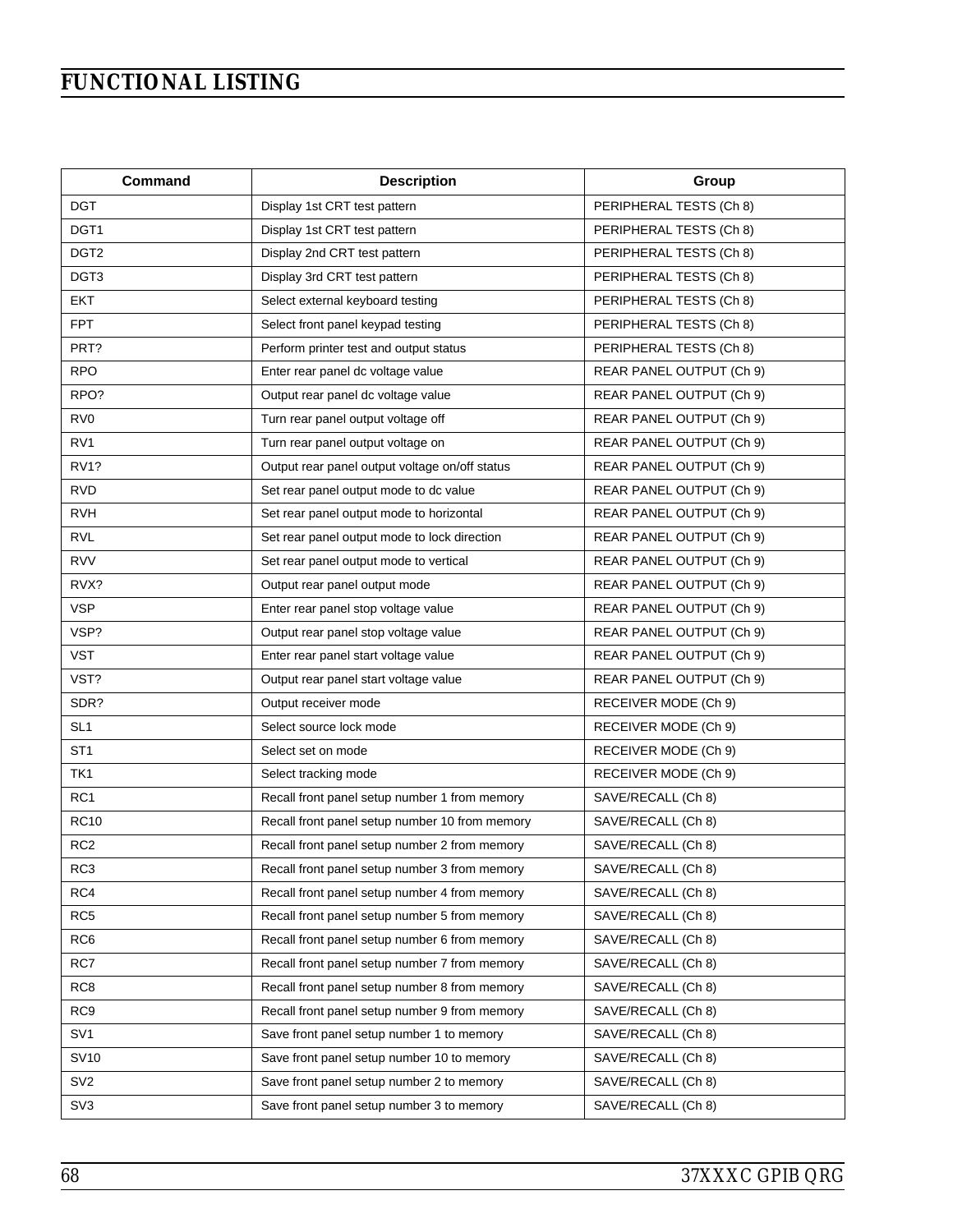# FUNCTIONAL LISTING

| Command | Description | Group |
|---|---|---|
| DGT | Display 1st CRT test pattern | PERIPHERAL TESTS (Ch 8) |
| DGT1 | Display 1st CRT test pattern | PERIPHERAL TESTS (Ch 8) |
| DGT2 | Display 2nd CRT test pattern | PERIPHERAL TESTS (Ch 8) |
| DGT3 | Display 3rd CRT test pattern | PERIPHERAL TESTS (Ch 8) |
| EKT | Select external keyboard testing | PERIPHERAL TESTS (Ch 8) |
| FPT | Select front panel keypad testing | PERIPHERAL TESTS (Ch 8) |
| PRT? | Perform printer test and output status | PERIPHERAL TESTS (Ch 8) |
| RPO | Enter rear panel dc voltage value | REAR PANEL OUTPUT (Ch 9) |
| RPO? | Output rear panel dc voltage value | REAR PANEL OUTPUT (Ch 9) |
| RV0 | Turn rear panel output voltage off | REAR PANEL OUTPUT (Ch 9) |
| RV1 | Turn rear panel output voltage on | REAR PANEL OUTPUT (Ch 9) |
| RV1? | Output rear panel output voltage on/off status | REAR PANEL OUTPUT (Ch 9) |
| RVD | Set rear panel output mode to dc value | REAR PANEL OUTPUT (Ch 9) |
| RVH | Set rear panel output mode to horizontal | REAR PANEL OUTPUT (Ch 9) |
| RVL | Set rear panel output mode to lock direction | REAR PANEL OUTPUT (Ch 9) |
| RVV | Set rear panel output mode to vertical | REAR PANEL OUTPUT (Ch 9) |
| RVX? | Output rear panel output mode | REAR PANEL OUTPUT (Ch 9) |
| VSP | Enter rear panel stop voltage value | REAR PANEL OUTPUT (Ch 9) |
| VSP? | Output rear panel stop voltage value | REAR PANEL OUTPUT (Ch 9) |
| VST | Enter rear panel start voltage value | REAR PANEL OUTPUT (Ch 9) |
| VST? | Output rear panel start voltage value | REAR PANEL OUTPUT (Ch 9) |
| SDR? | Output receiver mode | RECEIVER MODE (Ch 9) |
| SL1 | Select source lock mode | RECEIVER MODE (Ch 9) |
| ST1 | Select set on mode | RECEIVER MODE (Ch 9) |
| TK1 | Select tracking mode | RECEIVER MODE (Ch 9) |
| RC1 | Recall front panel setup number 1 from memory | SAVE/RECALL (Ch 8) |
| RC10 | Recall front panel setup number 10 from memory | SAVE/RECALL (Ch 8) |
| RC2 | Recall front panel setup number 2 from memory | SAVE/RECALL (Ch 8) |
| RC3 | Recall front panel setup number 3 from memory | SAVE/RECALL (Ch 8) |
| RC4 | Recall front panel setup number 4 from memory | SAVE/RECALL (Ch 8) |
| RC5 | Recall front panel setup number 5 from memory | SAVE/RECALL (Ch 8) |
| RC6 | Recall front panel setup number 6 from memory | SAVE/RECALL (Ch 8) |
| RC7 | Recall front panel setup number 7 from memory | SAVE/RECALL (Ch 8) |
| RC8 | Recall front panel setup number 8 from memory | SAVE/RECALL (Ch 8) |
| RC9 | Recall front panel setup number 9 from memory | SAVE/RECALL (Ch 8) |
| SV1 | Save front panel setup number 1 to memory | SAVE/RECALL (Ch 8) |
| SV10 | Save front panel setup number 10 to memory | SAVE/RECALL (Ch 8) |
| SV2 | Save front panel setup number 2 to memory | SAVE/RECALL (Ch 8) |
| SV3 | Save front panel setup number 3 to memory | SAVE/RECALL (Ch 8) |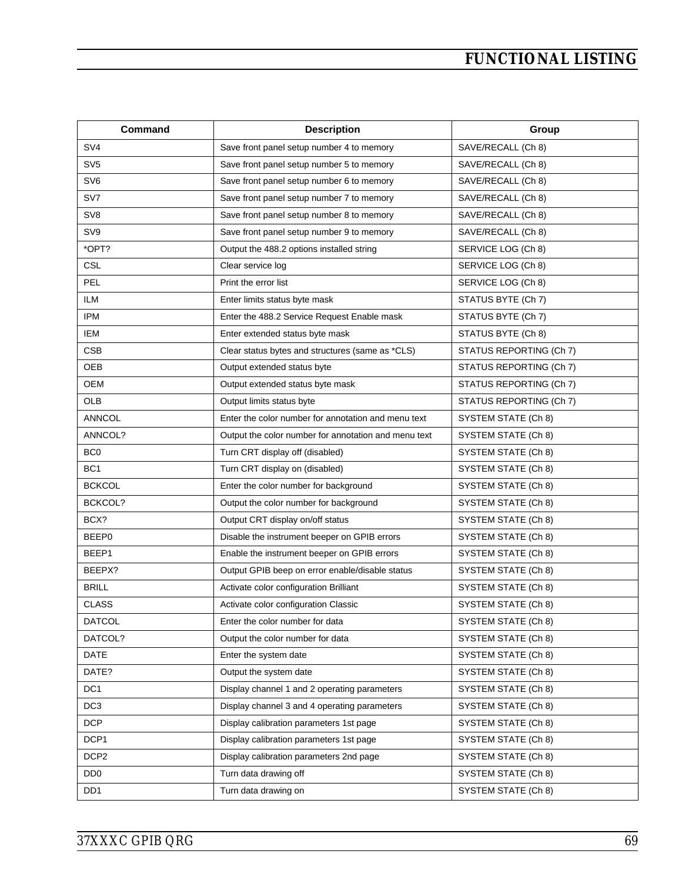| Command | Description | Group |
|---|---|---|
| SV4 | Save front panel setup number 4 to memory | SAVE/RECALL (Ch 8) |
| SV5 | Save front panel setup number 5 to memory | SAVE/RECALL (Ch 8) |
| SV6 | Save front panel setup number 6 to memory | SAVE/RECALL (Ch 8) |
| SV7 | Save front panel setup number 7 to memory | SAVE/RECALL (Ch 8) |
| SV8 | Save front panel setup number 8 to memory | SAVE/RECALL (Ch 8) |
| SV9 | Save front panel setup number 9 to memory | SAVE/RECALL (Ch 8) |
| *OPT? | Output the 488.2 options installed string | SERVICE LOG (Ch 8) |
| CSL | Clear service log | SERVICE LOG (Ch 8) |
| PEL | Print the error list | SERVICE LOG (Ch 8) |
| ILM | Enter limits status byte mask | STATUS BYTE (Ch 7) |
| IPM | Enter the 488.2 Service Request Enable mask | STATUS BYTE (Ch 7) |
| IEM | Enter extended status byte mask | STATUS BYTE (Ch 8) |
| CSB | Clear status bytes and structures (same as *CLS) | STATUS REPORTING (Ch 7) |
| OEB | Output extended status byte | STATUS REPORTING (Ch 7) |
| OEM | Output extended status byte mask | STATUS REPORTING (Ch 7) |
| OLB | Output limits status byte | STATUS REPORTING (Ch 7) |
| ANNCOL | Enter the color number for annotation and menu text | SYSTEM STATE (Ch 8) |
| ANNCOL? | Output the color number for annotation and menu text | SYSTEM STATE (Ch 8) |
| BC0 | Turn CRT display off (disabled) | SYSTEM STATE (Ch 8) |
| BC1 | Turn CRT display on (disabled) | SYSTEM STATE (Ch 8) |
| BCKCOL | Enter the color number for background | SYSTEM STATE (Ch 8) |
| BCKCOL? | Output the color number for background | SYSTEM STATE (Ch 8) |
| BCX? | Output CRT display on/off status | SYSTEM STATE (Ch 8) |
| BEEP0 | Disable the instrument beeper on GPIB errors | SYSTEM STATE (Ch 8) |
| BEEP1 | Enable the instrument beeper on GPIB errors | SYSTEM STATE (Ch 8) |
| BEEPX? | Output GPIB beep on error enable/disable status | SYSTEM STATE (Ch 8) |
| BRILL | Activate color configuration Brilliant | SYSTEM STATE (Ch 8) |
| CLASS | Activate color configuration Classic | SYSTEM STATE (Ch 8) |
| DATCOL | Enter the color number for data | SYSTEM STATE (Ch 8) |
| DATCOL? | Output the color number for data | SYSTEM STATE (Ch 8) |
| DATE | Enter the system date | SYSTEM STATE (Ch 8) |
| DATE? | Output the system date | SYSTEM STATE (Ch 8) |
| DC1 | Display channel 1 and 2 operating parameters | SYSTEM STATE (Ch 8) |
| DC3 | Display channel 3 and 4 operating parameters | SYSTEM STATE (Ch 8) |
| DCP | Display calibration parameters 1st page | SYSTEM STATE (Ch 8) |
| DCP1 | Display calibration parameters 1st page | SYSTEM STATE (Ch 8) |
| DCP2 | Display calibration parameters 2nd page | SYSTEM STATE (Ch 8) |
| DD0 | Turn data drawing off | SYSTEM STATE (Ch 8) |
| DD1 | Turn data drawing on | SYSTEM STATE (Ch 8) |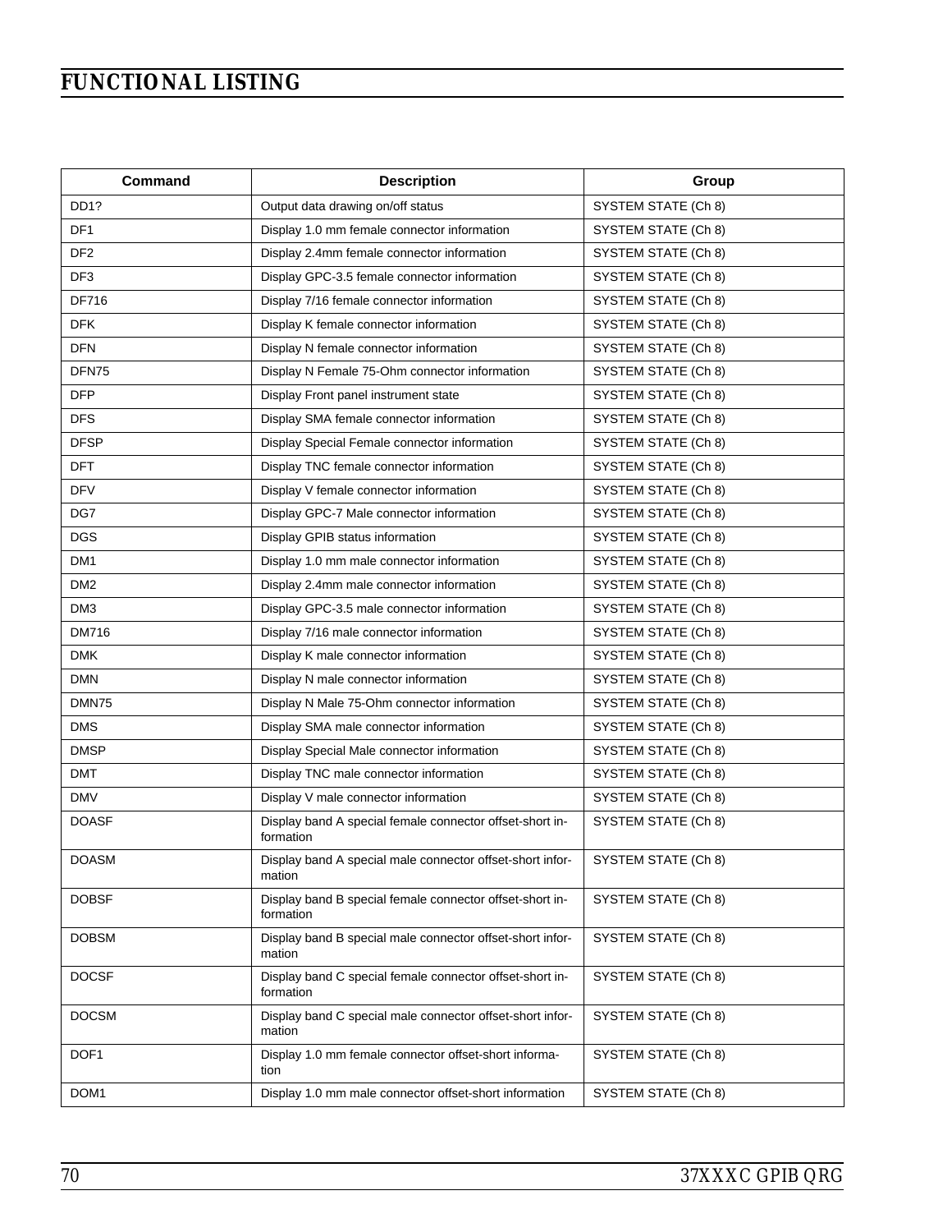# FUNCTIONAL LISTING

| Command | Description | Group |
|---|---|---|
| DD1? | Output data drawing on/off status | SYSTEM STATE (Ch 8) |
| DF1 | Display 1.0 mm female connector information | SYSTEM STATE (Ch 8) |
| DF2 | Display 2.4mm female connector information | SYSTEM STATE (Ch 8) |
| DF3 | Display GPC-3.5 female connector information | SYSTEM STATE (Ch 8) |
| DF716 | Display 7/16 female connector information | SYSTEM STATE (Ch 8) |
| DFK | Display K female connector information | SYSTEM STATE (Ch 8) |
| DFN | Display N female connector information | SYSTEM STATE (Ch 8) |
| DFN75 | Display N Female 75-Ohm connector information | SYSTEM STATE (Ch 8) |
| DFP | Display Front panel instrument state | SYSTEM STATE (Ch 8) |
| DFS | Display SMA female connector information | SYSTEM STATE (Ch 8) |
| DFSP | Display Special Female connector information | SYSTEM STATE (Ch 8) |
| DFT | Display TNC female connector information | SYSTEM STATE (Ch 8) |
| DFV | Display V female connector information | SYSTEM STATE (Ch 8) |
| DG7 | Display GPC-7 Male connector information | SYSTEM STATE (Ch 8) |
| DGS | Display GPIB status information | SYSTEM STATE (Ch 8) |
| DM1 | Display 1.0 mm male connector information | SYSTEM STATE (Ch 8) |
| DM2 | Display 2.4mm male connector information | SYSTEM STATE (Ch 8) |
| DM3 | Display GPC-3.5 male connector information | SYSTEM STATE (Ch 8) |
| DM716 | Display 7/16 male connector information | SYSTEM STATE (Ch 8) |
| DMK | Display K male connector information | SYSTEM STATE (Ch 8) |
| DMN | Display N male connector information | SYSTEM STATE (Ch 8) |
| DMN75 | Display N Male 75-Ohm connector information | SYSTEM STATE (Ch 8) |
| DMS | Display SMA male connector information | SYSTEM STATE (Ch 8) |
| DMSP | Display Special Male connector information | SYSTEM STATE (Ch 8) |
| DMT | Display TNC male connector information | SYSTEM STATE (Ch 8) |
| DMV | Display V male connector information | SYSTEM STATE (Ch 8) |
| DOASF | Display band A special female connector offset-short information | SYSTEM STATE (Ch 8) |
| DOASM | Display band A special male connector offset-short information | SYSTEM STATE (Ch 8) |
| DOBSF | Display band B special female connector offset-short information | SYSTEM STATE (Ch 8) |
| DOBSM | Display band B special male connector offset-short information | SYSTEM STATE (Ch 8) |
| DOCSF | Display band C special female connector offset-short information | SYSTEM STATE (Ch 8) |
| DOCSM | Display band C special male connector offset-short information | SYSTEM STATE (Ch 8) |
| DOF1 | Display 1.0 mm female connector offset-short information | SYSTEM STATE (Ch 8) |
| DOM1 | Display 1.0 mm male connector offset-short information | SYSTEM STATE (Ch 8) |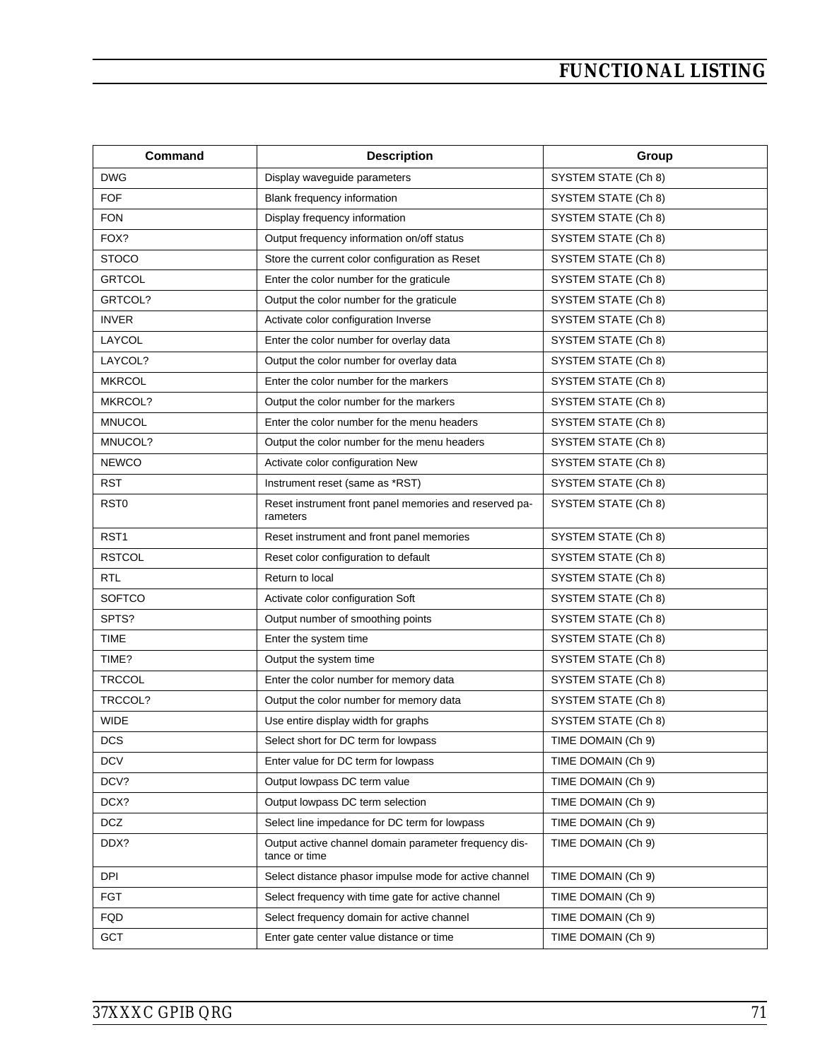| Command | Description | Group |
| --- | --- | --- |
| DWG | Display waveguide parameters | SYSTEM STATE (Ch 8) |
| FOF | Blank frequency information | SYSTEM STATE (Ch 8) |
| FON | Display frequency information | SYSTEM STATE (Ch 8) |
| FOX? | Output frequency information on/off status | SYSTEM STATE (Ch 8) |
| STOCO | Store the current color configuration as Reset | SYSTEM STATE (Ch 8) |
| GRTCOL | Enter the color number for the graticule | SYSTEM STATE (Ch 8) |
| GRTCOL? | Output the color number for the graticule | SYSTEM STATE (Ch 8) |
| INVER | Activate color configuration Inverse | SYSTEM STATE (Ch 8) |
| LAYCOL | Enter the color number for overlay data | SYSTEM STATE (Ch 8) |
| LAYCOL? | Output the color number for overlay data | SYSTEM STATE (Ch 8) |
| MKRCOL | Enter the color number for the markers | SYSTEM STATE (Ch 8) |
| MKRCOL? | Output the color number for the markers | SYSTEM STATE (Ch 8) |
| MNUCOL | Enter the color number for the menu headers | SYSTEM STATE (Ch 8) |
| MNUCOL? | Output the color number for the menu headers | SYSTEM STATE (Ch 8) |
| NEWCO | Activate color configuration New | SYSTEM STATE (Ch 8) |
| RST | Instrument reset (same as *RST) | SYSTEM STATE (Ch 8) |
| RST0 | Reset instrument front panel memories and reserved parameters | SYSTEM STATE (Ch 8) |
| RST1 | Reset instrument and front panel memories | SYSTEM STATE (Ch 8) |
| RSTCOL | Reset color configuration to default | SYSTEM STATE (Ch 8) |
| RTL | Return to local | SYSTEM STATE (Ch 8) |
| SOFTCO | Activate color configuration Soft | SYSTEM STATE (Ch 8) |
| SPTS? | Output number of smoothing points | SYSTEM STATE (Ch 8) |
| TIME | Enter the system time | SYSTEM STATE (Ch 8) |
| TIME? | Output the system time | SYSTEM STATE (Ch 8) |
| TRCCOL | Enter the color number for memory data | SYSTEM STATE (Ch 8) |
| TRCCOL? | Output the color number for memory data | SYSTEM STATE (Ch 8) |
| WIDE | Use entire display width for graphs | SYSTEM STATE (Ch 8) |
| DCS | Select short for DC term for lowpass | TIME DOMAIN (Ch 9) |
| DCV | Enter value for DC term for lowpass | TIME DOMAIN (Ch 9) |
| DCV? | Output lowpass DC term value | TIME DOMAIN (Ch 9) |
| DCX? | Output lowpass DC term selection | TIME DOMAIN (Ch 9) |
| DCZ | Select line impedance for DC term for lowpass | TIME DOMAIN (Ch 9) |
| DDX? | Output active channel domain parameter frequency distance or time | TIME DOMAIN (Ch 9) |
| DPI | Select distance phasor impulse mode for active channel | TIME DOMAIN (Ch 9) |
| FGT | Select frequency with time gate for active channel | TIME DOMAIN (Ch 9) |
| FQD | Select frequency domain for active channel | TIME DOMAIN (Ch 9) |
| GCT | Enter gate center value distance or time | TIME DOMAIN (Ch 9) |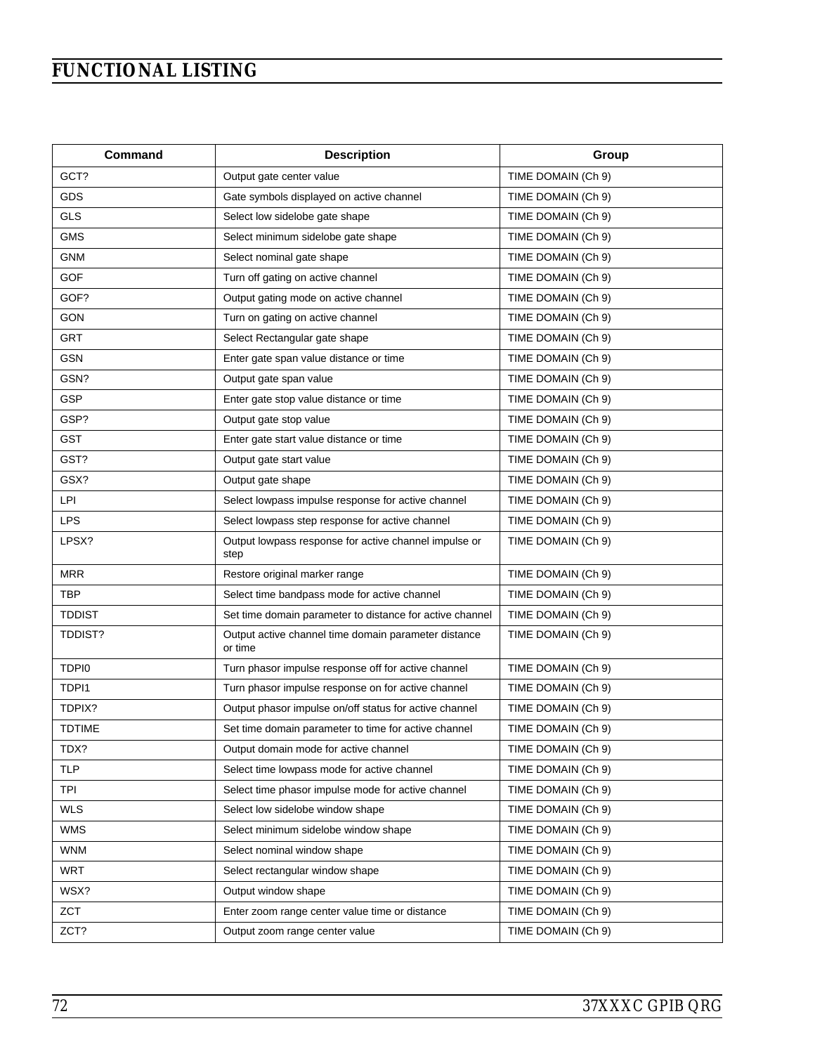# FUNCTIONAL LISTING

| Command | Description | Group |
|---|---|---|
| GCT? | Output gate center value | TIME DOMAIN (Ch 9) |
| GDS | Gate symbols displayed on active channel | TIME DOMAIN (Ch 9) |
| GLS | Select low sidelobe gate shape | TIME DOMAIN (Ch 9) |
| GMS | Select minimum sidelobe gate shape | TIME DOMAIN (Ch 9) |
| GNM | Select nominal gate shape | TIME DOMAIN (Ch 9) |
| GOF | Turn off gating on active channel | TIME DOMAIN (Ch 9) |
| GOF? | Output gating mode on active channel | TIME DOMAIN (Ch 9) |
| GON | Turn on gating on active channel | TIME DOMAIN (Ch 9) |
| GRT | Select Rectangular gate shape | TIME DOMAIN (Ch 9) |
| GSN | Enter gate span value distance or time | TIME DOMAIN (Ch 9) |
| GSN? | Output gate span value | TIME DOMAIN (Ch 9) |
| GSP | Enter gate stop value distance or time | TIME DOMAIN (Ch 9) |
| GSP? | Output gate stop value | TIME DOMAIN (Ch 9) |
| GST | Enter gate start value distance or time | TIME DOMAIN (Ch 9) |
| GST? | Output gate start value | TIME DOMAIN (Ch 9) |
| GSX? | Output gate shape | TIME DOMAIN (Ch 9) |
| LPI | Select lowpass impulse response for active channel | TIME DOMAIN (Ch 9) |
| LPS | Select lowpass step response for active channel | TIME DOMAIN (Ch 9) |
| LPSX? | Output lowpass response for active channel impulse or step | TIME DOMAIN (Ch 9) |
| MRR | Restore original marker range | TIME DOMAIN (Ch 9) |
| TBP | Select time bandpass mode for active channel | TIME DOMAIN (Ch 9) |
| TDDIST | Set time domain parameter to distance for active channel | TIME DOMAIN (Ch 9) |
| TDDIST? | Output active channel time domain parameter distance or time | TIME DOMAIN (Ch 9) |
| TDPI0 | Turn phasor impulse response off for active channel | TIME DOMAIN (Ch 9) |
| TDPI1 | Turn phasor impulse response on for active channel | TIME DOMAIN (Ch 9) |
| TDPIX? | Output phasor impulse on/off status for active channel | TIME DOMAIN (Ch 9) |
| TDTIME | Set time domain parameter to time for active channel | TIME DOMAIN (Ch 9) |
| TDX? | Output domain mode for active channel | TIME DOMAIN (Ch 9) |
| TLP | Select time lowpass mode for active channel | TIME DOMAIN (Ch 9) |
| TPI | Select time phasor impulse mode for active channel | TIME DOMAIN (Ch 9) |
| WLS | Select low sidelobe window shape | TIME DOMAIN (Ch 9) |
| WMS | Select minimum sidelobe window shape | TIME DOMAIN (Ch 9) |
| WNM | Select nominal window shape | TIME DOMAIN (Ch 9) |
| WRT | Select rectangular window shape | TIME DOMAIN (Ch 9) |
| WSX? | Output window shape | TIME DOMAIN (Ch 9) |
| ZCT | Enter zoom range center value time or distance | TIME DOMAIN (Ch 9) |
| ZCT? | Output zoom range center value | TIME DOMAIN (Ch 9) |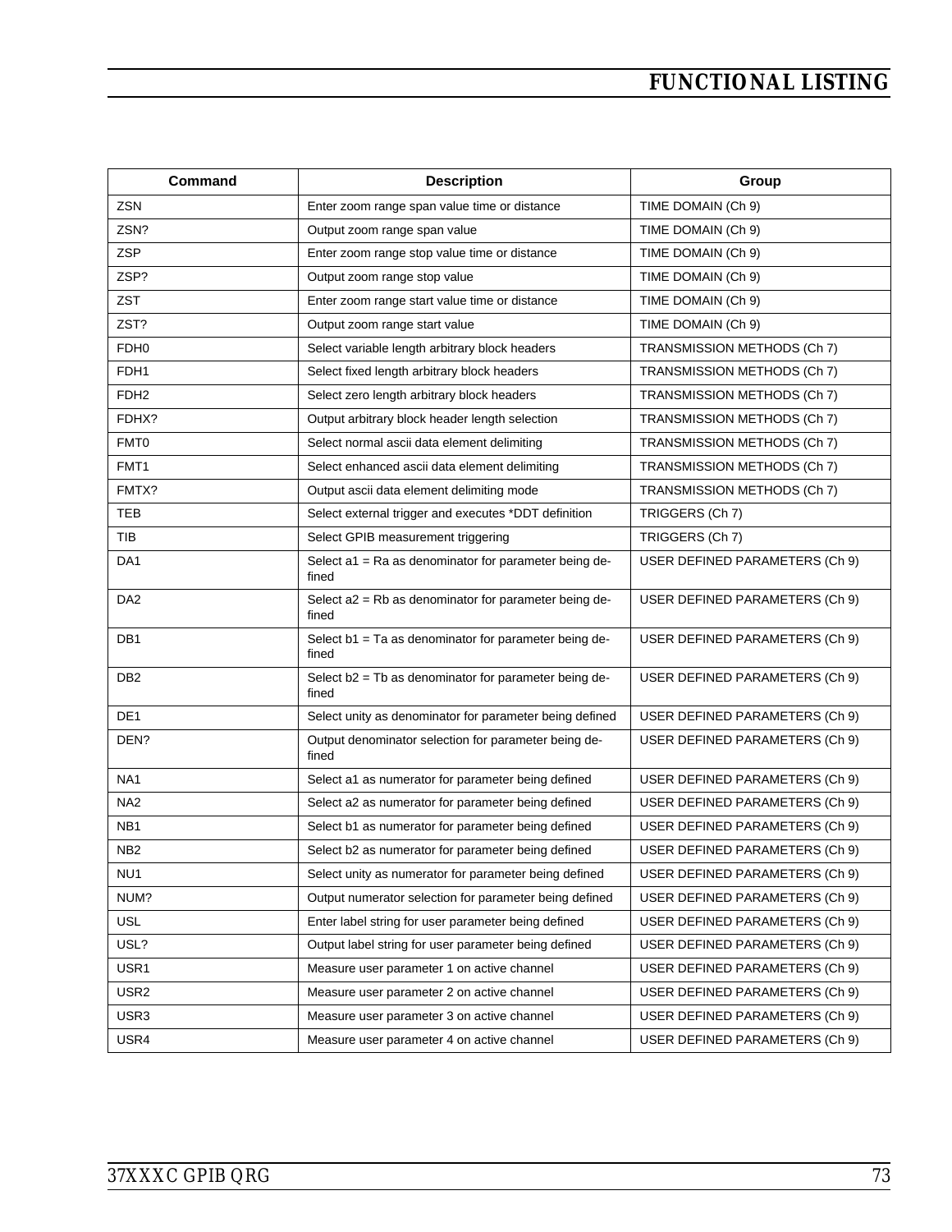| Command | Description | Group |
|---|---|---|
| ZSN | Enter zoom range span value time or distance | TIME DOMAIN (Ch 9) |
| ZSN? | Output zoom range span value | TIME DOMAIN (Ch 9) |
| ZSP | Enter zoom range stop value time or distance | TIME DOMAIN (Ch 9) |
| ZSP? | Output zoom range stop value | TIME DOMAIN (Ch 9) |
| ZST | Enter zoom range start value time or distance | TIME DOMAIN (Ch 9) |
| ZST? | Output zoom range start value | TIME DOMAIN (Ch 9) |
| FDH0 | Select variable length arbitrary block headers | TRANSMISSION METHODS (Ch 7) |
| FDH1 | Select fixed length arbitrary block headers | TRANSMISSION METHODS (Ch 7) |
| FDH2 | Select zero length arbitrary block headers | TRANSMISSION METHODS (Ch 7) |
| FDHX? | Output arbitrary block header length selection | TRANSMISSION METHODS (Ch 7) |
| FMT0 | Select normal ascii data element delimiting | TRANSMISSION METHODS (Ch 7) |
| FMT1 | Select enhanced ascii data element delimiting | TRANSMISSION METHODS (Ch 7) |
| FMTX? | Output ascii data element delimiting mode | TRANSMISSION METHODS (Ch 7) |
| TEB | Select external trigger and executes *DDT definition | TRIGGERS (Ch 7) |
| TIB | Select GPIB measurement triggering | TRIGGERS (Ch 7) |
| DA1 | Select a1 = Ra as denominator for parameter being defined | USER DEFINED PARAMETERS (Ch 9) |
| DA2 | Select a2 = Rb as denominator for parameter being defined | USER DEFINED PARAMETERS (Ch 9) |
| DB1 | Select b1 = Ta as denominator for parameter being defined | USER DEFINED PARAMETERS (Ch 9) |
| DB2 | Select b2 = Tb as denominator for parameter being defined | USER DEFINED PARAMETERS (Ch 9) |
| DE1 | Select unity as denominator for parameter being defined | USER DEFINED PARAMETERS (Ch 9) |
| DEN? | Output denominator selection for parameter being defined | USER DEFINED PARAMETERS (Ch 9) |
| NA1 | Select a1 as numerator for parameter being defined | USER DEFINED PARAMETERS (Ch 9) |
| NA2 | Select a2 as numerator for parameter being defined | USER DEFINED PARAMETERS (Ch 9) |
| NB1 | Select b1 as numerator for parameter being defined | USER DEFINED PARAMETERS (Ch 9) |
| NB2 | Select b2 as numerator for parameter being defined | USER DEFINED PARAMETERS (Ch 9) |
| NU1 | Select unity as numerator for parameter being defined | USER DEFINED PARAMETERS (Ch 9) |
| NUM? | Output numerator selection for parameter being defined | USER DEFINED PARAMETERS (Ch 9) |
| USL | Enter label string for user parameter being defined | USER DEFINED PARAMETERS (Ch 9) |
| USL? | Output label string for user parameter being defined | USER DEFINED PARAMETERS (Ch 9) |
| USR1 | Measure user parameter 1 on active channel | USER DEFINED PARAMETERS (Ch 9) |
| USR2 | Measure user parameter 2 on active channel | USER DEFINED PARAMETERS (Ch 9) |
| USR3 | Measure user parameter 3 on active channel | USER DEFINED PARAMETERS (Ch 9) |
| USR4 | Measure user parameter 4 on active channel | USER DEFINED PARAMETERS (Ch 9) |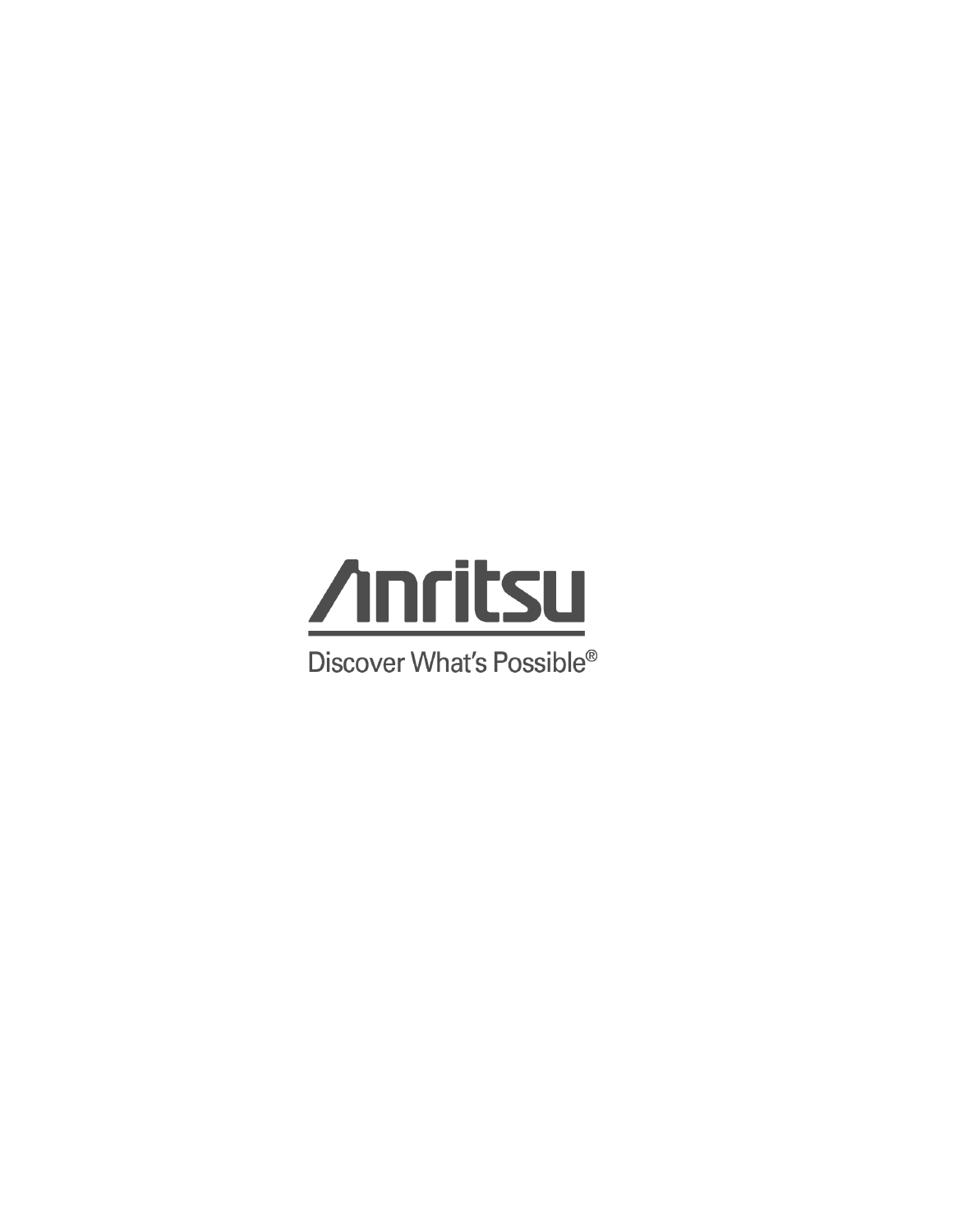Anritsu

Discover What's Possible®